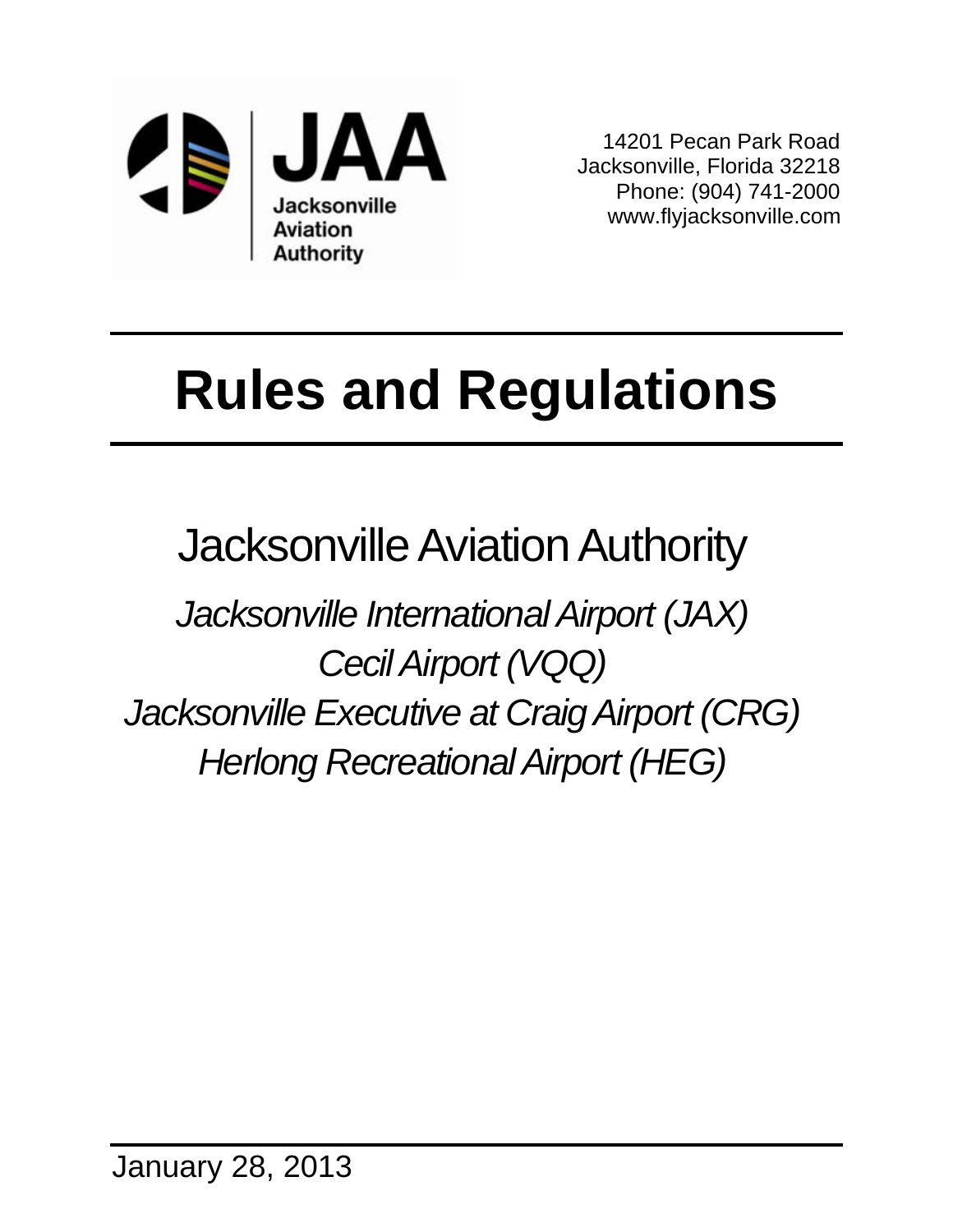JAA

Jacksonville Aviation Authority

14201 Pecan Park Road
Jacksonville, Florida 32218
Phone: (904) 741-2000
www.flyjacksonville.com

# Rules and Regulations

## Jacksonville Aviation Authority

*Jacksonville International Airport (JAX)*
*Cecil Airport (VQQ)*
*Jacksonville Executive at Craig Airport (CRG)*
*Herlong Recreational Airport (HEG)*

January 28, 2013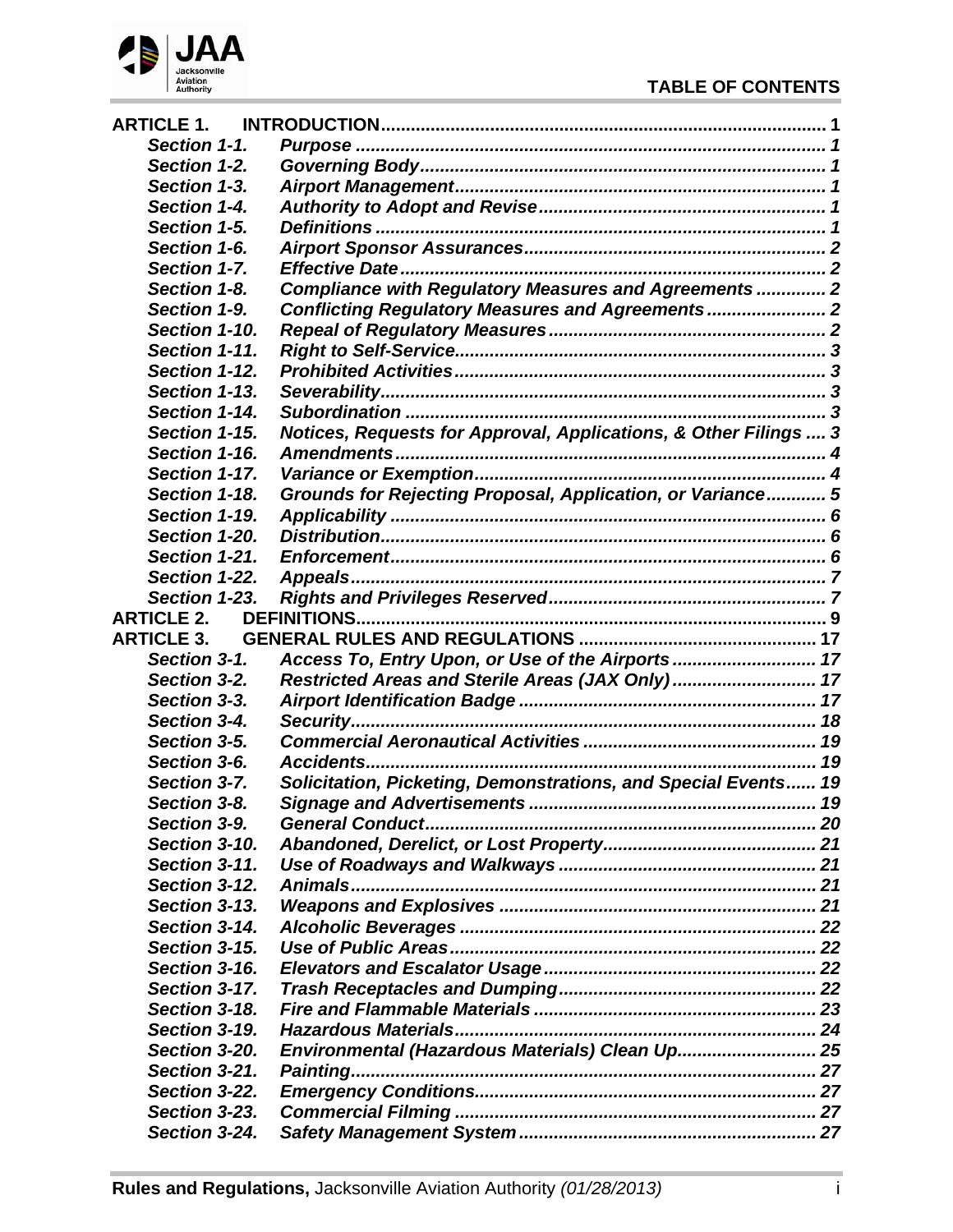## TABLE OF CONTENTS

| | | |
|---|---|---|
| **ARTICLE 1.** | **INTRODUCTION** | **1** |
| *Section 1-1.* | *Purpose* | *1* |
| *Section 1-2.* | *Governing Body* | *1* |
| *Section 1-3.* | *Airport Management* | *1* |
| *Section 1-4.* | *Authority to Adopt and Revise* | *1* |
| *Section 1-5.* | *Definitions* | *1* |
| *Section 1-6.* | *Airport Sponsor Assurances* | *2* |
| *Section 1-7.* | *Effective Date* | *2* |
| *Section 1-8.* | *Compliance with Regulatory Measures and Agreements* | *2* |
| *Section 1-9.* | *Conflicting Regulatory Measures and Agreements* | *2* |
| *Section 1-10.* | *Repeal of Regulatory Measures* | *2* |
| *Section 1-11.* | *Right to Self-Service* | *3* |
| *Section 1-12.* | *Prohibited Activities* | *3* |
| *Section 1-13.* | *Severability* | *3* |
| *Section 1-14.* | *Subordination* | *3* |
| *Section 1-15.* | *Notices, Requests for Approval, Applications, & Other Filings* | *3* |
| *Section 1-16.* | *Amendments* | *4* |
| *Section 1-17.* | *Variance or Exemption* | *4* |
| *Section 1-18.* | *Grounds for Rejecting Proposal, Application, or Variance* | *5* |
| *Section 1-19.* | *Applicability* | *6* |
| *Section 1-20.* | *Distribution* | *6* |
| *Section 1-21.* | *Enforcement* | *6* |
| *Section 1-22.* | *Appeals* | *7* |
| *Section 1-23.* | *Rights and Privileges Reserved* | *7* |
| **ARTICLE 2.** | **DEFINITIONS** | **9** |
| **ARTICLE 3.** | **GENERAL RULES AND REGULATIONS** | **17** |
| *Section 3-1.* | *Access To, Entry Upon, or Use of the Airports* | *17* |
| *Section 3-2.* | *Restricted Areas and Sterile Areas (JAX Only)* | *17* |
| *Section 3-3.* | *Airport Identification Badge* | *17* |
| *Section 3-4.* | *Security* | *18* |
| *Section 3-5.* | *Commercial Aeronautical Activities* | *19* |
| *Section 3-6.* | *Accidents* | *19* |
| *Section 3-7.* | *Solicitation, Picketing, Demonstrations, and Special Events* | *19* |
| *Section 3-8.* | *Signage and Advertisements* | *19* |
| *Section 3-9.* | *General Conduct* | *20* |
| *Section 3-10.* | *Abandoned, Derelict, or Lost Property* | *21* |
| *Section 3-11.* | *Use of Roadways and Walkways* | *21* |
| *Section 3-12.* | *Animals* | *21* |
| *Section 3-13.* | *Weapons and Explosives* | *21* |
| *Section 3-14.* | *Alcoholic Beverages* | *22* |
| *Section 3-15.* | *Use of Public Areas* | *22* |
| *Section 3-16.* | *Elevators and Escalator Usage* | *22* |
| *Section 3-17.* | *Trash Receptacles and Dumping* | *22* |
| *Section 3-18.* | *Fire and Flammable Materials* | *23* |
| *Section 3-19.* | *Hazardous Materials* | *24* |
| *Section 3-20.* | *Environmental (Hazardous Materials) Clean Up* | *25* |
| *Section 3-21.* | *Painting* | *27* |
| *Section 3-22.* | *Emergency Conditions* | *27* |
| *Section 3-23.* | *Commercial Filming* | *27* |
| *Section 3-24.* | *Safety Management System* | *27* |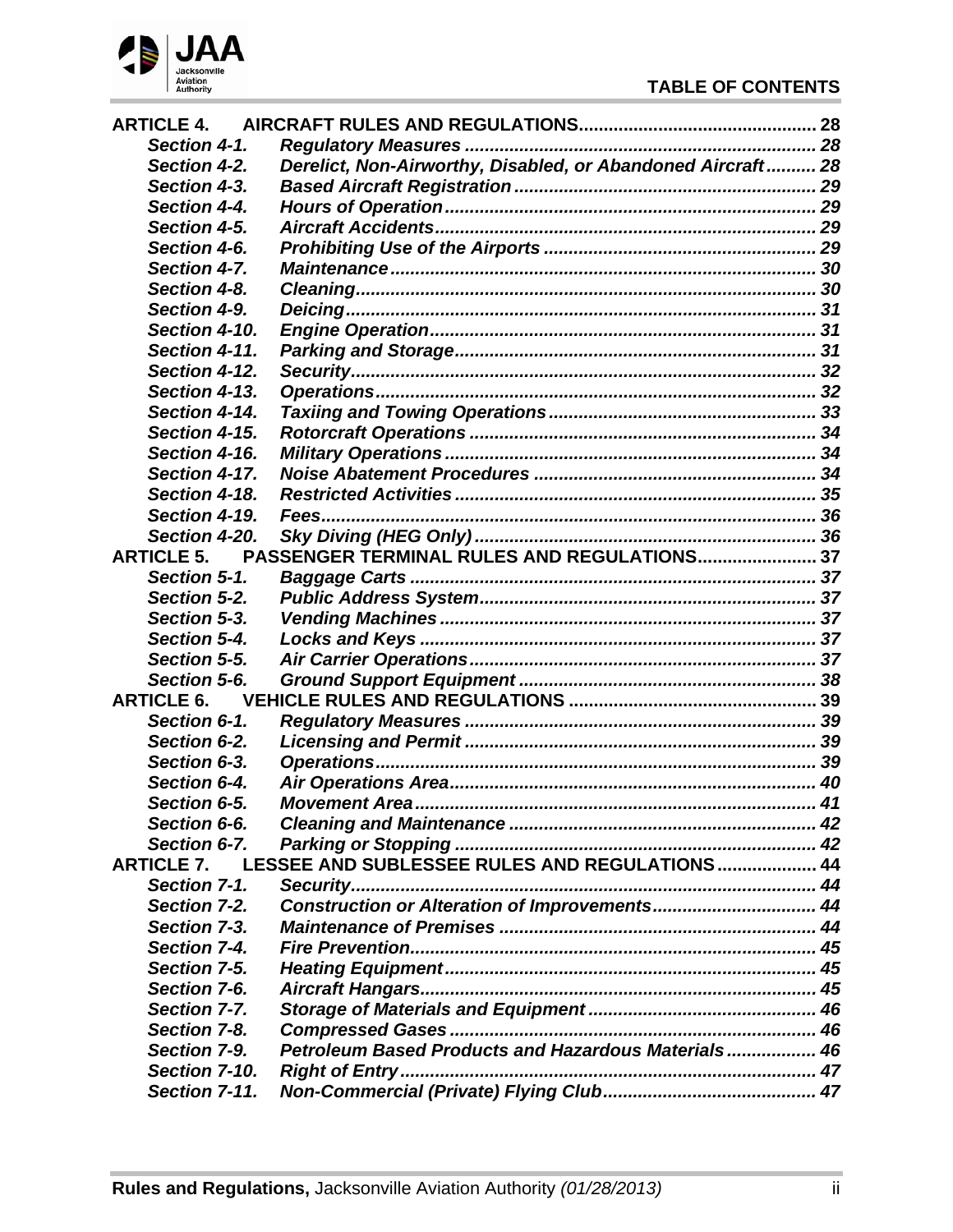## TABLE OF CONTENTS

**ARTICLE 4. AIRCRAFT RULES AND REGULATIONS** .......... 28

- *Section 4-1.* *Regulatory Measures* .......... 28
- *Section 4-2.* *Derelict, Non-Airworthy, Disabled, or Abandoned Aircraft* .......... 28
- *Section 4-3.* *Based Aircraft Registration* .......... 29
- *Section 4-4.* *Hours of Operation* .......... 29
- *Section 4-5.* *Aircraft Accidents* .......... 29
- *Section 4-6.* *Prohibiting Use of the Airports* .......... 29
- *Section 4-7.* *Maintenance* .......... 30
- *Section 4-8.* *Cleaning* .......... 30
- *Section 4-9.* *Deicing* .......... 31
- *Section 4-10.* *Engine Operation* .......... 31
- *Section 4-11.* *Parking and Storage* .......... 31
- *Section 4-12.* *Security* .......... 32
- *Section 4-13.* *Operations* .......... 32
- *Section 4-14.* *Taxiing and Towing Operations* .......... 33
- *Section 4-15.* *Rotorcraft Operations* .......... 34
- *Section 4-16.* *Military Operations* .......... 34
- *Section 4-17.* *Noise Abatement Procedures* .......... 34
- *Section 4-18.* *Restricted Activities* .......... 35
- *Section 4-19.* *Fees* .......... 36
- *Section 4-20.* *Sky Diving (HEG Only)* .......... 36

**ARTICLE 5. PASSENGER TERMINAL RULES AND REGULATIONS** .......... 37

- *Section 5-1.* *Baggage Carts* .......... 37
- *Section 5-2.* *Public Address System* .......... 37
- *Section 5-3.* *Vending Machines* .......... 37
- *Section 5-4.* *Locks and Keys* .......... 37
- *Section 5-5.* *Air Carrier Operations* .......... 37
- *Section 5-6.* *Ground Support Equipment* .......... 38

**ARTICLE 6. VEHICLE RULES AND REGULATIONS** .......... 39

- *Section 6-1.* *Regulatory Measures* .......... 39
- *Section 6-2.* *Licensing and Permit* .......... 39
- *Section 6-3.* *Operations* .......... 39
- *Section 6-4.* *Air Operations Area* .......... 40
- *Section 6-5.* *Movement Area* .......... 41
- *Section 6-6.* *Cleaning and Maintenance* .......... 42
- *Section 6-7.* *Parking or Stopping* .......... 42

**ARTICLE 7. LESSEE AND SUBLESSEE RULES AND REGULATIONS** .......... 44

- *Section 7-1.* *Security* .......... 44
- *Section 7-2.* *Construction or Alteration of Improvements* .......... 44
- *Section 7-3.* *Maintenance of Premises* .......... 44
- *Section 7-4.* *Fire Prevention* .......... 45
- *Section 7-5.* *Heating Equipment* .......... 45
- *Section 7-6.* *Aircraft Hangars* .......... 45
- *Section 7-7.* *Storage of Materials and Equipment* .......... 46
- *Section 7-8.* *Compressed Gases* .......... 46
- *Section 7-9.* *Petroleum Based Products and Hazardous Materials* .......... 46
- *Section 7-10.* *Right of Entry* .......... 47
- *Section 7-11.* *Non-Commercial (Private) Flying Club* .......... 47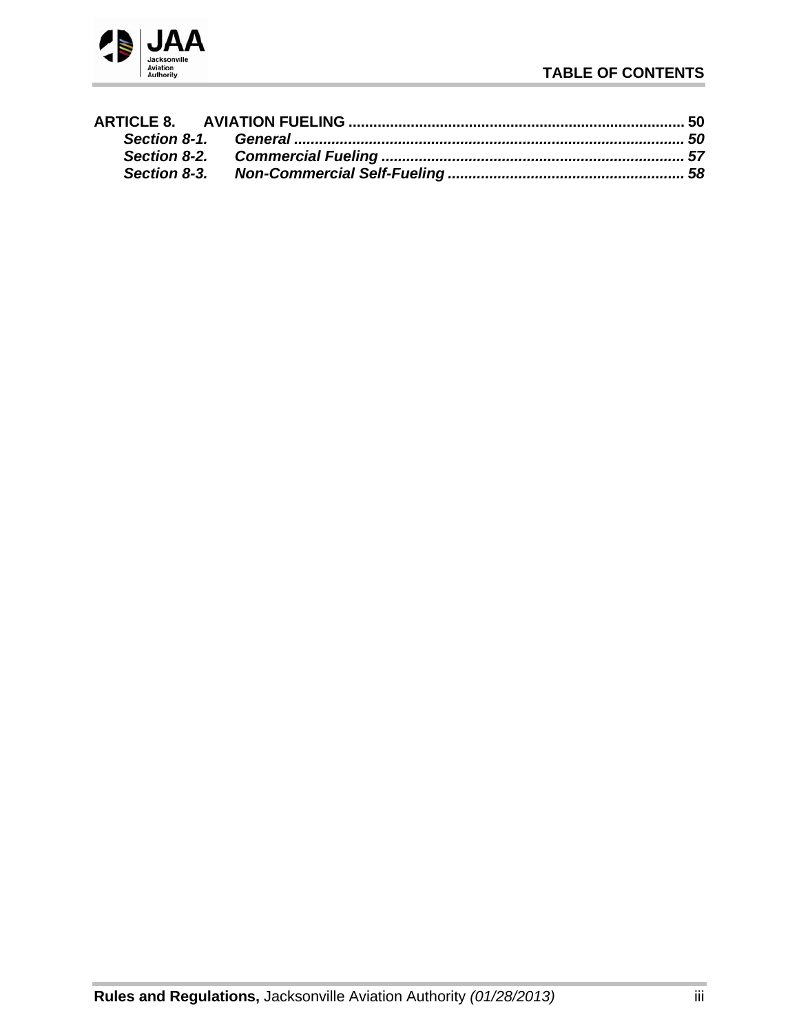**ARTICLE 8. AVIATION FUELING ................................................................................ 50**

***Section 8-1. General ............................................................................................ 50***

***Section 8-2. Commercial Fueling ....................................................................... 57***

***Section 8-3. Non-Commercial Self-Fueling ........................................................ 58***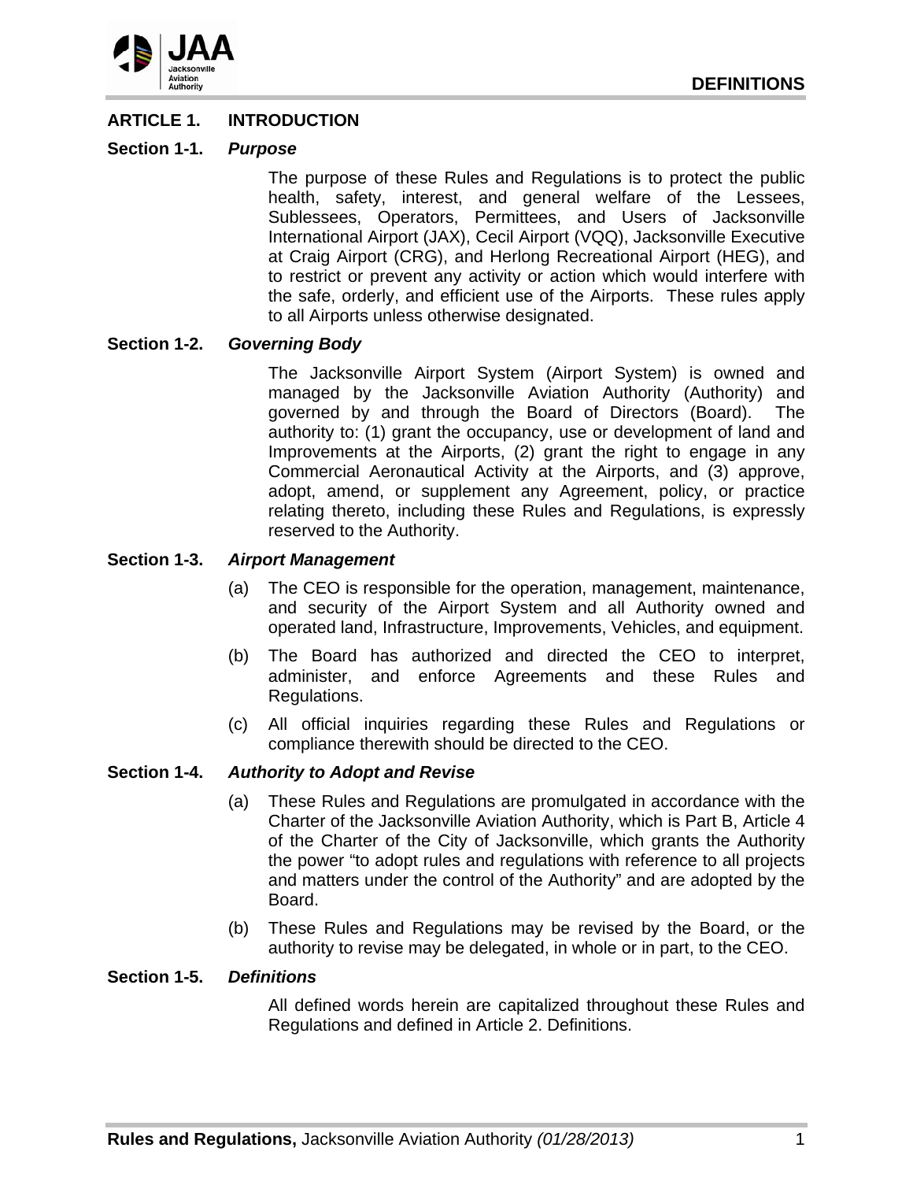## ARTICLE 1. INTRODUCTION

### Section 1-1. *Purpose*

The purpose of these Rules and Regulations is to protect the public health, safety, interest, and general welfare of the Lessees, Sublessees, Operators, Permittees, and Users of Jacksonville International Airport (JAX), Cecil Airport (VQQ), Jacksonville Executive at Craig Airport (CRG), and Herlong Recreational Airport (HEG), and to restrict or prevent any activity or action which would interfere with the safe, orderly, and efficient use of the Airports. These rules apply to all Airports unless otherwise designated.

### Section 1-2. *Governing Body*

The Jacksonville Airport System (Airport System) is owned and managed by the Jacksonville Aviation Authority (Authority) and governed by and through the Board of Directors (Board). The authority to: (1) grant the occupancy, use or development of land and Improvements at the Airports, (2) grant the right to engage in any Commercial Aeronautical Activity at the Airports, and (3) approve, adopt, amend, or supplement any Agreement, policy, or practice relating thereto, including these Rules and Regulations, is expressly reserved to the Authority.

### Section 1-3. *Airport Management*

(a) The CEO is responsible for the operation, management, maintenance, and security of the Airport System and all Authority owned and operated land, Infrastructure, Improvements, Vehicles, and equipment.

(b) The Board has authorized and directed the CEO to interpret, administer, and enforce Agreements and these Rules and Regulations.

(c) All official inquiries regarding these Rules and Regulations or compliance therewith should be directed to the CEO.

### Section 1-4. *Authority to Adopt and Revise*

(a) These Rules and Regulations are promulgated in accordance with the Charter of the Jacksonville Aviation Authority, which is Part B, Article 4 of the Charter of the City of Jacksonville, which grants the Authority the power "to adopt rules and regulations with reference to all projects and matters under the control of the Authority" and are adopted by the Board.

(b) These Rules and Regulations may be revised by the Board, or the authority to revise may be delegated, in whole or in part, to the CEO.

### Section 1-5. *Definitions*

All defined words herein are capitalized throughout these Rules and Regulations and defined in Article 2. Definitions.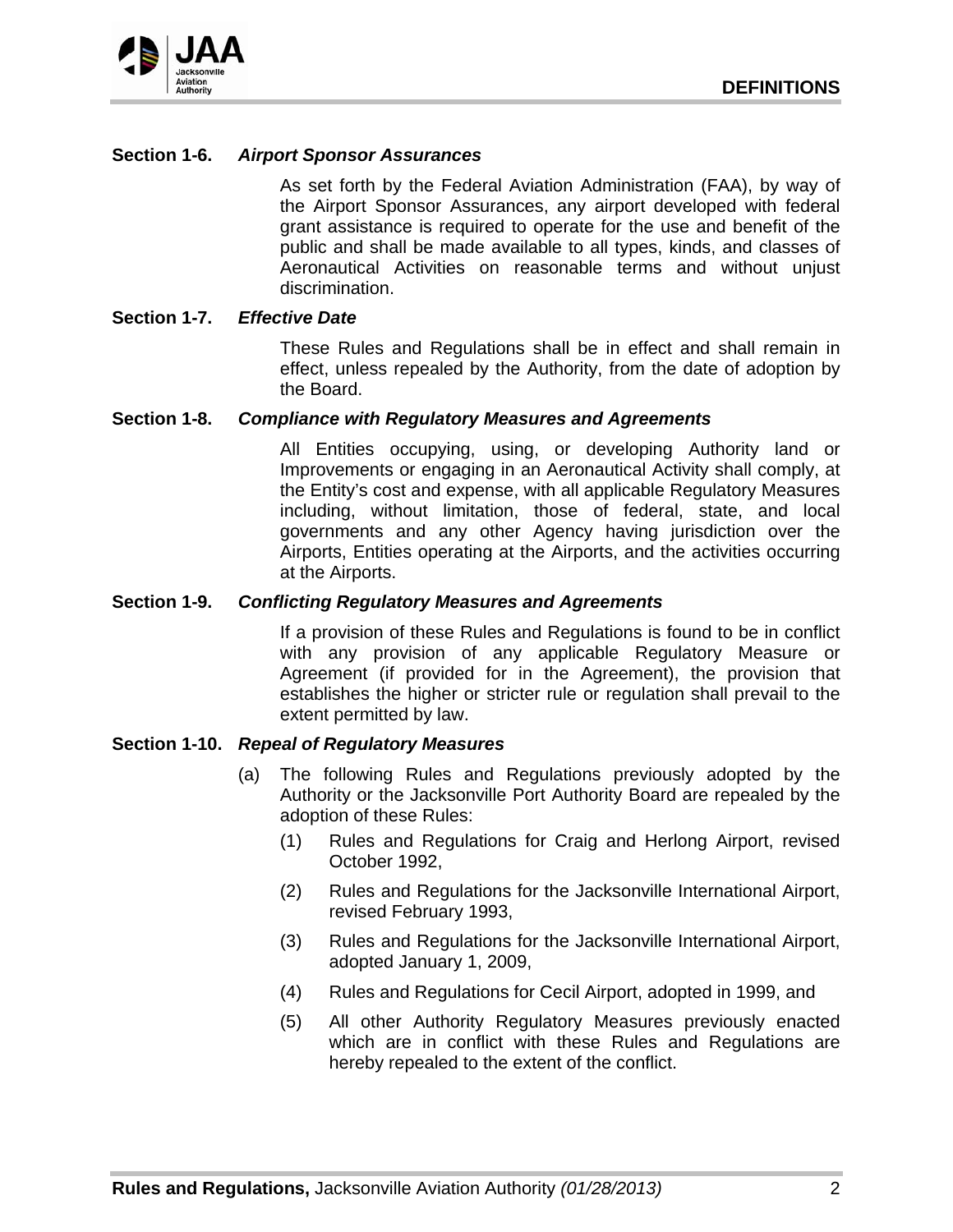### Section 1-6. *Airport Sponsor Assurances*

As set forth by the Federal Aviation Administration (FAA), by way of the Airport Sponsor Assurances, any airport developed with federal grant assistance is required to operate for the use and benefit of the public and shall be made available to all types, kinds, and classes of Aeronautical Activities on reasonable terms and without unjust discrimination.

### Section 1-7. *Effective Date*

These Rules and Regulations shall be in effect and shall remain in effect, unless repealed by the Authority, from the date of adoption by the Board.

### Section 1-8. *Compliance with Regulatory Measures and Agreements*

All Entities occupying, using, or developing Authority land or Improvements or engaging in an Aeronautical Activity shall comply, at the Entity's cost and expense, with all applicable Regulatory Measures including, without limitation, those of federal, state, and local governments and any other Agency having jurisdiction over the Airports, Entities operating at the Airports, and the activities occurring at the Airports.

### Section 1-9. *Conflicting Regulatory Measures and Agreements*

If a provision of these Rules and Regulations is found to be in conflict with any provision of any applicable Regulatory Measure or Agreement (if provided for in the Agreement), the provision that establishes the higher or stricter rule or regulation shall prevail to the extent permitted by law.

### Section 1-10. *Repeal of Regulatory Measures*

(a) The following Rules and Regulations previously adopted by the Authority or the Jacksonville Port Authority Board are repealed by the adoption of these Rules:

- (1) Rules and Regulations for Craig and Herlong Airport, revised October 1992,
- (2) Rules and Regulations for the Jacksonville International Airport, revised February 1993,
- (3) Rules and Regulations for the Jacksonville International Airport, adopted January 1, 2009,
- (4) Rules and Regulations for Cecil Airport, adopted in 1999, and
- (5) All other Authority Regulatory Measures previously enacted which are in conflict with these Rules and Regulations are hereby repealed to the extent of the conflict.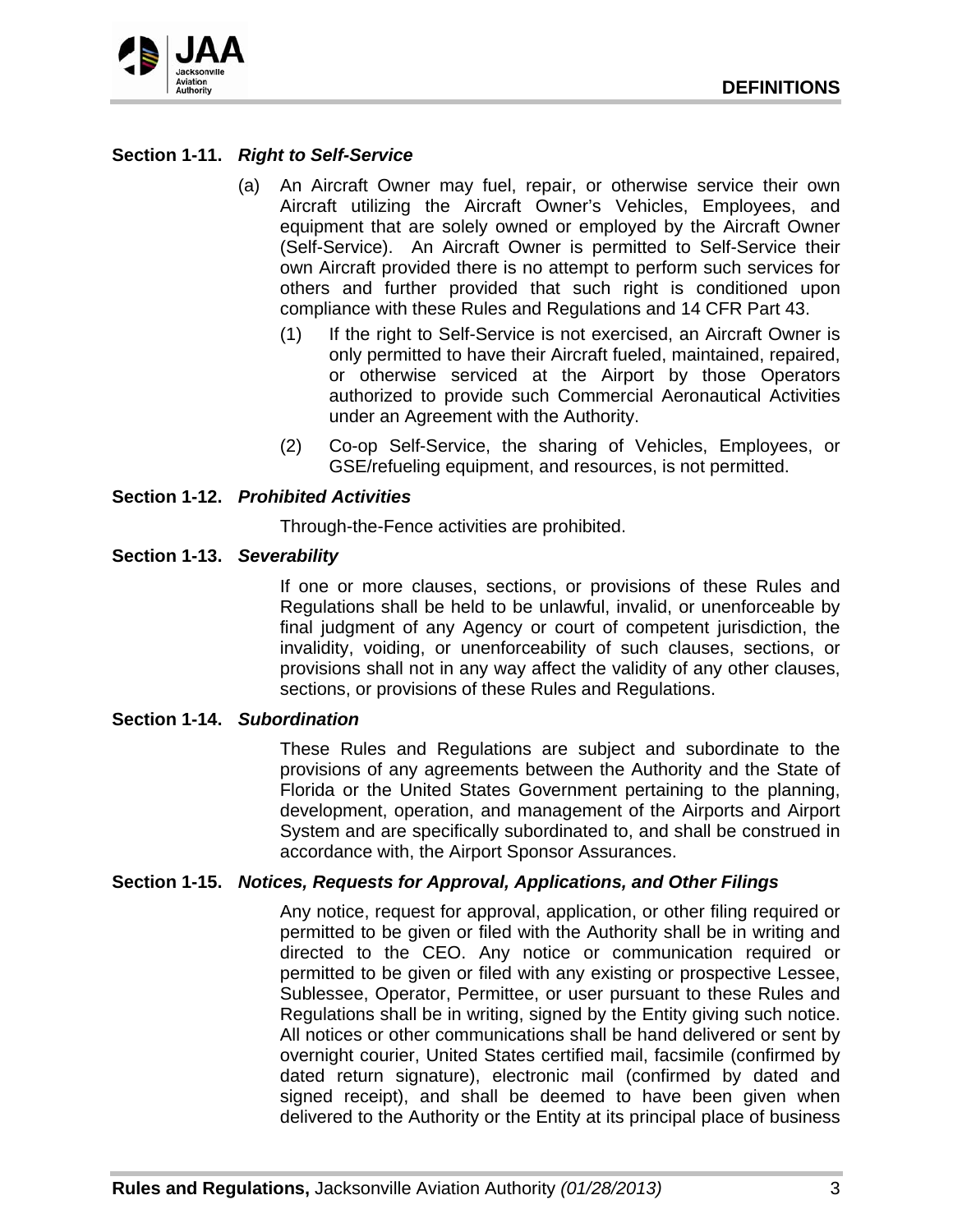### Section 1-11. *Right to Self-Service*

(a) An Aircraft Owner may fuel, repair, or otherwise service their own Aircraft utilizing the Aircraft Owner's Vehicles, Employees, and equipment that are solely owned or employed by the Aircraft Owner (Self-Service). An Aircraft Owner is permitted to Self-Service their own Aircraft provided there is no attempt to perform such services for others and further provided that such right is conditioned upon compliance with these Rules and Regulations and 14 CFR Part 43.

(1) If the right to Self-Service is not exercised, an Aircraft Owner is only permitted to have their Aircraft fueled, maintained, repaired, or otherwise serviced at the Airport by those Operators authorized to provide such Commercial Aeronautical Activities under an Agreement with the Authority.

(2) Co-op Self-Service, the sharing of Vehicles, Employees, or GSE/refueling equipment, and resources, is not permitted.

### Section 1-12. *Prohibited Activities*

Through-the-Fence activities are prohibited.

### Section 1-13. *Severability*

If one or more clauses, sections, or provisions of these Rules and Regulations shall be held to be unlawful, invalid, or unenforceable by final judgment of any Agency or court of competent jurisdiction, the invalidity, voiding, or unenforceability of such clauses, sections, or provisions shall not in any way affect the validity of any other clauses, sections, or provisions of these Rules and Regulations.

### Section 1-14. *Subordination*

These Rules and Regulations are subject and subordinate to the provisions of any agreements between the Authority and the State of Florida or the United States Government pertaining to the planning, development, operation, and management of the Airports and Airport System and are specifically subordinated to, and shall be construed in accordance with, the Airport Sponsor Assurances.

### Section 1-15. *Notices, Requests for Approval, Applications, and Other Filings*

Any notice, request for approval, application, or other filing required or permitted to be given or filed with the Authority shall be in writing and directed to the CEO. Any notice or communication required or permitted to be given or filed with any existing or prospective Lessee, Sublessee, Operator, Permittee, or user pursuant to these Rules and Regulations shall be in writing, signed by the Entity giving such notice. All notices or other communications shall be hand delivered or sent by overnight courier, United States certified mail, facsimile (confirmed by dated return signature), electronic mail (confirmed by dated and signed receipt), and shall be deemed to have been given when delivered to the Authority or the Entity at its principal place of business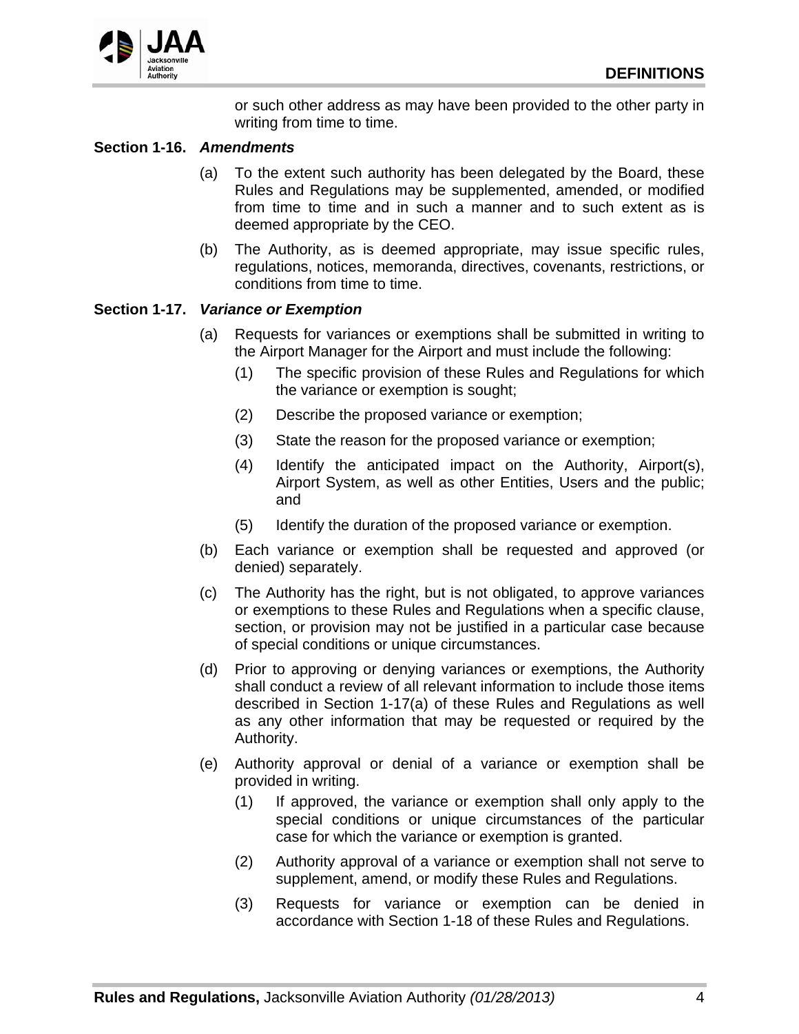or such other address as may have been provided to the other party in writing from time to time.

**Section 1-16.** ***Amendments***

(a) To the extent such authority has been delegated by the Board, these Rules and Regulations may be supplemented, amended, or modified from time to time and in such a manner and to such extent as is deemed appropriate by the CEO.

(b) The Authority, as is deemed appropriate, may issue specific rules, regulations, notices, memoranda, directives, covenants, restrictions, or conditions from time to time.

**Section 1-17.** ***Variance or Exemption***

(a) Requests for variances or exemptions shall be submitted in writing to the Airport Manager for the Airport and must include the following:

   (1) The specific provision of these Rules and Regulations for which the variance or exemption is sought;

   (2) Describe the proposed variance or exemption;

   (3) State the reason for the proposed variance or exemption;

   (4) Identify the anticipated impact on the Authority, Airport(s), Airport System, as well as other Entities, Users and the public; and

   (5) Identify the duration of the proposed variance or exemption.

(b) Each variance or exemption shall be requested and approved (or denied) separately.

(c) The Authority has the right, but is not obligated, to approve variances or exemptions to these Rules and Regulations when a specific clause, section, or provision may not be justified in a particular case because of special conditions or unique circumstances.

(d) Prior to approving or denying variances or exemptions, the Authority shall conduct a review of all relevant information to include those items described in Section 1-17(a) of these Rules and Regulations as well as any other information that may be requested or required by the Authority.

(e) Authority approval or denial of a variance or exemption shall be provided in writing.

   (1) If approved, the variance or exemption shall only apply to the special conditions or unique circumstances of the particular case for which the variance or exemption is granted.

   (2) Authority approval of a variance or exemption shall not serve to supplement, amend, or modify these Rules and Regulations.

   (3) Requests for variance or exemption can be denied in accordance with Section 1-18 of these Rules and Regulations.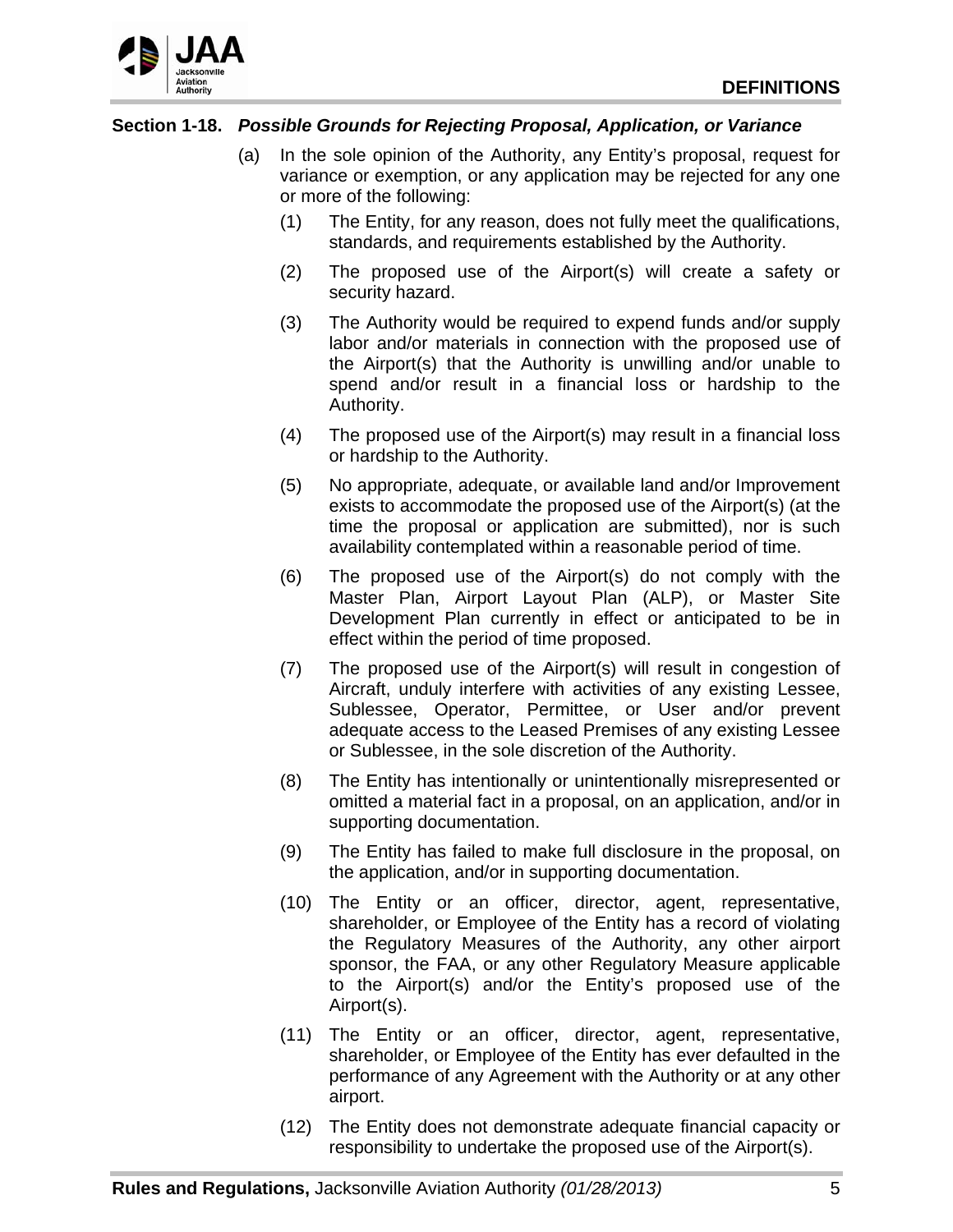### Section 1-18. *Possible Grounds for Rejecting Proposal, Application, or Variance*

(a) In the sole opinion of the Authority, any Entity's proposal, request for variance or exemption, or any application may be rejected for any one or more of the following:

(1) The Entity, for any reason, does not fully meet the qualifications, standards, and requirements established by the Authority.

(2) The proposed use of the Airport(s) will create a safety or security hazard.

(3) The Authority would be required to expend funds and/or supply labor and/or materials in connection with the proposed use of the Airport(s) that the Authority is unwilling and/or unable to spend and/or result in a financial loss or hardship to the Authority.

(4) The proposed use of the Airport(s) may result in a financial loss or hardship to the Authority.

(5) No appropriate, adequate, or available land and/or Improvement exists to accommodate the proposed use of the Airport(s) (at the time the proposal or application are submitted), nor is such availability contemplated within a reasonable period of time.

(6) The proposed use of the Airport(s) do not comply with the Master Plan, Airport Layout Plan (ALP), or Master Site Development Plan currently in effect or anticipated to be in effect within the period of time proposed.

(7) The proposed use of the Airport(s) will result in congestion of Aircraft, unduly interfere with activities of any existing Lessee, Sublessee, Operator, Permittee, or User and/or prevent adequate access to the Leased Premises of any existing Lessee or Sublessee, in the sole discretion of the Authority.

(8) The Entity has intentionally or unintentionally misrepresented or omitted a material fact in a proposal, on an application, and/or in supporting documentation.

(9) The Entity has failed to make full disclosure in the proposal, on the application, and/or in supporting documentation.

(10) The Entity or an officer, director, agent, representative, shareholder, or Employee of the Entity has a record of violating the Regulatory Measures of the Authority, any other airport sponsor, the FAA, or any other Regulatory Measure applicable to the Airport(s) and/or the Entity's proposed use of the Airport(s).

(11) The Entity or an officer, director, agent, representative, shareholder, or Employee of the Entity has ever defaulted in the performance of any Agreement with the Authority or at any other airport.

(12) The Entity does not demonstrate adequate financial capacity or responsibility to undertake the proposed use of the Airport(s).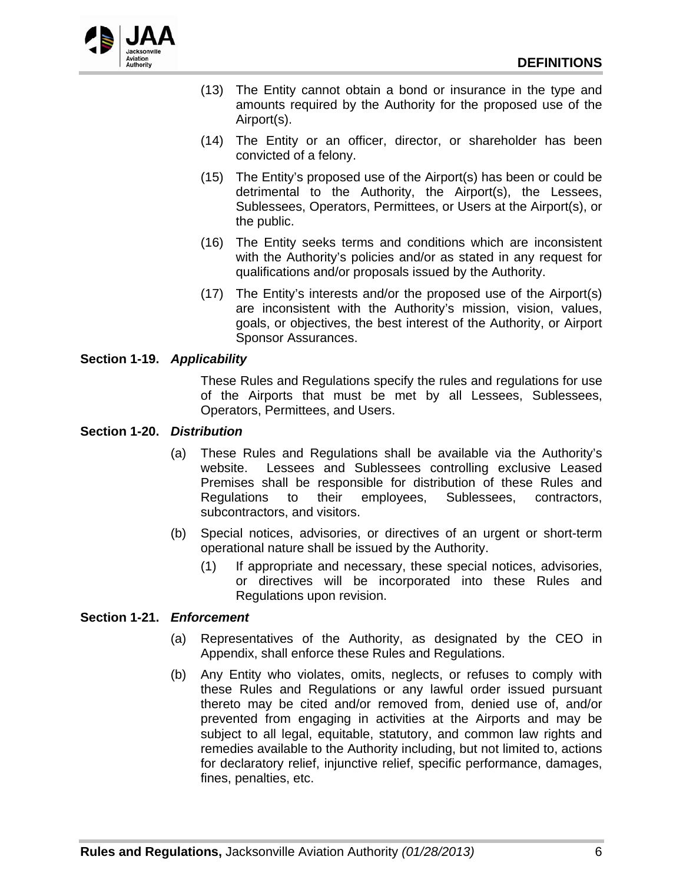(13) The Entity cannot obtain a bond or insurance in the type and amounts required by the Authority for the proposed use of the Airport(s).

(14) The Entity or an officer, director, or shareholder has been convicted of a felony.

(15) The Entity's proposed use of the Airport(s) has been or could be detrimental to the Authority, the Airport(s), the Lessees, Sublessees, Operators, Permittees, or Users at the Airport(s), or the public.

(16) The Entity seeks terms and conditions which are inconsistent with the Authority's policies and/or as stated in any request for qualifications and/or proposals issued by the Authority.

(17) The Entity's interests and/or the proposed use of the Airport(s) are inconsistent with the Authority's mission, vision, values, goals, or objectives, the best interest of the Authority, or Airport Sponsor Assurances.

**Section 1-19.** ***Applicability***

These Rules and Regulations specify the rules and regulations for use of the Airports that must be met by all Lessees, Sublessees, Operators, Permittees, and Users.

**Section 1-20.** ***Distribution***

(a) These Rules and Regulations shall be available via the Authority's website. Lessees and Sublessees controlling exclusive Leased Premises shall be responsible for distribution of these Rules and Regulations to their employees, Sublessees, contractors, subcontractors, and visitors.

(b) Special notices, advisories, or directives of an urgent or short-term operational nature shall be issued by the Authority.

(1) If appropriate and necessary, these special notices, advisories, or directives will be incorporated into these Rules and Regulations upon revision.

**Section 1-21.** ***Enforcement***

(a) Representatives of the Authority, as designated by the CEO in Appendix, shall enforce these Rules and Regulations.

(b) Any Entity who violates, omits, neglects, or refuses to comply with these Rules and Regulations or any lawful order issued pursuant thereto may be cited and/or removed from, denied use of, and/or prevented from engaging in activities at the Airports and may be subject to all legal, equitable, statutory, and common law rights and remedies available to the Authority including, but not limited to, actions for declaratory relief, injunctive relief, specific performance, damages, fines, penalties, etc.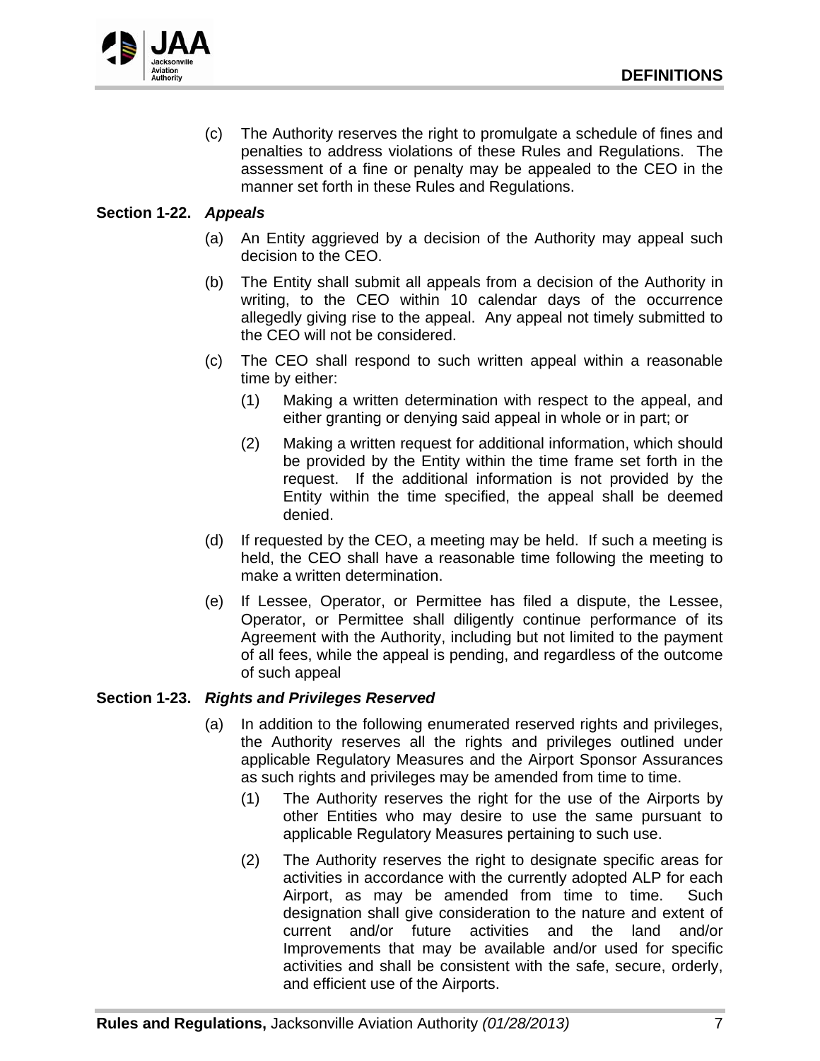(c) The Authority reserves the right to promulgate a schedule of fines and penalties to address violations of these Rules and Regulations. The assessment of a fine or penalty may be appealed to the CEO in the manner set forth in these Rules and Regulations.

**Section 1-22. *Appeals***

(a) An Entity aggrieved by a decision of the Authority may appeal such decision to the CEO.

(b) The Entity shall submit all appeals from a decision of the Authority in writing, to the CEO within 10 calendar days of the occurrence allegedly giving rise to the appeal. Any appeal not timely submitted to the CEO will not be considered.

(c) The CEO shall respond to such written appeal within a reasonable time by either:

(1) Making a written determination with respect to the appeal, and either granting or denying said appeal in whole or in part; or

(2) Making a written request for additional information, which should be provided by the Entity within the time frame set forth in the request. If the additional information is not provided by the Entity within the time specified, the appeal shall be deemed denied.

(d) If requested by the CEO, a meeting may be held. If such a meeting is held, the CEO shall have a reasonable time following the meeting to make a written determination.

(e) If Lessee, Operator, or Permittee has filed a dispute, the Lessee, Operator, or Permittee shall diligently continue performance of its Agreement with the Authority, including but not limited to the payment of all fees, while the appeal is pending, and regardless of the outcome of such appeal

**Section 1-23. *Rights and Privileges Reserved***

(a) In addition to the following enumerated reserved rights and privileges, the Authority reserves all the rights and privileges outlined under applicable Regulatory Measures and the Airport Sponsor Assurances as such rights and privileges may be amended from time to time.

(1) The Authority reserves the right for the use of the Airports by other Entities who may desire to use the same pursuant to applicable Regulatory Measures pertaining to such use.

(2) The Authority reserves the right to designate specific areas for activities in accordance with the currently adopted ALP for each Airport, as may be amended from time to time. Such designation shall give consideration to the nature and extent of current and/or future activities and the land and/or Improvements that may be available and/or used for specific activities and shall be consistent with the safe, secure, orderly, and efficient use of the Airports.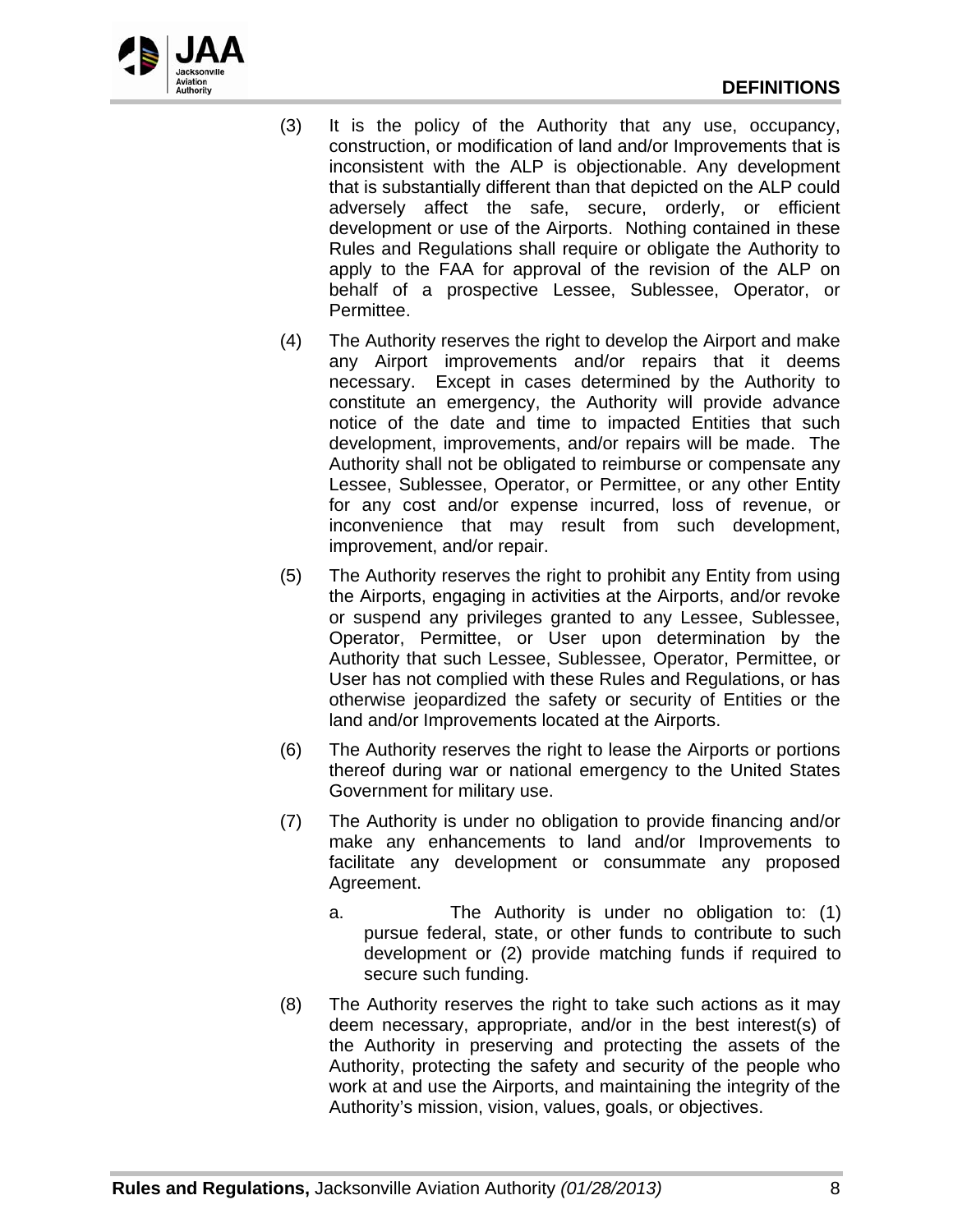(3) It is the policy of the Authority that any use, occupancy, construction, or modification of land and/or Improvements that is inconsistent with the ALP is objectionable. Any development that is substantially different than that depicted on the ALP could adversely affect the safe, secure, orderly, or efficient development or use of the Airports. Nothing contained in these Rules and Regulations shall require or obligate the Authority to apply to the FAA for approval of the revision of the ALP on behalf of a prospective Lessee, Sublessee, Operator, or Permittee.

(4) The Authority reserves the right to develop the Airport and make any Airport improvements and/or repairs that it deems necessary. Except in cases determined by the Authority to constitute an emergency, the Authority will provide advance notice of the date and time to impacted Entities that such development, improvements, and/or repairs will be made. The Authority shall not be obligated to reimburse or compensate any Lessee, Sublessee, Operator, or Permittee, or any other Entity for any cost and/or expense incurred, loss of revenue, or inconvenience that may result from such development, improvement, and/or repair.

(5) The Authority reserves the right to prohibit any Entity from using the Airports, engaging in activities at the Airports, and/or revoke or suspend any privileges granted to any Lessee, Sublessee, Operator, Permittee, or User upon determination by the Authority that such Lessee, Sublessee, Operator, Permittee, or User has not complied with these Rules and Regulations, or has otherwise jeopardized the safety or security of Entities or the land and/or Improvements located at the Airports.

(6) The Authority reserves the right to lease the Airports or portions thereof during war or national emergency to the United States Government for military use.

(7) The Authority is under no obligation to provide financing and/or make any enhancements to land and/or Improvements to facilitate any development or consummate any proposed Agreement.

a. The Authority is under no obligation to: (1) pursue federal, state, or other funds to contribute to such development or (2) provide matching funds if required to secure such funding.

(8) The Authority reserves the right to take such actions as it may deem necessary, appropriate, and/or in the best interest(s) of the Authority in preserving and protecting the assets of the Authority, protecting the safety and security of the people who work at and use the Airports, and maintaining the integrity of the Authority's mission, vision, values, goals, or objectives.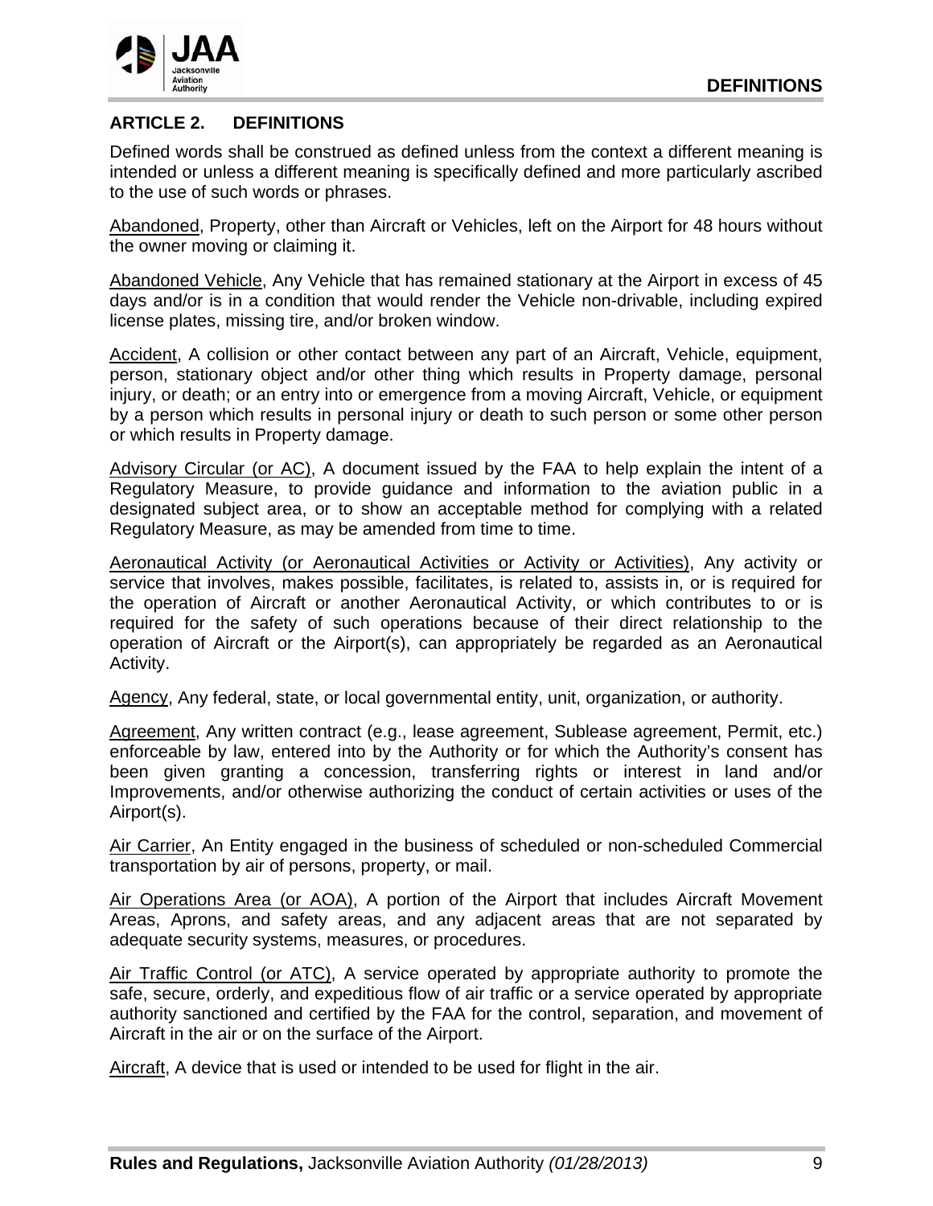## ARTICLE 2. DEFINITIONS

Defined words shall be construed as defined unless from the context a different meaning is intended or unless a different meaning is specifically defined and more particularly ascribed to the use of such words or phrases.

<u>Abandoned</u>, Property, other than Aircraft or Vehicles, left on the Airport for 48 hours without the owner moving or claiming it.

<u>Abandoned Vehicle</u>, Any Vehicle that has remained stationary at the Airport in excess of 45 days and/or is in a condition that would render the Vehicle non-drivable, including expired license plates, missing tire, and/or broken window.

<u>Accident</u>, A collision or other contact between any part of an Aircraft, Vehicle, equipment, person, stationary object and/or other thing which results in Property damage, personal injury, or death; or an entry into or emergence from a moving Aircraft, Vehicle, or equipment by a person which results in personal injury or death to such person or some other person or which results in Property damage.

<u>Advisory Circular (or AC)</u>, A document issued by the FAA to help explain the intent of a Regulatory Measure, to provide guidance and information to the aviation public in a designated subject area, or to show an acceptable method for complying with a related Regulatory Measure, as may be amended from time to time.

<u>Aeronautical Activity (or Aeronautical Activities or Activity or Activities)</u>, Any activity or service that involves, makes possible, facilitates, is related to, assists in, or is required for the operation of Aircraft or another Aeronautical Activity, or which contributes to or is required for the safety of such operations because of their direct relationship to the operation of Aircraft or the Airport(s), can appropriately be regarded as an Aeronautical Activity.

<u>Agency</u>, Any federal, state, or local governmental entity, unit, organization, or authority.

<u>Agreement</u>, Any written contract (e.g., lease agreement, Sublease agreement, Permit, etc.) enforceable by law, entered into by the Authority or for which the Authority's consent has been given granting a concession, transferring rights or interest in land and/or Improvements, and/or otherwise authorizing the conduct of certain activities or uses of the Airport(s).

<u>Air Carrier</u>, An Entity engaged in the business of scheduled or non-scheduled Commercial transportation by air of persons, property, or mail.

<u>Air Operations Area (or AOA)</u>, A portion of the Airport that includes Aircraft Movement Areas, Aprons, and safety areas, and any adjacent areas that are not separated by adequate security systems, measures, or procedures.

<u>Air Traffic Control (or ATC)</u>, A service operated by appropriate authority to promote the safe, secure, orderly, and expeditious flow of air traffic or a service operated by appropriate authority sanctioned and certified by the FAA for the control, separation, and movement of Aircraft in the air or on the surface of the Airport.

<u>Aircraft</u>, A device that is used or intended to be used for flight in the air.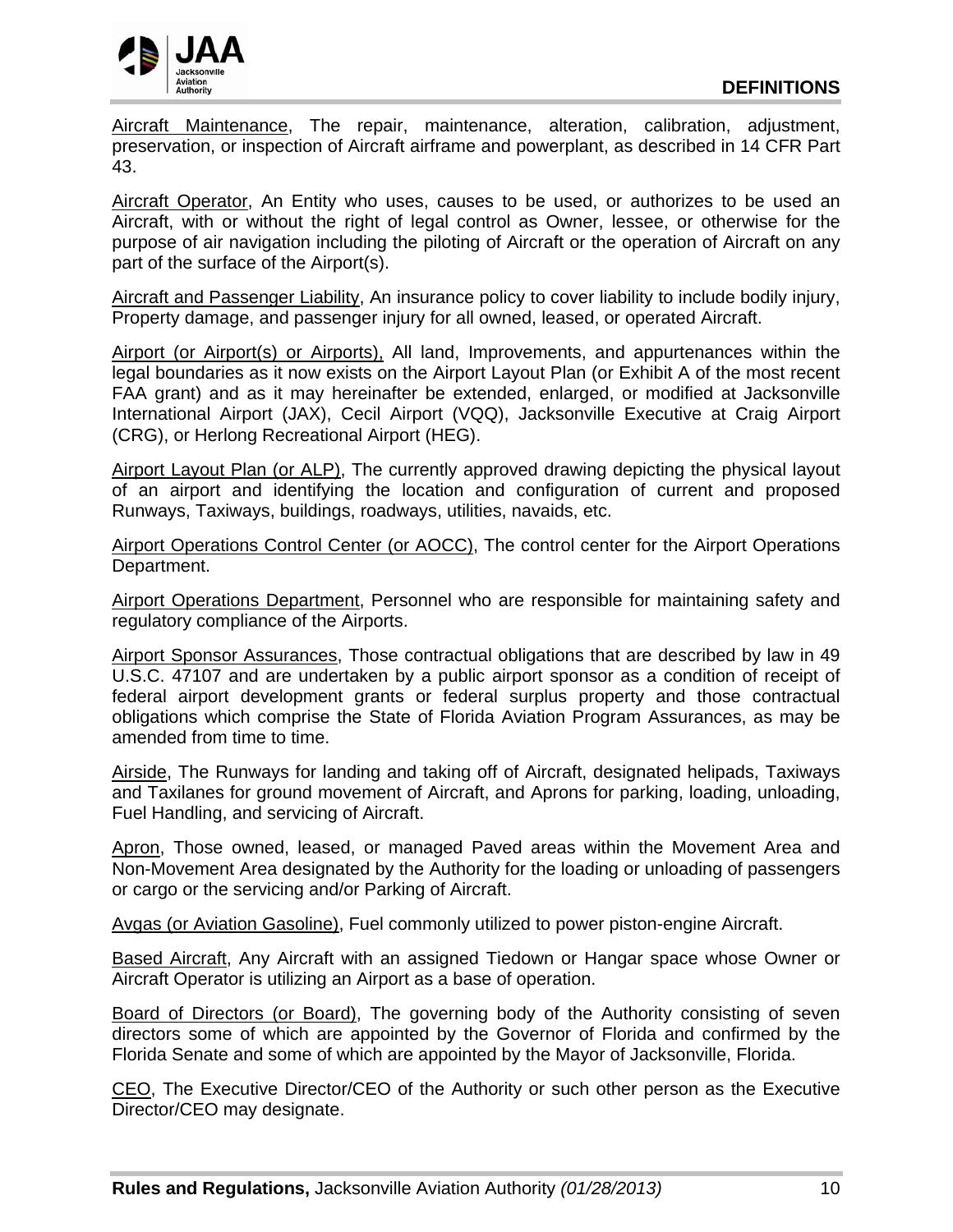Aircraft Maintenance, The repair, maintenance, alteration, calibration, adjustment, preservation, or inspection of Aircraft airframe and powerplant, as described in 14 CFR Part 43.

Aircraft Operator, An Entity who uses, causes to be used, or authorizes to be used an Aircraft, with or without the right of legal control as Owner, lessee, or otherwise for the purpose of air navigation including the piloting of Aircraft or the operation of Aircraft on any part of the surface of the Airport(s).

Aircraft and Passenger Liability, An insurance policy to cover liability to include bodily injury, Property damage, and passenger injury for all owned, leased, or operated Aircraft.

Airport (or Airport(s) or Airports), All land, Improvements, and appurtenances within the legal boundaries as it now exists on the Airport Layout Plan (or Exhibit A of the most recent FAA grant) and as it may hereinafter be extended, enlarged, or modified at Jacksonville International Airport (JAX), Cecil Airport (VQQ), Jacksonville Executive at Craig Airport (CRG), or Herlong Recreational Airport (HEG).

Airport Layout Plan (or ALP), The currently approved drawing depicting the physical layout of an airport and identifying the location and configuration of current and proposed Runways, Taxiways, buildings, roadways, utilities, navaids, etc.

Airport Operations Control Center (or AOCC), The control center for the Airport Operations Department.

Airport Operations Department, Personnel who are responsible for maintaining safety and regulatory compliance of the Airports.

Airport Sponsor Assurances, Those contractual obligations that are described by law in 49 U.S.C. 47107 and are undertaken by a public airport sponsor as a condition of receipt of federal airport development grants or federal surplus property and those contractual obligations which comprise the State of Florida Aviation Program Assurances, as may be amended from time to time.

Airside, The Runways for landing and taking off of Aircraft, designated helipads, Taxiways and Taxilanes for ground movement of Aircraft, and Aprons for parking, loading, unloading, Fuel Handling, and servicing of Aircraft.

Apron, Those owned, leased, or managed Paved areas within the Movement Area and Non-Movement Area designated by the Authority for the loading or unloading of passengers or cargo or the servicing and/or Parking of Aircraft.

Avgas (or Aviation Gasoline), Fuel commonly utilized to power piston-engine Aircraft.

Based Aircraft, Any Aircraft with an assigned Tiedown or Hangar space whose Owner or Aircraft Operator is utilizing an Airport as a base of operation.

Board of Directors (or Board), The governing body of the Authority consisting of seven directors some of which are appointed by the Governor of Florida and confirmed by the Florida Senate and some of which are appointed by the Mayor of Jacksonville, Florida.

CEO, The Executive Director/CEO of the Authority or such other person as the Executive Director/CEO may designate.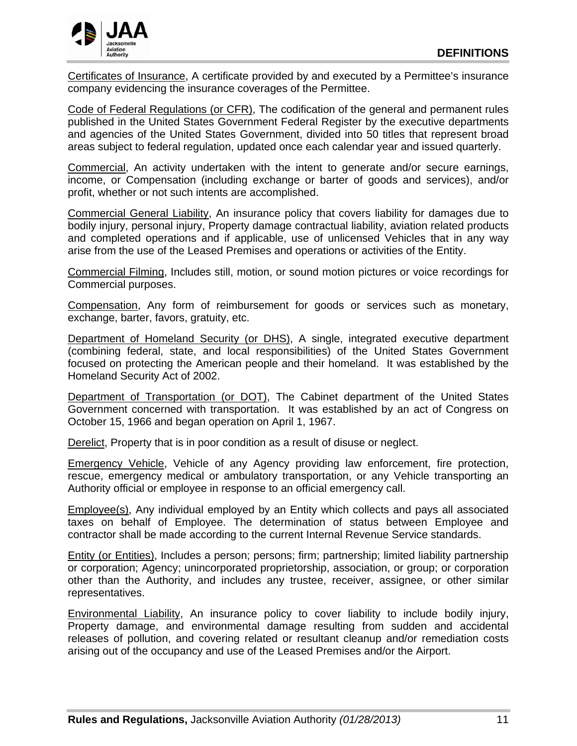Certificates of Insurance, A certificate provided by and executed by a Permittee's insurance company evidencing the insurance coverages of the Permittee.

Code of Federal Regulations (or CFR), The codification of the general and permanent rules published in the United States Government Federal Register by the executive departments and agencies of the United States Government, divided into 50 titles that represent broad areas subject to federal regulation, updated once each calendar year and issued quarterly.

Commercial, An activity undertaken with the intent to generate and/or secure earnings, income, or Compensation (including exchange or barter of goods and services), and/or profit, whether or not such intents are accomplished.

Commercial General Liability, An insurance policy that covers liability for damages due to bodily injury, personal injury, Property damage contractual liability, aviation related products and completed operations and if applicable, use of unlicensed Vehicles that in any way arise from the use of the Leased Premises and operations or activities of the Entity.

Commercial Filming, Includes still, motion, or sound motion pictures or voice recordings for Commercial purposes.

Compensation, Any form of reimbursement for goods or services such as monetary, exchange, barter, favors, gratuity, etc.

Department of Homeland Security (or DHS), A single, integrated executive department (combining federal, state, and local responsibilities) of the United States Government focused on protecting the American people and their homeland. It was established by the Homeland Security Act of 2002.

Department of Transportation (or DOT), The Cabinet department of the United States Government concerned with transportation. It was established by an act of Congress on October 15, 1966 and began operation on April 1, 1967.

Derelict, Property that is in poor condition as a result of disuse or neglect.

Emergency Vehicle, Vehicle of any Agency providing law enforcement, fire protection, rescue, emergency medical or ambulatory transportation, or any Vehicle transporting an Authority official or employee in response to an official emergency call.

Employee(s), Any individual employed by an Entity which collects and pays all associated taxes on behalf of Employee. The determination of status between Employee and contractor shall be made according to the current Internal Revenue Service standards.

Entity (or Entities), Includes a person; persons; firm; partnership; limited liability partnership or corporation; Agency; unincorporated proprietorship, association, or group; or corporation other than the Authority, and includes any trustee, receiver, assignee, or other similar representatives.

Environmental Liability, An insurance policy to cover liability to include bodily injury, Property damage, and environmental damage resulting from sudden and accidental releases of pollution, and covering related or resultant cleanup and/or remediation costs arising out of the occupancy and use of the Leased Premises and/or the Airport.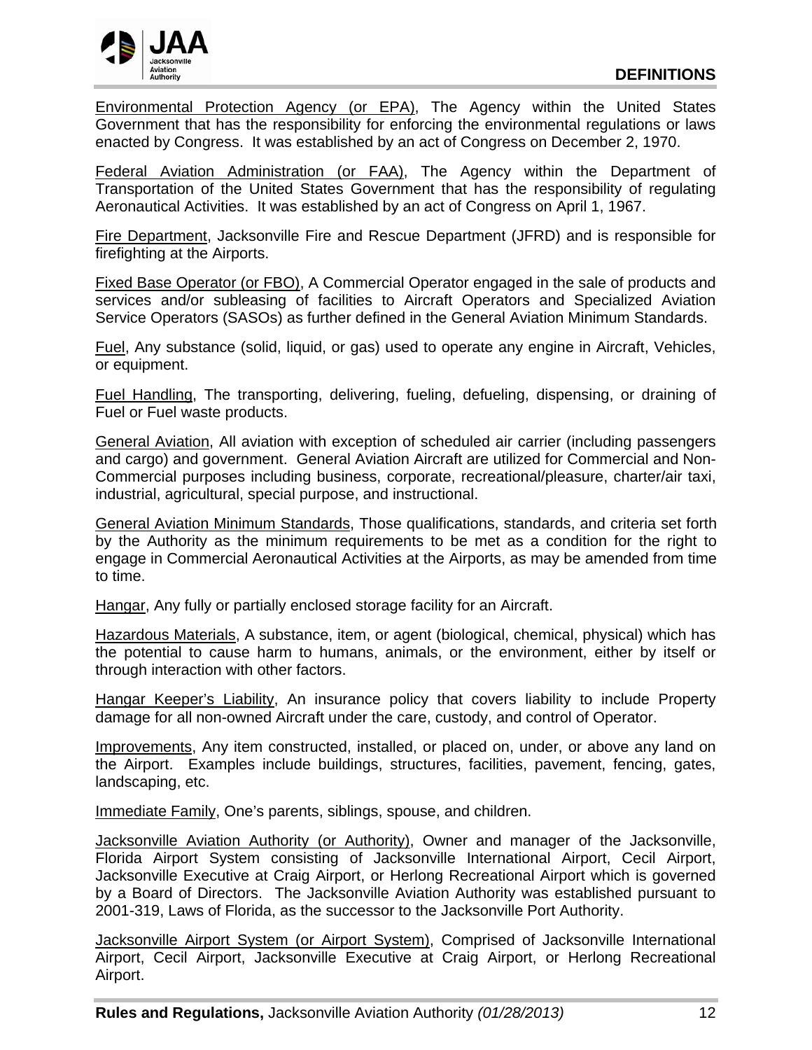Environmental Protection Agency (or EPA), The Agency within the United States Government that has the responsibility for enforcing the environmental regulations or laws enacted by Congress. It was established by an act of Congress on December 2, 1970.

Federal Aviation Administration (or FAA), The Agency within the Department of Transportation of the United States Government that has the responsibility of regulating Aeronautical Activities. It was established by an act of Congress on April 1, 1967.

Fire Department, Jacksonville Fire and Rescue Department (JFRD) and is responsible for firefighting at the Airports.

Fixed Base Operator (or FBO), A Commercial Operator engaged in the sale of products and services and/or subleasing of facilities to Aircraft Operators and Specialized Aviation Service Operators (SASOs) as further defined in the General Aviation Minimum Standards.

Fuel, Any substance (solid, liquid, or gas) used to operate any engine in Aircraft, Vehicles, or equipment.

Fuel Handling, The transporting, delivering, fueling, defueling, dispensing, or draining of Fuel or Fuel waste products.

General Aviation, All aviation with exception of scheduled air carrier (including passengers and cargo) and government. General Aviation Aircraft are utilized for Commercial and Non-Commercial purposes including business, corporate, recreational/pleasure, charter/air taxi, industrial, agricultural, special purpose, and instructional.

General Aviation Minimum Standards, Those qualifications, standards, and criteria set forth by the Authority as the minimum requirements to be met as a condition for the right to engage in Commercial Aeronautical Activities at the Airports, as may be amended from time to time.

Hangar, Any fully or partially enclosed storage facility for an Aircraft.

Hazardous Materials, A substance, item, or agent (biological, chemical, physical) which has the potential to cause harm to humans, animals, or the environment, either by itself or through interaction with other factors.

Hangar Keeper's Liability, An insurance policy that covers liability to include Property damage for all non-owned Aircraft under the care, custody, and control of Operator.

Improvements, Any item constructed, installed, or placed on, under, or above any land on the Airport. Examples include buildings, structures, facilities, pavement, fencing, gates, landscaping, etc.

Immediate Family, One's parents, siblings, spouse, and children.

Jacksonville Aviation Authority (or Authority), Owner and manager of the Jacksonville, Florida Airport System consisting of Jacksonville International Airport, Cecil Airport, Jacksonville Executive at Craig Airport, or Herlong Recreational Airport which is governed by a Board of Directors. The Jacksonville Aviation Authority was established pursuant to 2001-319, Laws of Florida, as the successor to the Jacksonville Port Authority.

Jacksonville Airport System (or Airport System), Comprised of Jacksonville International Airport, Cecil Airport, Jacksonville Executive at Craig Airport, or Herlong Recreational Airport.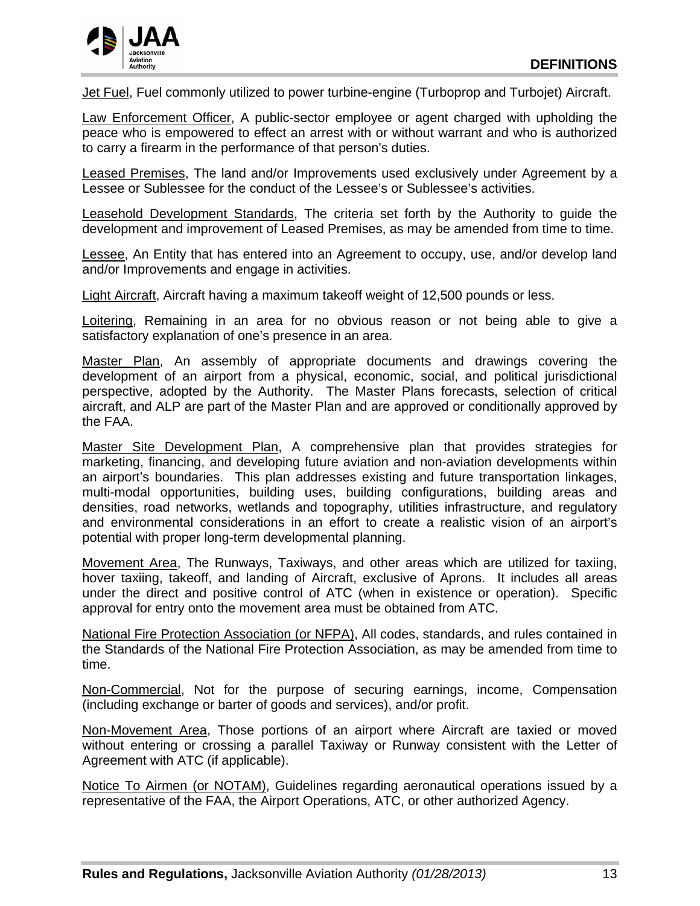Jet Fuel, Fuel commonly utilized to power turbine-engine (Turboprop and Turbojet) Aircraft.

Law Enforcement Officer, A public-sector employee or agent charged with upholding the peace who is empowered to effect an arrest with or without warrant and who is authorized to carry a firearm in the performance of that person's duties.

Leased Premises, The land and/or Improvements used exclusively under Agreement by a Lessee or Sublessee for the conduct of the Lessee's or Sublessee's activities.

Leasehold Development Standards, The criteria set forth by the Authority to guide the development and improvement of Leased Premises, as may be amended from time to time.

Lessee, An Entity that has entered into an Agreement to occupy, use, and/or develop land and/or Improvements and engage in activities.

Light Aircraft, Aircraft having a maximum takeoff weight of 12,500 pounds or less.

Loitering, Remaining in an area for no obvious reason or not being able to give a satisfactory explanation of one's presence in an area.

Master Plan, An assembly of appropriate documents and drawings covering the development of an airport from a physical, economic, social, and political jurisdictional perspective, adopted by the Authority. The Master Plans forecasts, selection of critical aircraft, and ALP are part of the Master Plan and are approved or conditionally approved by the FAA.

Master Site Development Plan, A comprehensive plan that provides strategies for marketing, financing, and developing future aviation and non-aviation developments within an airport's boundaries. This plan addresses existing and future transportation linkages, multi-modal opportunities, building uses, building configurations, building areas and densities, road networks, wetlands and topography, utilities infrastructure, and regulatory and environmental considerations in an effort to create a realistic vision of an airport's potential with proper long-term developmental planning.

Movement Area, The Runways, Taxiways, and other areas which are utilized for taxiing, hover taxiing, takeoff, and landing of Aircraft, exclusive of Aprons. It includes all areas under the direct and positive control of ATC (when in existence or operation). Specific approval for entry onto the movement area must be obtained from ATC.

National Fire Protection Association (or NFPA), All codes, standards, and rules contained in the Standards of the National Fire Protection Association, as may be amended from time to time.

Non-Commercial, Not for the purpose of securing earnings, income, Compensation (including exchange or barter of goods and services), and/or profit.

Non-Movement Area, Those portions of an airport where Aircraft are taxied or moved without entering or crossing a parallel Taxiway or Runway consistent with the Letter of Agreement with ATC (if applicable).

Notice To Airmen (or NOTAM), Guidelines regarding aeronautical operations issued by a representative of the FAA, the Airport Operations, ATC, or other authorized Agency.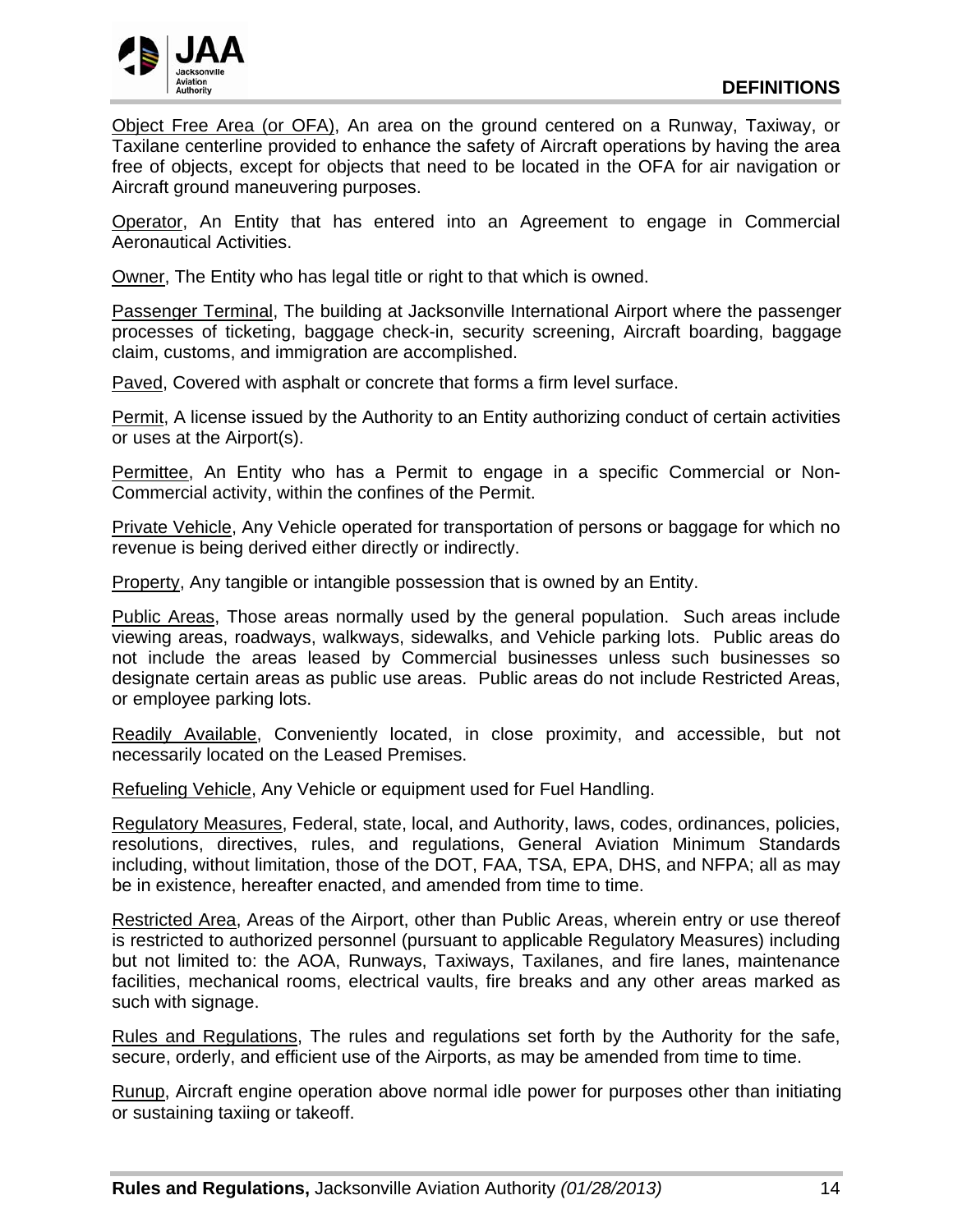Object Free Area (or OFA), An area on the ground centered on a Runway, Taxiway, or Taxilane centerline provided to enhance the safety of Aircraft operations by having the area free of objects, except for objects that need to be located in the OFA for air navigation or Aircraft ground maneuvering purposes.

Operator, An Entity that has entered into an Agreement to engage in Commercial Aeronautical Activities.

Owner, The Entity who has legal title or right to that which is owned.

Passenger Terminal, The building at Jacksonville International Airport where the passenger processes of ticketing, baggage check-in, security screening, Aircraft boarding, baggage claim, customs, and immigration are accomplished.

Paved, Covered with asphalt or concrete that forms a firm level surface.

Permit, A license issued by the Authority to an Entity authorizing conduct of certain activities or uses at the Airport(s).

Permittee, An Entity who has a Permit to engage in a specific Commercial or Non-Commercial activity, within the confines of the Permit.

Private Vehicle, Any Vehicle operated for transportation of persons or baggage for which no revenue is being derived either directly or indirectly.

Property, Any tangible or intangible possession that is owned by an Entity.

Public Areas, Those areas normally used by the general population. Such areas include viewing areas, roadways, walkways, sidewalks, and Vehicle parking lots. Public areas do not include the areas leased by Commercial businesses unless such businesses so designate certain areas as public use areas. Public areas do not include Restricted Areas, or employee parking lots.

Readily Available, Conveniently located, in close proximity, and accessible, but not necessarily located on the Leased Premises.

Refueling Vehicle, Any Vehicle or equipment used for Fuel Handling.

Regulatory Measures, Federal, state, local, and Authority, laws, codes, ordinances, policies, resolutions, directives, rules, and regulations, General Aviation Minimum Standards including, without limitation, those of the DOT, FAA, TSA, EPA, DHS, and NFPA; all as may be in existence, hereafter enacted, and amended from time to time.

Restricted Area, Areas of the Airport, other than Public Areas, wherein entry or use thereof is restricted to authorized personnel (pursuant to applicable Regulatory Measures) including but not limited to: the AOA, Runways, Taxiways, Taxilanes, and fire lanes, maintenance facilities, mechanical rooms, electrical vaults, fire breaks and any other areas marked as such with signage.

Rules and Regulations, The rules and regulations set forth by the Authority for the safe, secure, orderly, and efficient use of the Airports, as may be amended from time to time.

Runup, Aircraft engine operation above normal idle power for purposes other than initiating or sustaining taxiing or takeoff.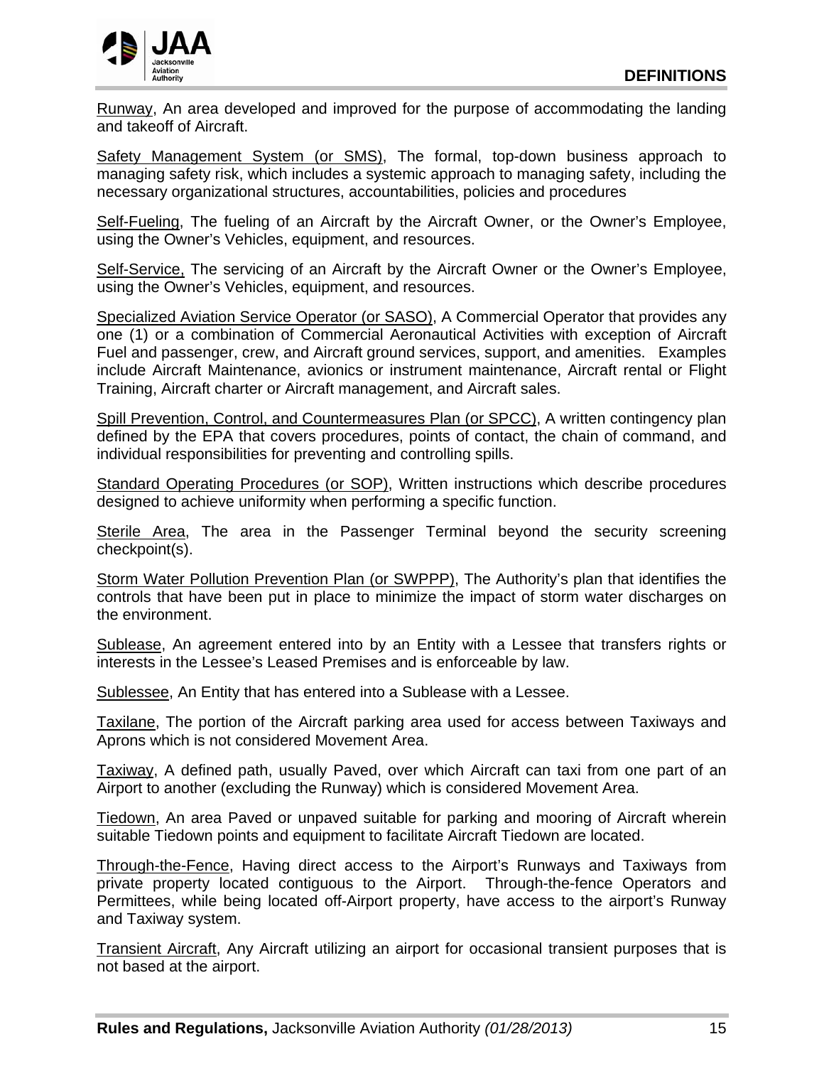Runway, An area developed and improved for the purpose of accommodating the landing and takeoff of Aircraft.

Safety Management System (or SMS), The formal, top-down business approach to managing safety risk, which includes a systemic approach to managing safety, including the necessary organizational structures, accountabilities, policies and procedures

Self-Fueling, The fueling of an Aircraft by the Aircraft Owner, or the Owner's Employee, using the Owner's Vehicles, equipment, and resources.

Self-Service, The servicing of an Aircraft by the Aircraft Owner or the Owner's Employee, using the Owner's Vehicles, equipment, and resources.

Specialized Aviation Service Operator (or SASO), A Commercial Operator that provides any one (1) or a combination of Commercial Aeronautical Activities with exception of Aircraft Fuel and passenger, crew, and Aircraft ground services, support, and amenities. Examples include Aircraft Maintenance, avionics or instrument maintenance, Aircraft rental or Flight Training, Aircraft charter or Aircraft management, and Aircraft sales.

Spill Prevention, Control, and Countermeasures Plan (or SPCC), A written contingency plan defined by the EPA that covers procedures, points of contact, the chain of command, and individual responsibilities for preventing and controlling spills.

Standard Operating Procedures (or SOP), Written instructions which describe procedures designed to achieve uniformity when performing a specific function.

Sterile Area, The area in the Passenger Terminal beyond the security screening checkpoint(s).

Storm Water Pollution Prevention Plan (or SWPPP), The Authority's plan that identifies the controls that have been put in place to minimize the impact of storm water discharges on the environment.

Sublease, An agreement entered into by an Entity with a Lessee that transfers rights or interests in the Lessee's Leased Premises and is enforceable by law.

Sublessee, An Entity that has entered into a Sublease with a Lessee.

Taxilane, The portion of the Aircraft parking area used for access between Taxiways and Aprons which is not considered Movement Area.

Taxiway, A defined path, usually Paved, over which Aircraft can taxi from one part of an Airport to another (excluding the Runway) which is considered Movement Area.

Tiedown, An area Paved or unpaved suitable for parking and mooring of Aircraft wherein suitable Tiedown points and equipment to facilitate Aircraft Tiedown are located.

Through-the-Fence, Having direct access to the Airport's Runways and Taxiways from private property located contiguous to the Airport. Through-the-fence Operators and Permittees, while being located off-Airport property, have access to the airport's Runway and Taxiway system.

Transient Aircraft, Any Aircraft utilizing an airport for occasional transient purposes that is not based at the airport.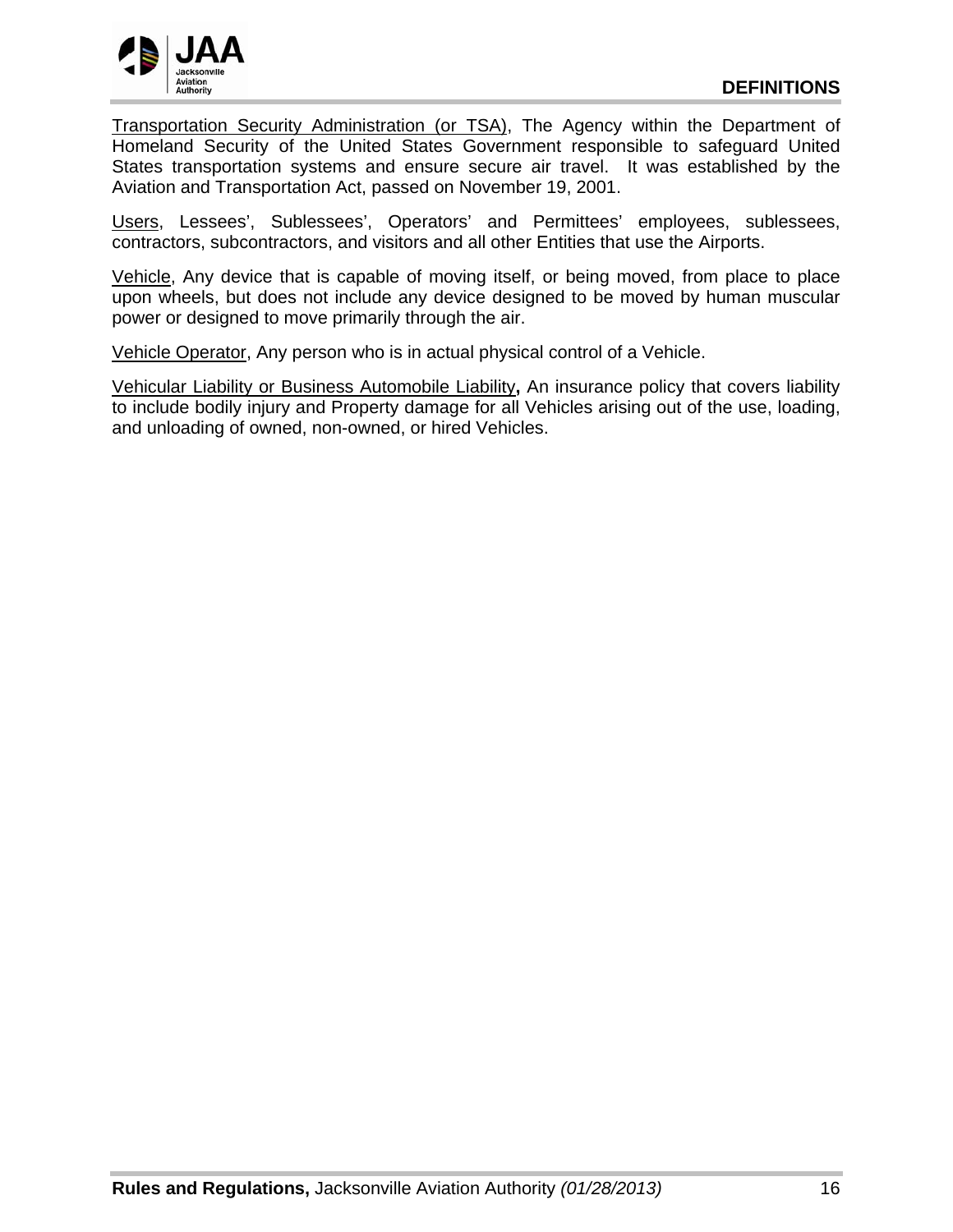Transportation Security Administration (or TSA), The Agency within the Department of Homeland Security of the United States Government responsible to safeguard United States transportation systems and ensure secure air travel. It was established by the Aviation and Transportation Act, passed on November 19, 2001.

Users, Lessees', Sublessees', Operators' and Permittees' employees, sublessees, contractors, subcontractors, and visitors and all other Entities that use the Airports.

Vehicle, Any device that is capable of moving itself, or being moved, from place to place upon wheels, but does not include any device designed to be moved by human muscular power or designed to move primarily through the air.

Vehicle Operator, Any person who is in actual physical control of a Vehicle.

Vehicular Liability or Business Automobile Liability**,** An insurance policy that covers liability to include bodily injury and Property damage for all Vehicles arising out of the use, loading, and unloading of owned, non-owned, or hired Vehicles.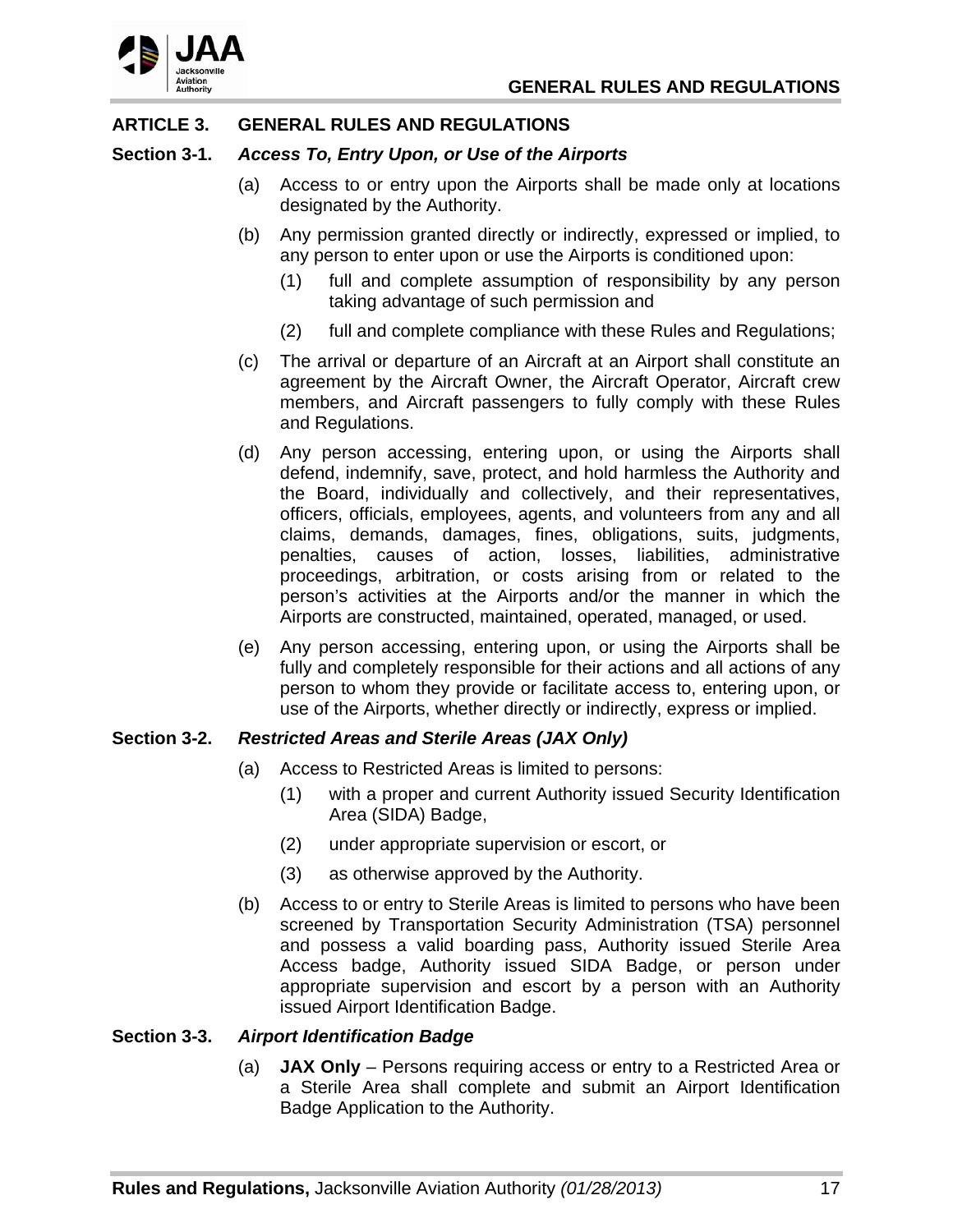## ARTICLE 3. GENERAL RULES AND REGULATIONS

### Section 3-1. *Access To, Entry Upon, or Use of the Airports*

(a) Access to or entry upon the Airports shall be made only at locations designated by the Authority.

(b) Any permission granted directly or indirectly, expressed or implied, to any person to enter upon or use the Airports is conditioned upon:

   (1) full and complete assumption of responsibility by any person taking advantage of such permission and

   (2) full and complete compliance with these Rules and Regulations;

(c) The arrival or departure of an Aircraft at an Airport shall constitute an agreement by the Aircraft Owner, the Aircraft Operator, Aircraft crew members, and Aircraft passengers to fully comply with these Rules and Regulations.

(d) Any person accessing, entering upon, or using the Airports shall defend, indemnify, save, protect, and hold harmless the Authority and the Board, individually and collectively, and their representatives, officers, officials, employees, agents, and volunteers from any and all claims, demands, damages, fines, obligations, suits, judgments, penalties, causes of action, losses, liabilities, administrative proceedings, arbitration, or costs arising from or related to the person's activities at the Airports and/or the manner in which the Airports are constructed, maintained, operated, managed, or used.

(e) Any person accessing, entering upon, or using the Airports shall be fully and completely responsible for their actions and all actions of any person to whom they provide or facilitate access to, entering upon, or use of the Airports, whether directly or indirectly, express or implied.

### Section 3-2. *Restricted Areas and Sterile Areas (JAX Only)*

(a) Access to Restricted Areas is limited to persons:

   (1) with a proper and current Authority issued Security Identification Area (SIDA) Badge,

   (2) under appropriate supervision or escort, or

   (3) as otherwise approved by the Authority.

(b) Access to or entry to Sterile Areas is limited to persons who have been screened by Transportation Security Administration (TSA) personnel and possess a valid boarding pass, Authority issued Sterile Area Access badge, Authority issued SIDA Badge, or person under appropriate supervision and escort by a person with an Authority issued Airport Identification Badge.

### Section 3-3. *Airport Identification Badge*

(a) **JAX Only** – Persons requiring access or entry to a Restricted Area or a Sterile Area shall complete and submit an Airport Identification Badge Application to the Authority.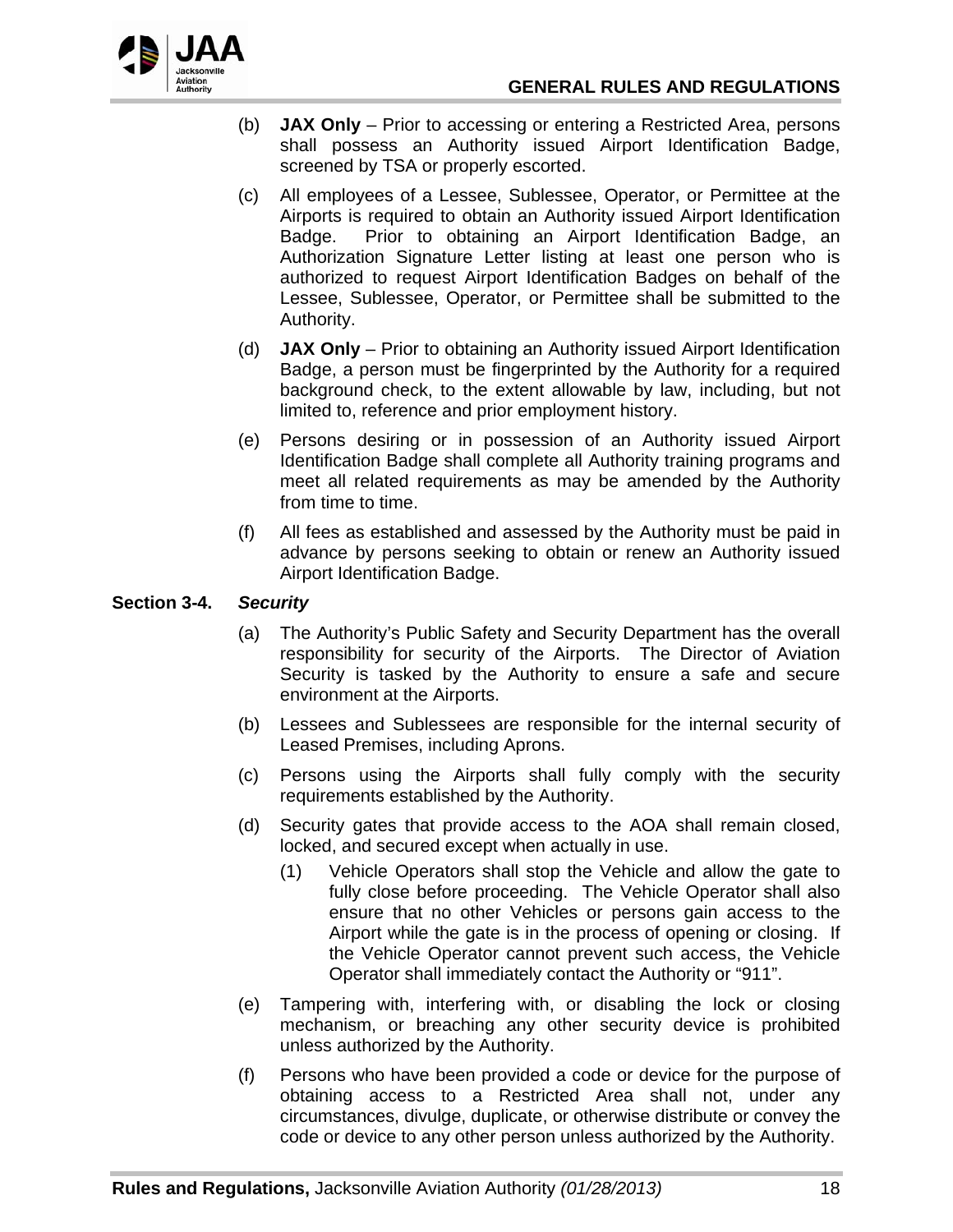(b) **JAX Only** – Prior to accessing or entering a Restricted Area, persons shall possess an Authority issued Airport Identification Badge, screened by TSA or properly escorted.

(c) All employees of a Lessee, Sublessee, Operator, or Permittee at the Airports is required to obtain an Authority issued Airport Identification Badge. Prior to obtaining an Airport Identification Badge, an Authorization Signature Letter listing at least one person who is authorized to request Airport Identification Badges on behalf of the Lessee, Sublessee, Operator, or Permittee shall be submitted to the Authority.

(d) **JAX Only** – Prior to obtaining an Authority issued Airport Identification Badge, a person must be fingerprinted by the Authority for a required background check, to the extent allowable by law, including, but not limited to, reference and prior employment history.

(e) Persons desiring or in possession of an Authority issued Airport Identification Badge shall complete all Authority training programs and meet all related requirements as may be amended by the Authority from time to time.

(f) All fees as established and assessed by the Authority must be paid in advance by persons seeking to obtain or renew an Authority issued Airport Identification Badge.

**Section 3-4.** ***Security***

(a) The Authority's Public Safety and Security Department has the overall responsibility for security of the Airports. The Director of Aviation Security is tasked by the Authority to ensure a safe and secure environment at the Airports.

(b) Lessees and Sublessees are responsible for the internal security of Leased Premises, including Aprons.

(c) Persons using the Airports shall fully comply with the security requirements established by the Authority.

(d) Security gates that provide access to the AOA shall remain closed, locked, and secured except when actually in use.

   (1) Vehicle Operators shall stop the Vehicle and allow the gate to fully close before proceeding. The Vehicle Operator shall also ensure that no other Vehicles or persons gain access to the Airport while the gate is in the process of opening or closing. If the Vehicle Operator cannot prevent such access, the Vehicle Operator shall immediately contact the Authority or "911".

(e) Tampering with, interfering with, or disabling the lock or closing mechanism, or breaching any other security device is prohibited unless authorized by the Authority.

(f) Persons who have been provided a code or device for the purpose of obtaining access to a Restricted Area shall not, under any circumstances, divulge, duplicate, or otherwise distribute or convey the code or device to any other person unless authorized by the Authority.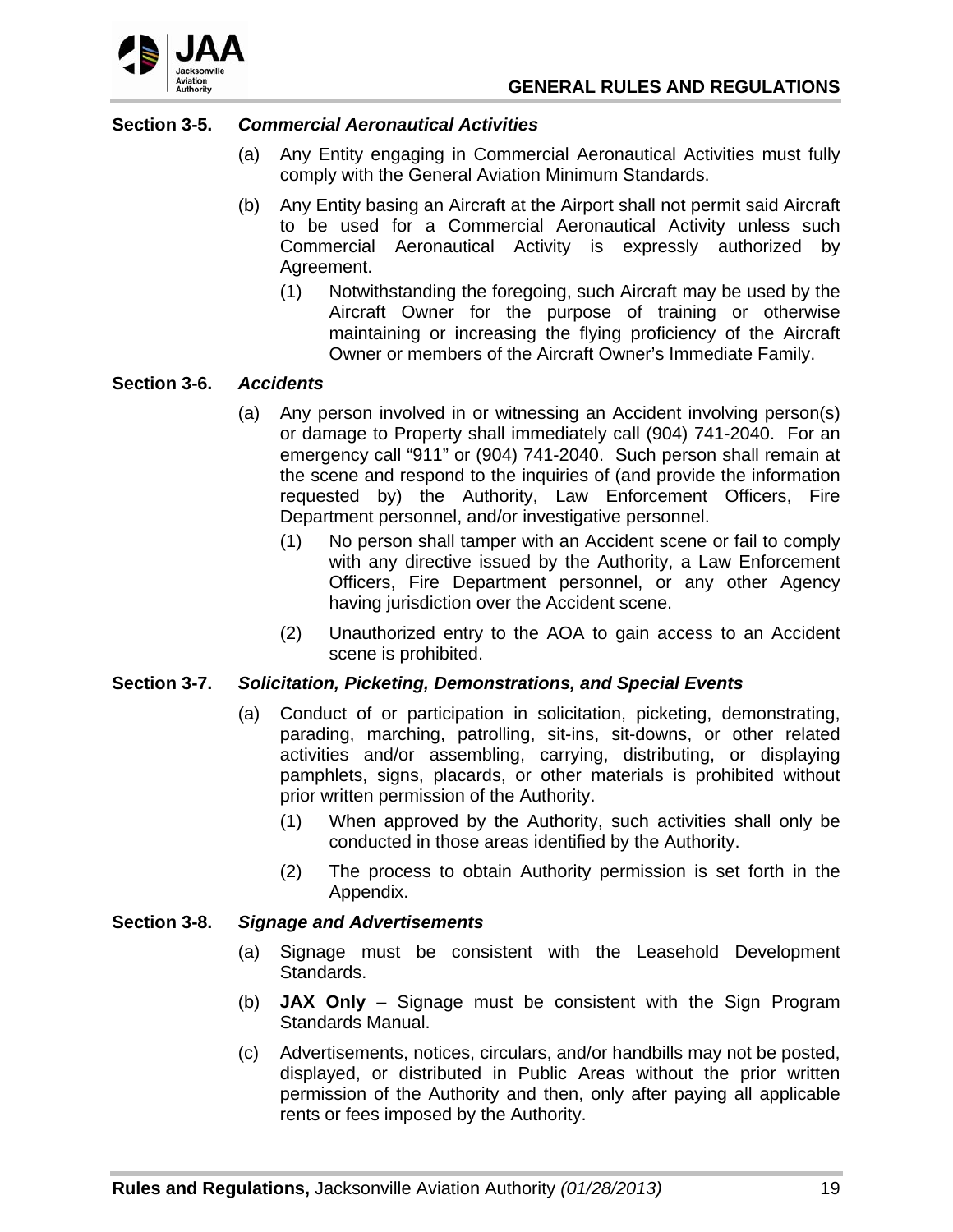### Section 3-5. *Commercial Aeronautical Activities*

(a) Any Entity engaging in Commercial Aeronautical Activities must fully comply with the General Aviation Minimum Standards.

(b) Any Entity basing an Aircraft at the Airport shall not permit said Aircraft to be used for a Commercial Aeronautical Activity unless such Commercial Aeronautical Activity is expressly authorized by Agreement.

   (1) Notwithstanding the foregoing, such Aircraft may be used by the Aircraft Owner for the purpose of training or otherwise maintaining or increasing the flying proficiency of the Aircraft Owner or members of the Aircraft Owner's Immediate Family.

### Section 3-6. *Accidents*

(a) Any person involved in or witnessing an Accident involving person(s) or damage to Property shall immediately call (904) 741-2040. For an emergency call "911" or (904) 741-2040. Such person shall remain at the scene and respond to the inquiries of (and provide the information requested by) the Authority, Law Enforcement Officers, Fire Department personnel, and/or investigative personnel.

   (1) No person shall tamper with an Accident scene or fail to comply with any directive issued by the Authority, a Law Enforcement Officers, Fire Department personnel, or any other Agency having jurisdiction over the Accident scene.

   (2) Unauthorized entry to the AOA to gain access to an Accident scene is prohibited.

### Section 3-7. *Solicitation, Picketing, Demonstrations, and Special Events*

(a) Conduct of or participation in solicitation, picketing, demonstrating, parading, marching, patrolling, sit-ins, sit-downs, or other related activities and/or assembling, carrying, distributing, or displaying pamphlets, signs, placards, or other materials is prohibited without prior written permission of the Authority.

   (1) When approved by the Authority, such activities shall only be conducted in those areas identified by the Authority.

   (2) The process to obtain Authority permission is set forth in the Appendix.

### Section 3-8. *Signage and Advertisements*

(a) Signage must be consistent with the Leasehold Development Standards.

(b) **JAX Only** – Signage must be consistent with the Sign Program Standards Manual.

(c) Advertisements, notices, circulars, and/or handbills may not be posted, displayed, or distributed in Public Areas without the prior written permission of the Authority and then, only after paying all applicable rents or fees imposed by the Authority.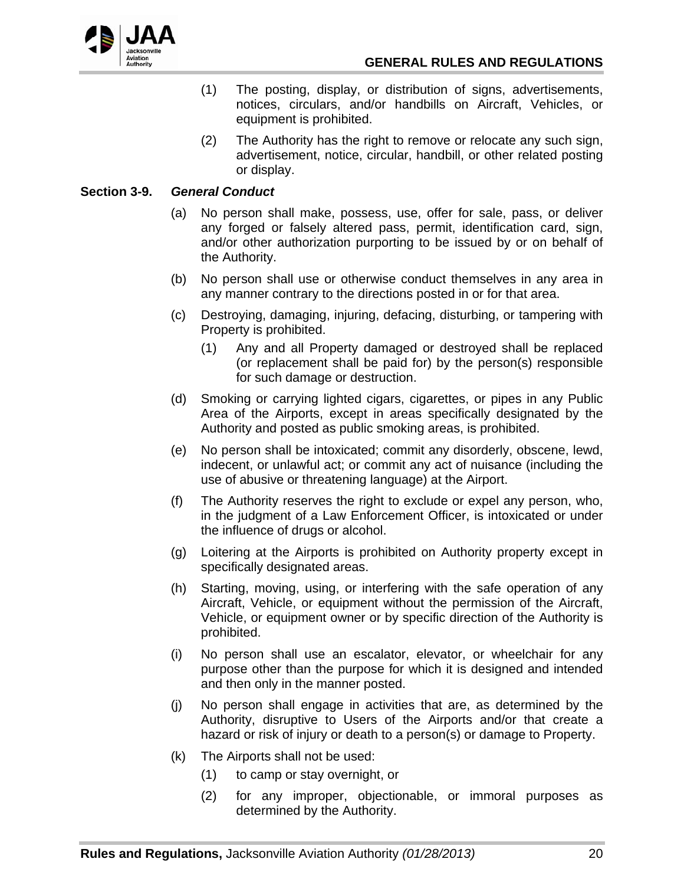(1) The posting, display, or distribution of signs, advertisements, notices, circulars, and/or handbills on Aircraft, Vehicles, or equipment is prohibited.

(2) The Authority has the right to remove or relocate any such sign, advertisement, notice, circular, handbill, or other related posting or display.

**Section 3-9.** ***General Conduct***

(a) No person shall make, possess, use, offer for sale, pass, or deliver any forged or falsely altered pass, permit, identification card, sign, and/or other authorization purporting to be issued by or on behalf of the Authority.

(b) No person shall use or otherwise conduct themselves in any area in any manner contrary to the directions posted in or for that area.

(c) Destroying, damaging, injuring, defacing, disturbing, or tampering with Property is prohibited.

  (1) Any and all Property damaged or destroyed shall be replaced (or replacement shall be paid for) by the person(s) responsible for such damage or destruction.

(d) Smoking or carrying lighted cigars, cigarettes, or pipes in any Public Area of the Airports, except in areas specifically designated by the Authority and posted as public smoking areas, is prohibited.

(e) No person shall be intoxicated; commit any disorderly, obscene, lewd, indecent, or unlawful act; or commit any act of nuisance (including the use of abusive or threatening language) at the Airport.

(f) The Authority reserves the right to exclude or expel any person, who, in the judgment of a Law Enforcement Officer, is intoxicated or under the influence of drugs or alcohol.

(g) Loitering at the Airports is prohibited on Authority property except in specifically designated areas.

(h) Starting, moving, using, or interfering with the safe operation of any Aircraft, Vehicle, or equipment without the permission of the Aircraft, Vehicle, or equipment owner or by specific direction of the Authority is prohibited.

(i) No person shall use an escalator, elevator, or wheelchair for any purpose other than the purpose for which it is designed and intended and then only in the manner posted.

(j) No person shall engage in activities that are, as determined by the Authority, disruptive to Users of the Airports and/or that create a hazard or risk of injury or death to a person(s) or damage to Property.

(k) The Airports shall not be used:

  (1) to camp or stay overnight, or

  (2) for any improper, objectionable, or immoral purposes as determined by the Authority.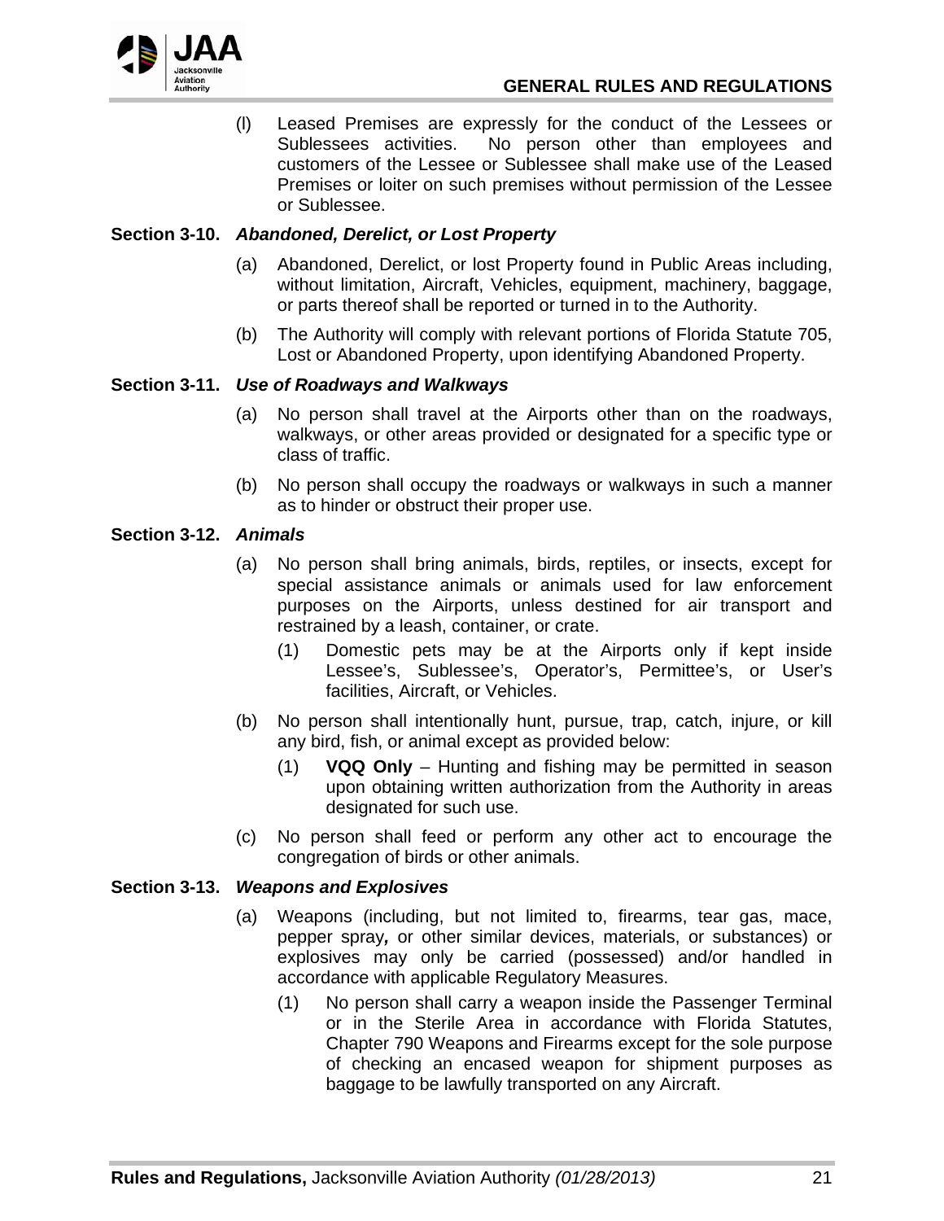(l) Leased Premises are expressly for the conduct of the Lessees or Sublessees activities. No person other than employees and customers of the Lessee or Sublessee shall make use of the Leased Premises or loiter on such premises without permission of the Lessee or Sublessee.

### Section 3-10. *Abandoned, Derelict, or Lost Property*

(a) Abandoned, Derelict, or lost Property found in Public Areas including, without limitation, Aircraft, Vehicles, equipment, machinery, baggage, or parts thereof shall be reported or turned in to the Authority.

(b) The Authority will comply with relevant portions of Florida Statute 705, Lost or Abandoned Property, upon identifying Abandoned Property.

### Section 3-11. *Use of Roadways and Walkways*

(a) No person shall travel at the Airports other than on the roadways, walkways, or other areas provided or designated for a specific type or class of traffic.

(b) No person shall occupy the roadways or walkways in such a manner as to hinder or obstruct their proper use.

### Section 3-12. *Animals*

(a) No person shall bring animals, birds, reptiles, or insects, except for special assistance animals or animals used for law enforcement purposes on the Airports, unless destined for air transport and restrained by a leash, container, or crate.

   (1) Domestic pets may be at the Airports only if kept inside Lessee's, Sublessee's, Operator's, Permittee's, or User's facilities, Aircraft, or Vehicles.

(b) No person shall intentionally hunt, pursue, trap, catch, injure, or kill any bird, fish, or animal except as provided below:

   (1) **VQQ Only** – Hunting and fishing may be permitted in season upon obtaining written authorization from the Authority in areas designated for such use.

(c) No person shall feed or perform any other act to encourage the congregation of birds or other animals.

### Section 3-13. *Weapons and Explosives*

(a) Weapons (including, but not limited to, firearms, tear gas, mace, pepper spray*,* or other similar devices, materials, or substances) or explosives may only be carried (possessed) and/or handled in accordance with applicable Regulatory Measures.

   (1) No person shall carry a weapon inside the Passenger Terminal or in the Sterile Area in accordance with Florida Statutes, Chapter 790 Weapons and Firearms except for the sole purpose of checking an encased weapon for shipment purposes as baggage to be lawfully transported on any Aircraft.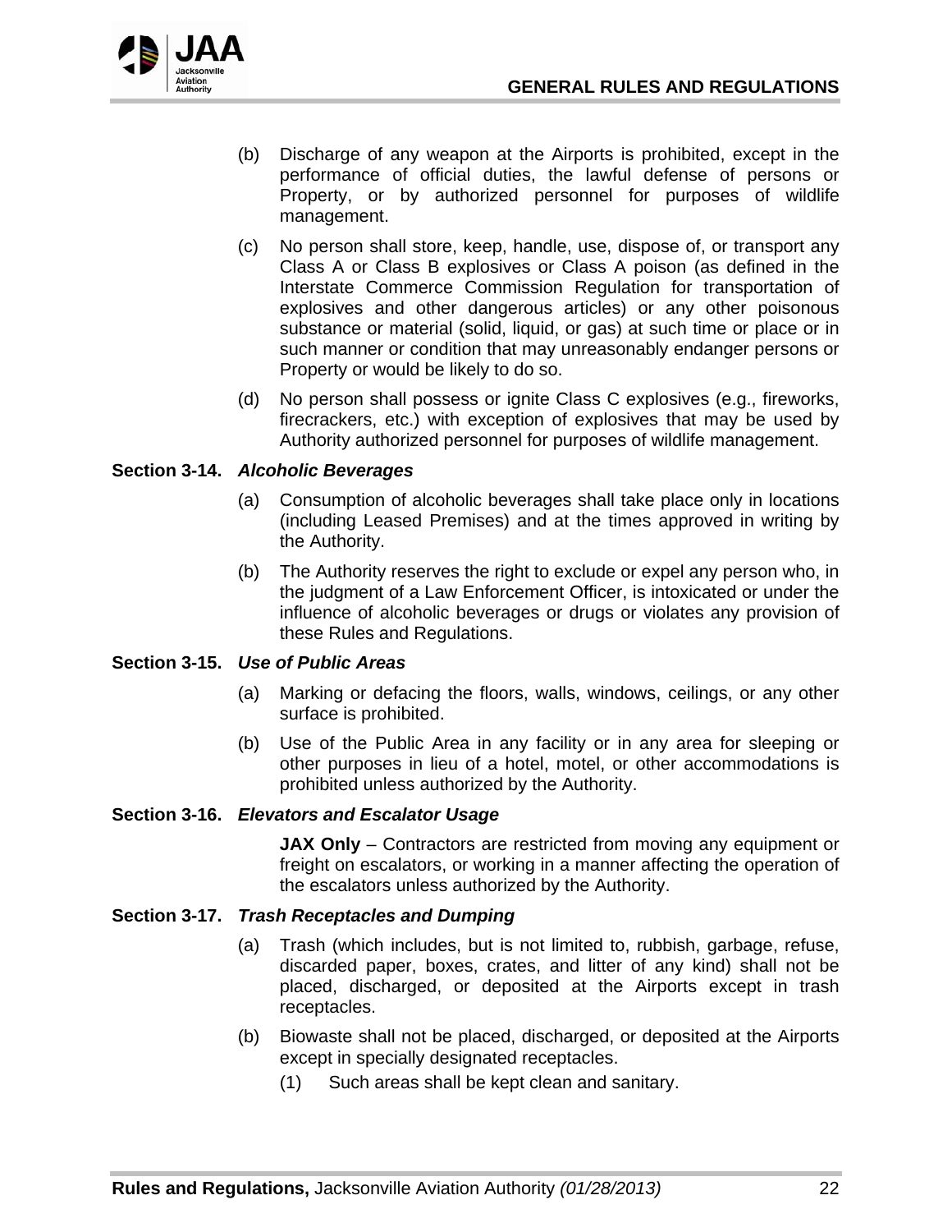(b) Discharge of any weapon at the Airports is prohibited, except in the performance of official duties, the lawful defense of persons or Property, or by authorized personnel for purposes of wildlife management.

(c) No person shall store, keep, handle, use, dispose of, or transport any Class A or Class B explosives or Class A poison (as defined in the Interstate Commerce Commission Regulation for transportation of explosives and other dangerous articles) or any other poisonous substance or material (solid, liquid, or gas) at such time or place or in such manner or condition that may unreasonably endanger persons or Property or would be likely to do so.

(d) No person shall possess or ignite Class C explosives (e.g., fireworks, firecrackers, etc.) with exception of explosives that may be used by Authority authorized personnel for purposes of wildlife management.

**Section 3-14.** ***Alcoholic Beverages***

(a) Consumption of alcoholic beverages shall take place only in locations (including Leased Premises) and at the times approved in writing by the Authority.

(b) The Authority reserves the right to exclude or expel any person who, in the judgment of a Law Enforcement Officer, is intoxicated or under the influence of alcoholic beverages or drugs or violates any provision of these Rules and Regulations.

**Section 3-15.** ***Use of Public Areas***

(a) Marking or defacing the floors, walls, windows, ceilings, or any other surface is prohibited.

(b) Use of the Public Area in any facility or in any area for sleeping or other purposes in lieu of a hotel, motel, or other accommodations is prohibited unless authorized by the Authority.

**Section 3-16.** ***Elevators and Escalator Usage***

**JAX Only** – Contractors are restricted from moving any equipment or freight on escalators, or working in a manner affecting the operation of the escalators unless authorized by the Authority.

**Section 3-17.** ***Trash Receptacles and Dumping***

(a) Trash (which includes, but is not limited to, rubbish, garbage, refuse, discarded paper, boxes, crates, and litter of any kind) shall not be placed, discharged, or deposited at the Airports except in trash receptacles.

(b) Biowaste shall not be placed, discharged, or deposited at the Airports except in specially designated receptacles.

    (1) Such areas shall be kept clean and sanitary.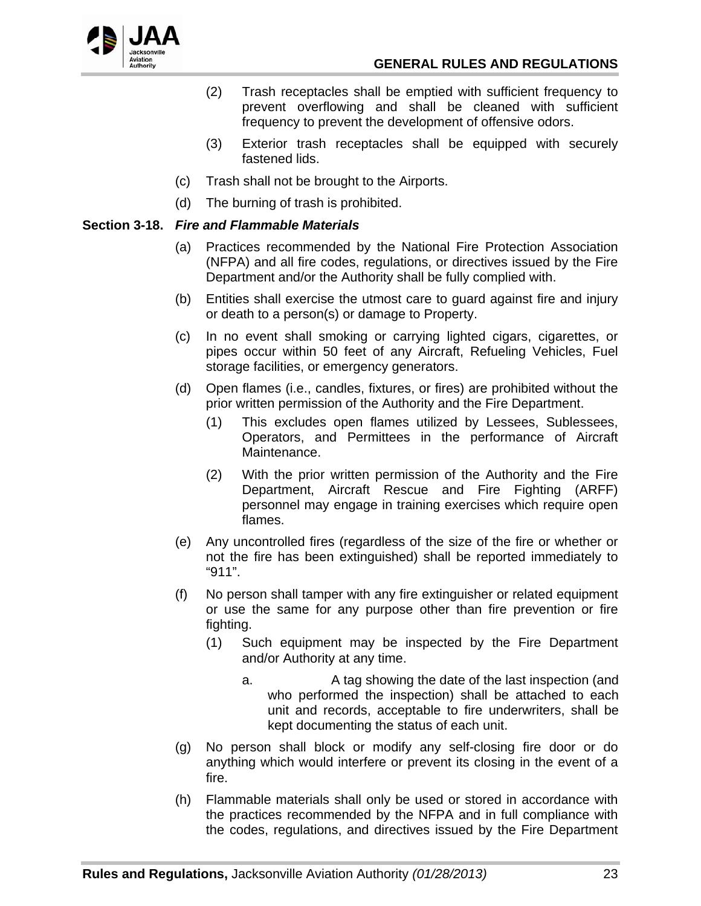(2) Trash receptacles shall be emptied with sufficient frequency to prevent overflowing and shall be cleaned with sufficient frequency to prevent the development of offensive odors.

(3) Exterior trash receptacles shall be equipped with securely fastened lids.

(c) Trash shall not be brought to the Airports.

(d) The burning of trash is prohibited.

**Section 3-18.** ***Fire and Flammable Materials***

(a) Practices recommended by the National Fire Protection Association (NFPA) and all fire codes, regulations, or directives issued by the Fire Department and/or the Authority shall be fully complied with.

(b) Entities shall exercise the utmost care to guard against fire and injury or death to a person(s) or damage to Property.

(c) In no event shall smoking or carrying lighted cigars, cigarettes, or pipes occur within 50 feet of any Aircraft, Refueling Vehicles, Fuel storage facilities, or emergency generators.

(d) Open flames (i.e., candles, fixtures, or fires) are prohibited without the prior written permission of the Authority and the Fire Department.

(1) This excludes open flames utilized by Lessees, Sublessees, Operators, and Permittees in the performance of Aircraft Maintenance.

(2) With the prior written permission of the Authority and the Fire Department, Aircraft Rescue and Fire Fighting (ARFF) personnel may engage in training exercises which require open flames.

(e) Any uncontrolled fires (regardless of the size of the fire or whether or not the fire has been extinguished) shall be reported immediately to "911".

(f) No person shall tamper with any fire extinguisher or related equipment or use the same for any purpose other than fire prevention or fire fighting.

(1) Such equipment may be inspected by the Fire Department and/or Authority at any time.

a. A tag showing the date of the last inspection (and who performed the inspection) shall be attached to each unit and records, acceptable to fire underwriters, shall be kept documenting the status of each unit.

(g) No person shall block or modify any self-closing fire door or do anything which would interfere or prevent its closing in the event of a fire.

(h) Flammable materials shall only be used or stored in accordance with the practices recommended by the NFPA and in full compliance with the codes, regulations, and directives issued by the Fire Department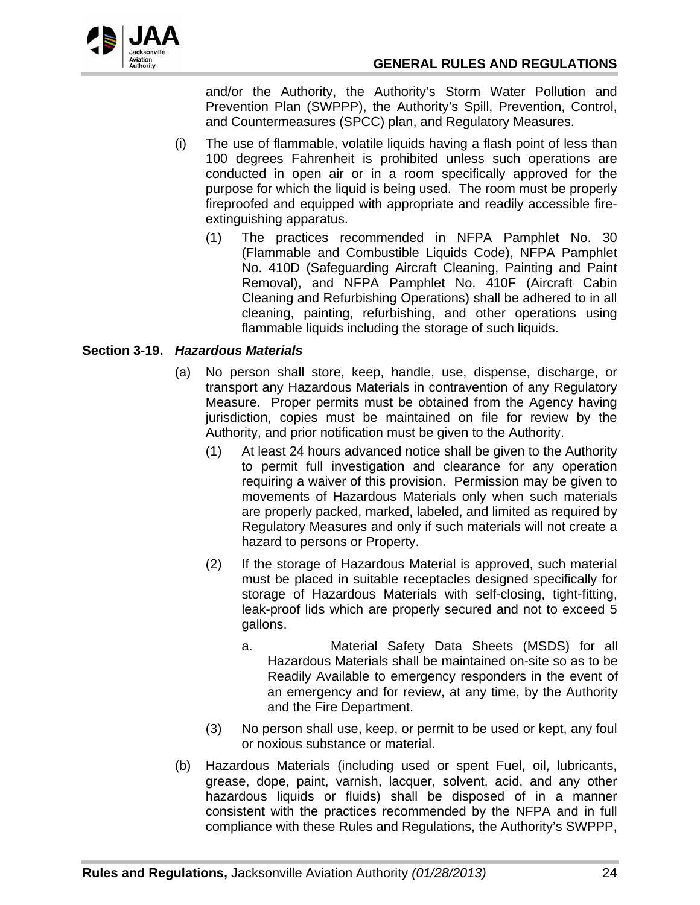and/or the Authority, the Authority's Storm Water Pollution and Prevention Plan (SWPPP), the Authority's Spill, Prevention, Control, and Countermeasures (SPCC) plan, and Regulatory Measures.

(i) The use of flammable, volatile liquids having a flash point of less than 100 degrees Fahrenheit is prohibited unless such operations are conducted in open air or in a room specifically approved for the purpose for which the liquid is being used. The room must be properly fireproofed and equipped with appropriate and readily accessible fire-extinguishing apparatus.

(1) The practices recommended in NFPA Pamphlet No. 30 (Flammable and Combustible Liquids Code), NFPA Pamphlet No. 410D (Safeguarding Aircraft Cleaning, Painting and Paint Removal), and NFPA Pamphlet No. 410F (Aircraft Cabin Cleaning and Refurbishing Operations) shall be adhered to in all cleaning, painting, refurbishing, and other operations using flammable liquids including the storage of such liquids.

**Section 3-19.** ***Hazardous Materials***

(a) No person shall store, keep, handle, use, dispense, discharge, or transport any Hazardous Materials in contravention of any Regulatory Measure. Proper permits must be obtained from the Agency having jurisdiction, copies must be maintained on file for review by the Authority, and prior notification must be given to the Authority.

(1) At least 24 hours advanced notice shall be given to the Authority to permit full investigation and clearance for any operation requiring a waiver of this provision. Permission may be given to movements of Hazardous Materials only when such materials are properly packed, marked, labeled, and limited as required by Regulatory Measures and only if such materials will not create a hazard to persons or Property.

(2) If the storage of Hazardous Material is approved, such material must be placed in suitable receptacles designed specifically for storage of Hazardous Materials with self-closing, tight-fitting, leak-proof lids which are properly secured and not to exceed 5 gallons.

a. Material Safety Data Sheets (MSDS) for all Hazardous Materials shall be maintained on-site so as to be Readily Available to emergency responders in the event of an emergency and for review, at any time, by the Authority and the Fire Department.

(3) No person shall use, keep, or permit to be used or kept, any foul or noxious substance or material.

(b) Hazardous Materials (including used or spent Fuel, oil, lubricants, grease, dope, paint, varnish, lacquer, solvent, acid, and any other hazardous liquids or fluids) shall be disposed of in a manner consistent with the practices recommended by the NFPA and in full compliance with these Rules and Regulations, the Authority's SWPPP,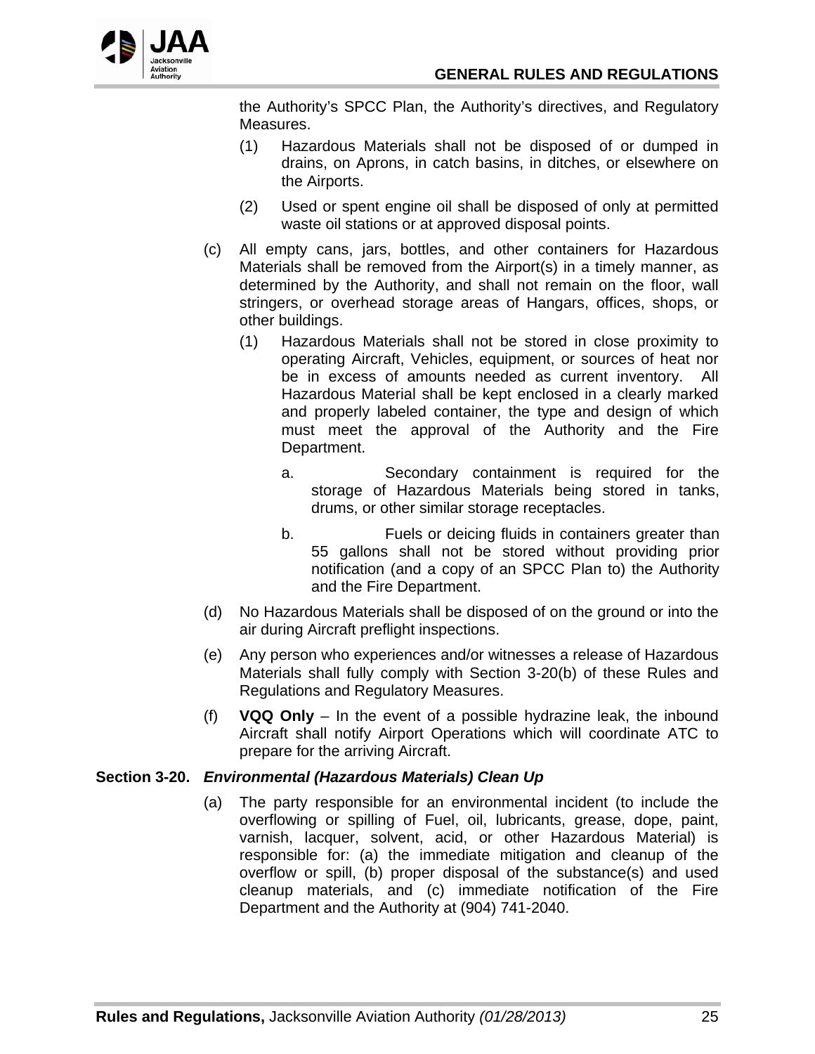the Authority's SPCC Plan, the Authority's directives, and Regulatory Measures.

(1) Hazardous Materials shall not be disposed of or dumped in drains, on Aprons, in catch basins, in ditches, or elsewhere on the Airports.

(2) Used or spent engine oil shall be disposed of only at permitted waste oil stations or at approved disposal points.

(c) All empty cans, jars, bottles, and other containers for Hazardous Materials shall be removed from the Airport(s) in a timely manner, as determined by the Authority, and shall not remain on the floor, wall stringers, or overhead storage areas of Hangars, offices, shops, or other buildings.

(1) Hazardous Materials shall not be stored in close proximity to operating Aircraft, Vehicles, equipment, or sources of heat nor be in excess of amounts needed as current inventory. All Hazardous Material shall be kept enclosed in a clearly marked and properly labeled container, the type and design of which must meet the approval of the Authority and the Fire Department.

a. Secondary containment is required for the storage of Hazardous Materials being stored in tanks, drums, or other similar storage receptacles.

b. Fuels or deicing fluids in containers greater than 55 gallons shall not be stored without providing prior notification (and a copy of an SPCC Plan to) the Authority and the Fire Department.

(d) No Hazardous Materials shall be disposed of on the ground or into the air during Aircraft preflight inspections.

(e) Any person who experiences and/or witnesses a release of Hazardous Materials shall fully comply with Section 3-20(b) of these Rules and Regulations and Regulatory Measures.

(f) **VQQ Only** – In the event of a possible hydrazine leak, the inbound Aircraft shall notify Airport Operations which will coordinate ATC to prepare for the arriving Aircraft.

### Section 3-20. *Environmental (Hazardous Materials) Clean Up*

(a) The party responsible for an environmental incident (to include the overflowing or spilling of Fuel, oil, lubricants, grease, dope, paint, varnish, lacquer, solvent, acid, or other Hazardous Material) is responsible for: (a) the immediate mitigation and cleanup of the overflow or spill, (b) proper disposal of the substance(s) and used cleanup materials, and (c) immediate notification of the Fire Department and the Authority at (904) 741-2040.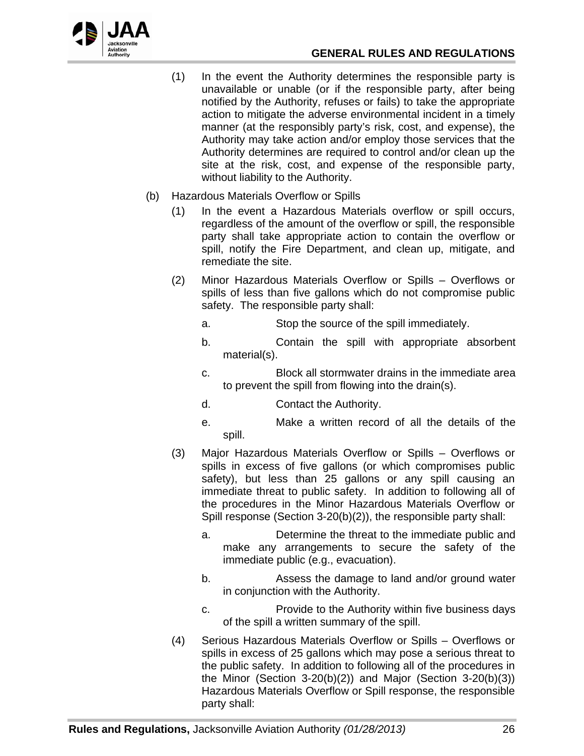(1) In the event the Authority determines the responsible party is unavailable or unable (or if the responsible party, after being notified by the Authority, refuses or fails) to take the appropriate action to mitigate the adverse environmental incident in a timely manner (at the responsibly party's risk, cost, and expense), the Authority may take action and/or employ those services that the Authority determines are required to control and/or clean up the site at the risk, cost, and expense of the responsible party, without liability to the Authority.

(b) Hazardous Materials Overflow or Spills

(1) In the event a Hazardous Materials overflow or spill occurs, regardless of the amount of the overflow or spill, the responsible party shall take appropriate action to contain the overflow or spill, notify the Fire Department, and clean up, mitigate, and remediate the site.

(2) Minor Hazardous Materials Overflow or Spills – Overflows or spills of less than five gallons which do not compromise public safety. The responsible party shall:

a. Stop the source of the spill immediately.

b. Contain the spill with appropriate absorbent material(s).

c. Block all stormwater drains in the immediate area to prevent the spill from flowing into the drain(s).

d. Contact the Authority.

e. Make a written record of all the details of the spill.

(3) Major Hazardous Materials Overflow or Spills – Overflows or spills in excess of five gallons (or which compromises public safety), but less than 25 gallons or any spill causing an immediate threat to public safety. In addition to following all of the procedures in the Minor Hazardous Materials Overflow or Spill response (Section 3-20(b)(2)), the responsible party shall:

a. Determine the threat to the immediate public and make any arrangements to secure the safety of the immediate public (e.g., evacuation).

b. Assess the damage to land and/or ground water in conjunction with the Authority.

c. Provide to the Authority within five business days of the spill a written summary of the spill.

(4) Serious Hazardous Materials Overflow or Spills – Overflows or spills in excess of 25 gallons which may pose a serious threat to the public safety. In addition to following all of the procedures in the Minor (Section 3-20(b)(2)) and Major (Section 3-20(b)(3)) Hazardous Materials Overflow or Spill response, the responsible party shall: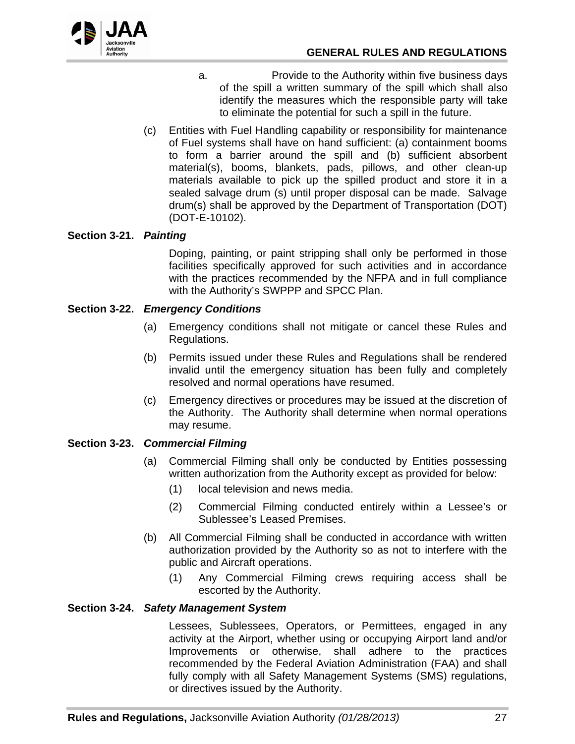a. Provide to the Authority within five business days of the spill a written summary of the spill which shall also identify the measures which the responsible party will take to eliminate the potential for such a spill in the future.

(c) Entities with Fuel Handling capability or responsibility for maintenance of Fuel systems shall have on hand sufficient: (a) containment booms to form a barrier around the spill and (b) sufficient absorbent material(s), booms, blankets, pads, pillows, and other clean-up materials available to pick up the spilled product and store it in a sealed salvage drum (s) until proper disposal can be made. Salvage drum(s) shall be approved by the Department of Transportation (DOT) (DOT-E-10102).

**Section 3-21. *Painting***

Doping, painting, or paint stripping shall only be performed in those facilities specifically approved for such activities and in accordance with the practices recommended by the NFPA and in full compliance with the Authority's SWPPP and SPCC Plan.

**Section 3-22. *Emergency Conditions***

(a) Emergency conditions shall not mitigate or cancel these Rules and Regulations.

(b) Permits issued under these Rules and Regulations shall be rendered invalid until the emergency situation has been fully and completely resolved and normal operations have resumed.

(c) Emergency directives or procedures may be issued at the discretion of the Authority. The Authority shall determine when normal operations may resume.

**Section 3-23. *Commercial Filming***

(a) Commercial Filming shall only be conducted by Entities possessing written authorization from the Authority except as provided for below:

  (1) local television and news media.

  (2) Commercial Filming conducted entirely within a Lessee's or Sublessee's Leased Premises.

(b) All Commercial Filming shall be conducted in accordance with written authorization provided by the Authority so as not to interfere with the public and Aircraft operations.

  (1) Any Commercial Filming crews requiring access shall be escorted by the Authority.

**Section 3-24. *Safety Management System***

Lessees, Sublessees, Operators, or Permittees, engaged in any activity at the Airport, whether using or occupying Airport land and/or Improvements or otherwise, shall adhere to the practices recommended by the Federal Aviation Administration (FAA) and shall fully comply with all Safety Management Systems (SMS) regulations, or directives issued by the Authority.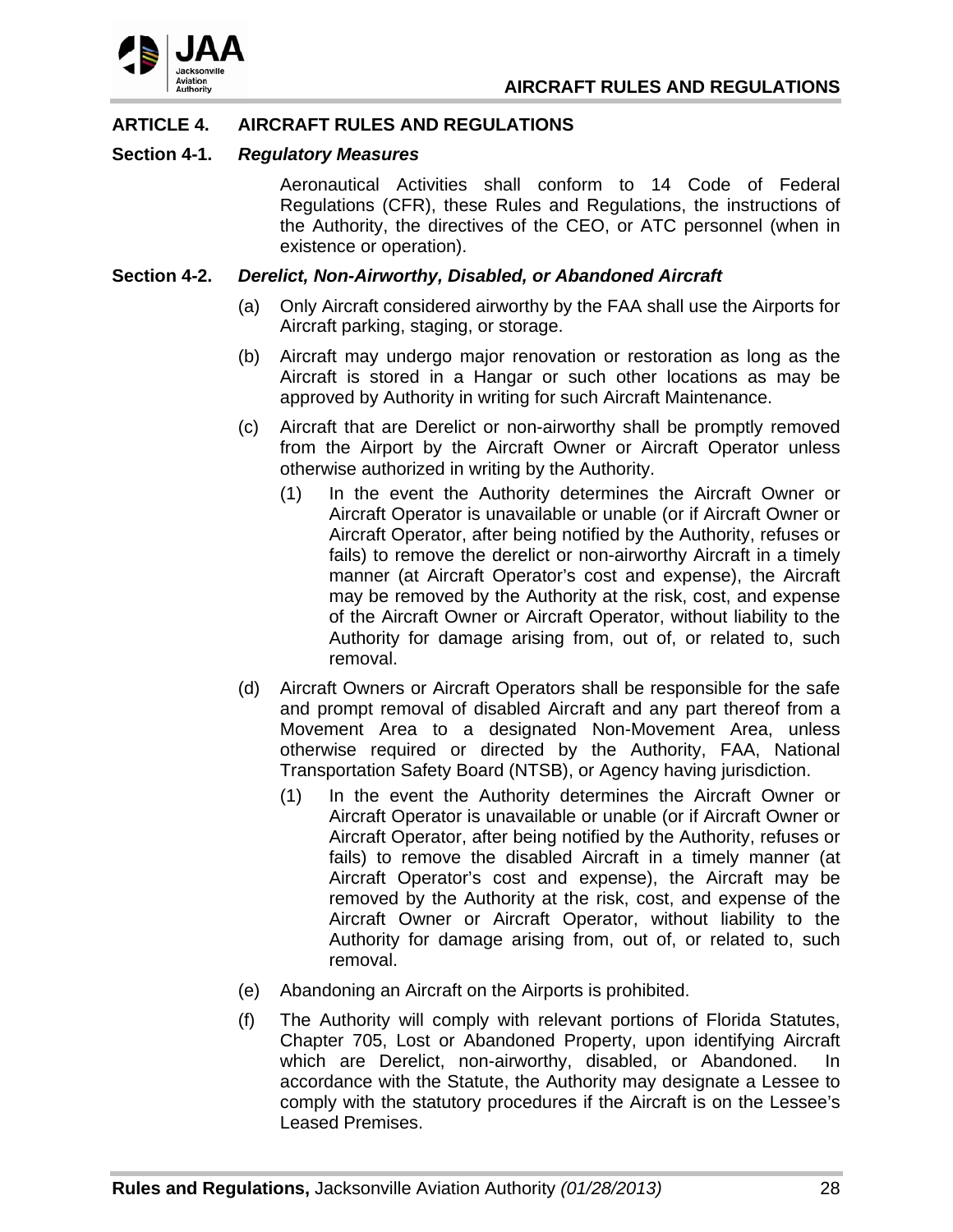## ARTICLE 4. AIRCRAFT RULES AND REGULATIONS

### Section 4-1. *Regulatory Measures*

Aeronautical Activities shall conform to 14 Code of Federal Regulations (CFR), these Rules and Regulations, the instructions of the Authority, the directives of the CEO, or ATC personnel (when in existence or operation).

### Section 4-2. *Derelict, Non-Airworthy, Disabled, or Abandoned Aircraft*

(a) Only Aircraft considered airworthy by the FAA shall use the Airports for Aircraft parking, staging, or storage.

(b) Aircraft may undergo major renovation or restoration as long as the Aircraft is stored in a Hangar or such other locations as may be approved by Authority in writing for such Aircraft Maintenance.

(c) Aircraft that are Derelict or non-airworthy shall be promptly removed from the Airport by the Aircraft Owner or Aircraft Operator unless otherwise authorized in writing by the Authority.

  (1) In the event the Authority determines the Aircraft Owner or Aircraft Operator is unavailable or unable (or if Aircraft Owner or Aircraft Operator, after being notified by the Authority, refuses or fails) to remove the derelict or non-airworthy Aircraft in a timely manner (at Aircraft Operator's cost and expense), the Aircraft may be removed by the Authority at the risk, cost, and expense of the Aircraft Owner or Aircraft Operator, without liability to the Authority for damage arising from, out of, or related to, such removal.

(d) Aircraft Owners or Aircraft Operators shall be responsible for the safe and prompt removal of disabled Aircraft and any part thereof from a Movement Area to a designated Non-Movement Area, unless otherwise required or directed by the Authority, FAA, National Transportation Safety Board (NTSB), or Agency having jurisdiction.

  (1) In the event the Authority determines the Aircraft Owner or Aircraft Operator is unavailable or unable (or if Aircraft Owner or Aircraft Operator, after being notified by the Authority, refuses or fails) to remove the disabled Aircraft in a timely manner (at Aircraft Operator's cost and expense), the Aircraft may be removed by the Authority at the risk, cost, and expense of the Aircraft Owner or Aircraft Operator, without liability to the Authority for damage arising from, out of, or related to, such removal.

(e) Abandoning an Aircraft on the Airports is prohibited.

(f) The Authority will comply with relevant portions of Florida Statutes, Chapter 705, Lost or Abandoned Property, upon identifying Aircraft which are Derelict, non-airworthy, disabled, or Abandoned. In accordance with the Statute, the Authority may designate a Lessee to comply with the statutory procedures if the Aircraft is on the Lessee's Leased Premises.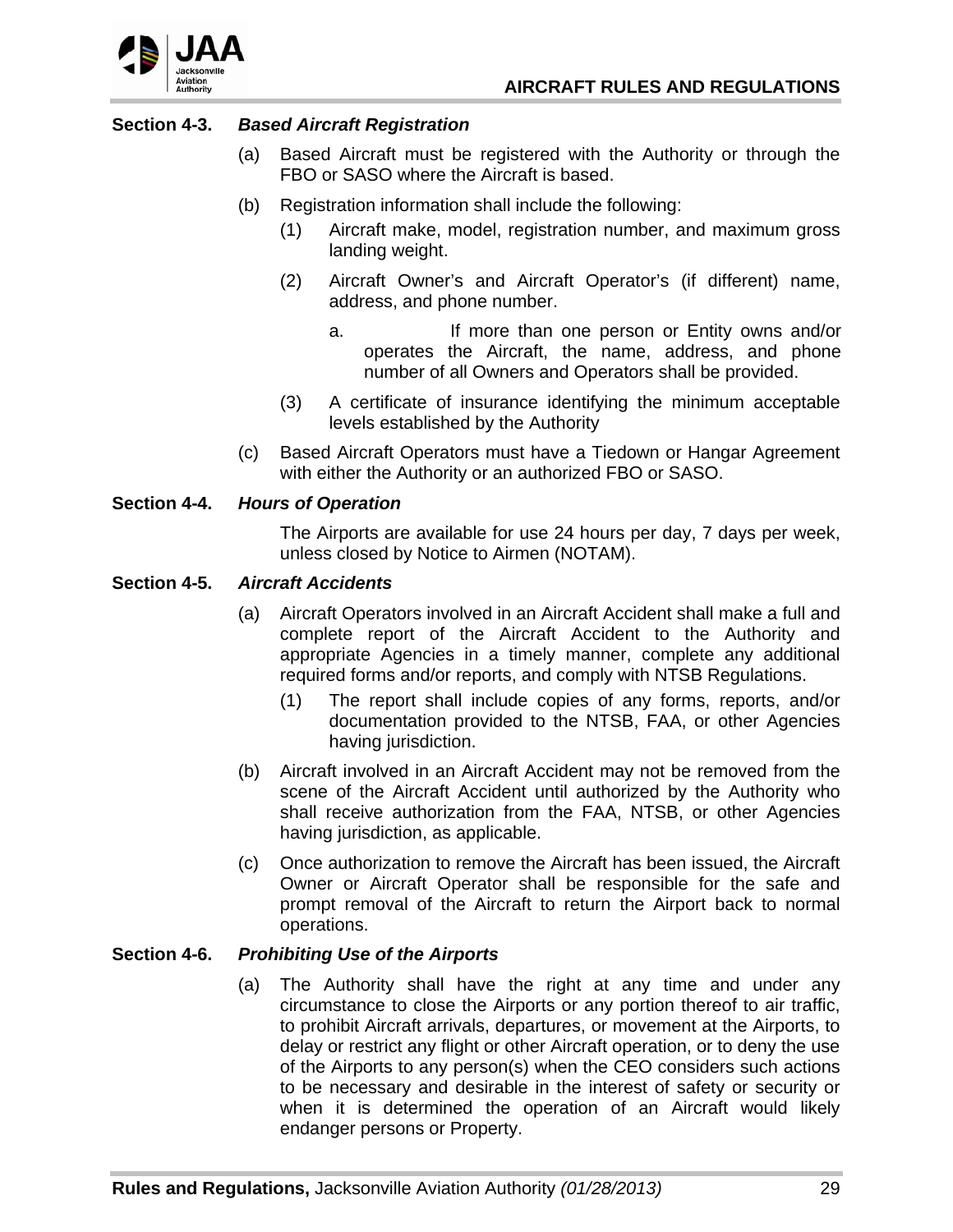### Section 4-3. *Based Aircraft Registration*

(a) Based Aircraft must be registered with the Authority or through the FBO or SASO where the Aircraft is based.

(b) Registration information shall include the following:

(1) Aircraft make, model, registration number, and maximum gross landing weight.

(2) Aircraft Owner's and Aircraft Operator's (if different) name, address, and phone number.

a. If more than one person or Entity owns and/or operates the Aircraft, the name, address, and phone number of all Owners and Operators shall be provided.

(3) A certificate of insurance identifying the minimum acceptable levels established by the Authority

(c) Based Aircraft Operators must have a Tiedown or Hangar Agreement with either the Authority or an authorized FBO or SASO.

### Section 4-4. *Hours of Operation*

The Airports are available for use 24 hours per day, 7 days per week, unless closed by Notice to Airmen (NOTAM).

### Section 4-5. *Aircraft Accidents*

(a) Aircraft Operators involved in an Aircraft Accident shall make a full and complete report of the Aircraft Accident to the Authority and appropriate Agencies in a timely manner, complete any additional required forms and/or reports, and comply with NTSB Regulations.

(1) The report shall include copies of any forms, reports, and/or documentation provided to the NTSB, FAA, or other Agencies having jurisdiction.

(b) Aircraft involved in an Aircraft Accident may not be removed from the scene of the Aircraft Accident until authorized by the Authority who shall receive authorization from the FAA, NTSB, or other Agencies having jurisdiction, as applicable.

(c) Once authorization to remove the Aircraft has been issued, the Aircraft Owner or Aircraft Operator shall be responsible for the safe and prompt removal of the Aircraft to return the Airport back to normal operations.

### Section 4-6. *Prohibiting Use of the Airports*

(a) The Authority shall have the right at any time and under any circumstance to close the Airports or any portion thereof to air traffic, to prohibit Aircraft arrivals, departures, or movement at the Airports, to delay or restrict any flight or other Aircraft operation, or to deny the use of the Airports to any person(s) when the CEO considers such actions to be necessary and desirable in the interest of safety or security or when it is determined the operation of an Aircraft would likely endanger persons or Property.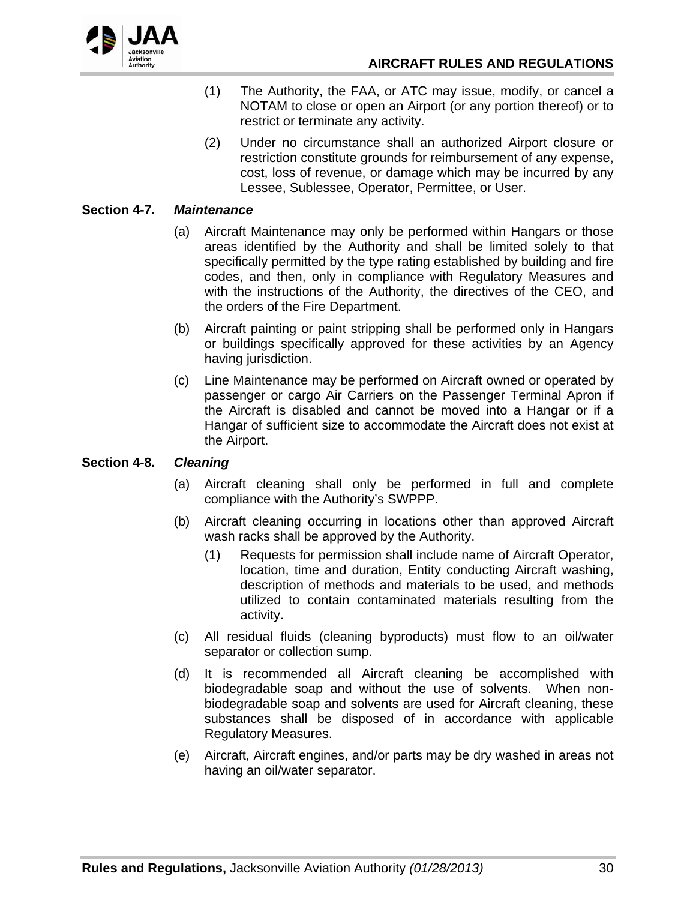(1) The Authority, the FAA, or ATC may issue, modify, or cancel a NOTAM to close or open an Airport (or any portion thereof) or to restrict or terminate any activity.

(2) Under no circumstance shall an authorized Airport closure or restriction constitute grounds for reimbursement of any expense, cost, loss of revenue, or damage which may be incurred by any Lessee, Sublessee, Operator, Permittee, or User.

### Section 4-7. *Maintenance*

(a) Aircraft Maintenance may only be performed within Hangars or those areas identified by the Authority and shall be limited solely to that specifically permitted by the type rating established by building and fire codes, and then, only in compliance with Regulatory Measures and with the instructions of the Authority, the directives of the CEO, and the orders of the Fire Department.

(b) Aircraft painting or paint stripping shall be performed only in Hangars or buildings specifically approved for these activities by an Agency having jurisdiction.

(c) Line Maintenance may be performed on Aircraft owned or operated by passenger or cargo Air Carriers on the Passenger Terminal Apron if the Aircraft is disabled and cannot be moved into a Hangar or if a Hangar of sufficient size to accommodate the Aircraft does not exist at the Airport.

### Section 4-8. *Cleaning*

(a) Aircraft cleaning shall only be performed in full and complete compliance with the Authority's SWPPP.

(b) Aircraft cleaning occurring in locations other than approved Aircraft wash racks shall be approved by the Authority.

(1) Requests for permission shall include name of Aircraft Operator, location, time and duration, Entity conducting Aircraft washing, description of methods and materials to be used, and methods utilized to contain contaminated materials resulting from the activity.

(c) All residual fluids (cleaning byproducts) must flow to an oil/water separator or collection sump.

(d) It is recommended all Aircraft cleaning be accomplished with biodegradable soap and without the use of solvents. When non-biodegradable soap and solvents are used for Aircraft cleaning, these substances shall be disposed of in accordance with applicable Regulatory Measures.

(e) Aircraft, Aircraft engines, and/or parts may be dry washed in areas not having an oil/water separator.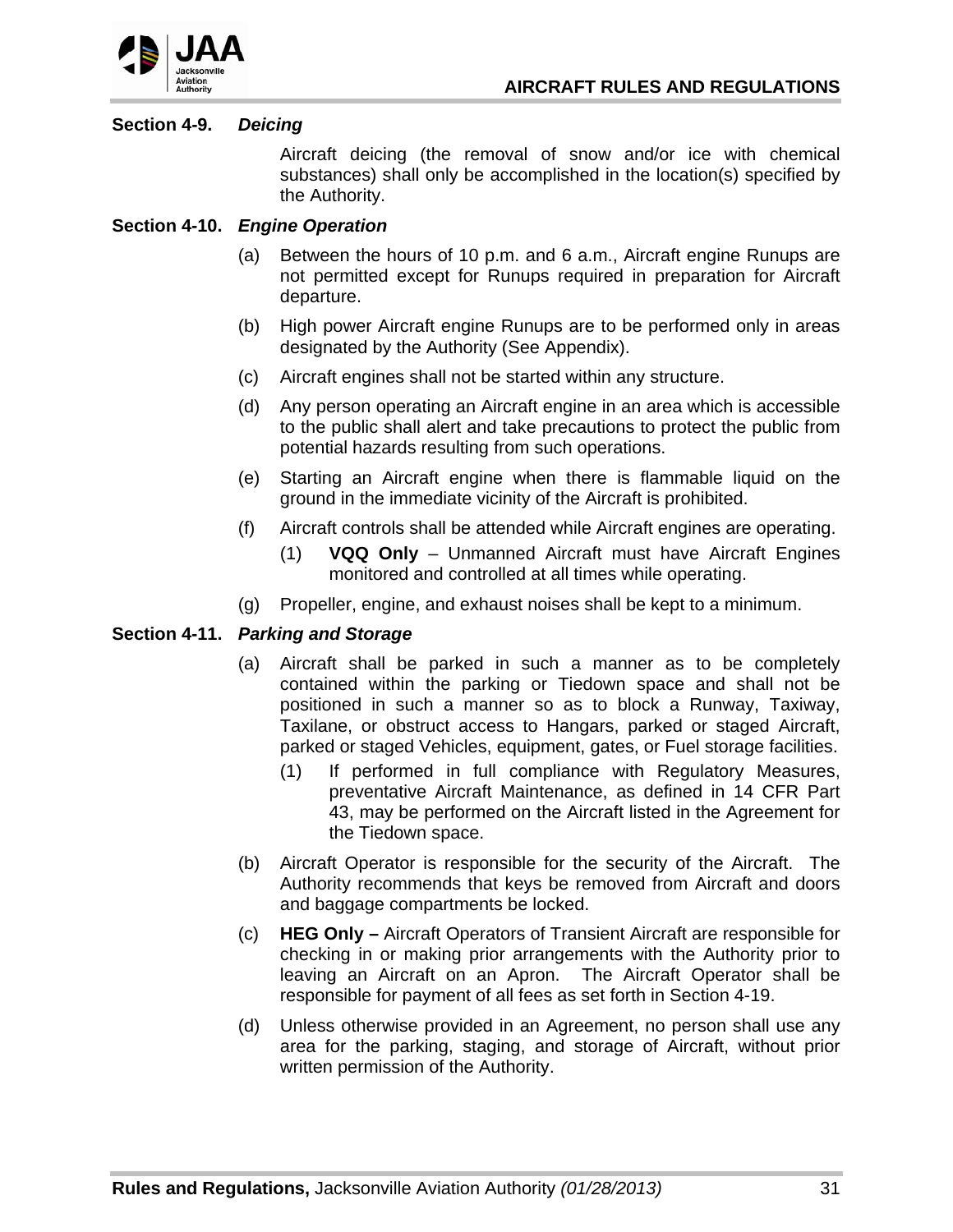### Section 4-9. *Deicing*

Aircraft deicing (the removal of snow and/or ice with chemical substances) shall only be accomplished in the location(s) specified by the Authority.

### Section 4-10. *Engine Operation*

(a) Between the hours of 10 p.m. and 6 a.m., Aircraft engine Runups are not permitted except for Runups required in preparation for Aircraft departure.

(b) High power Aircraft engine Runups are to be performed only in areas designated by the Authority (See Appendix).

(c) Aircraft engines shall not be started within any structure.

(d) Any person operating an Aircraft engine in an area which is accessible to the public shall alert and take precautions to protect the public from potential hazards resulting from such operations.

(e) Starting an Aircraft engine when there is flammable liquid on the ground in the immediate vicinity of the Aircraft is prohibited.

(f) Aircraft controls shall be attended while Aircraft engines are operating.

  (1) **VQQ Only** – Unmanned Aircraft must have Aircraft Engines monitored and controlled at all times while operating.

(g) Propeller, engine, and exhaust noises shall be kept to a minimum.

### Section 4-11. *Parking and Storage*

(a) Aircraft shall be parked in such a manner as to be completely contained within the parking or Tiedown space and shall not be positioned in such a manner so as to block a Runway, Taxiway, Taxilane, or obstruct access to Hangars, parked or staged Aircraft, parked or staged Vehicles, equipment, gates, or Fuel storage facilities.

  (1) If performed in full compliance with Regulatory Measures, preventative Aircraft Maintenance, as defined in 14 CFR Part 43, may be performed on the Aircraft listed in the Agreement for the Tiedown space.

(b) Aircraft Operator is responsible for the security of the Aircraft. The Authority recommends that keys be removed from Aircraft and doors and baggage compartments be locked.

(c) **HEG Only –** Aircraft Operators of Transient Aircraft are responsible for checking in or making prior arrangements with the Authority prior to leaving an Aircraft on an Apron. The Aircraft Operator shall be responsible for payment of all fees as set forth in Section 4-19.

(d) Unless otherwise provided in an Agreement, no person shall use any area for the parking, staging, and storage of Aircraft, without prior written permission of the Authority.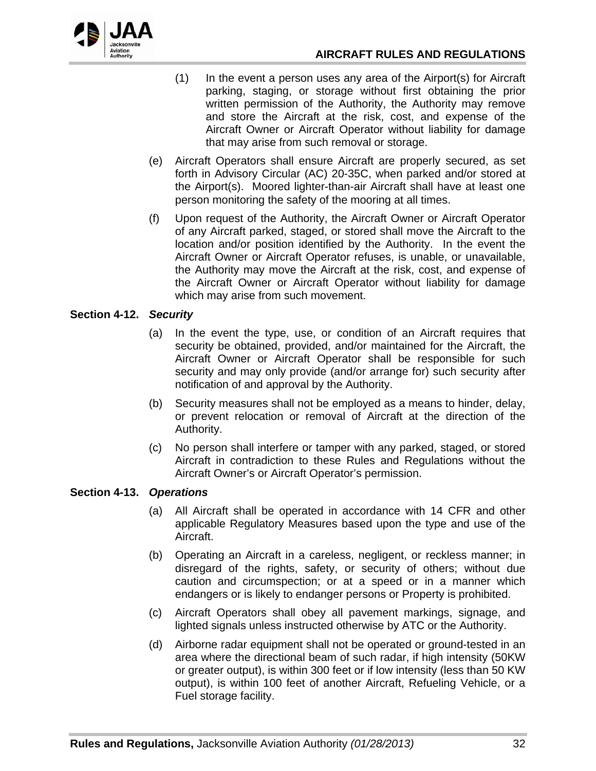(1) In the event a person uses any area of the Airport(s) for Aircraft parking, staging, or storage without first obtaining the prior written permission of the Authority, the Authority may remove and store the Aircraft at the risk, cost, and expense of the Aircraft Owner or Aircraft Operator without liability for damage that may arise from such removal or storage.

(e) Aircraft Operators shall ensure Aircraft are properly secured, as set forth in Advisory Circular (AC) 20-35C, when parked and/or stored at the Airport(s). Moored lighter-than-air Aircraft shall have at least one person monitoring the safety of the mooring at all times.

(f) Upon request of the Authority, the Aircraft Owner or Aircraft Operator of any Aircraft parked, staged, or stored shall move the Aircraft to the location and/or position identified by the Authority. In the event the Aircraft Owner or Aircraft Operator refuses, is unable, or unavailable, the Authority may move the Aircraft at the risk, cost, and expense of the Aircraft Owner or Aircraft Operator without liability for damage which may arise from such movement.

**Section 4-12.** ***Security***

(a) In the event the type, use, or condition of an Aircraft requires that security be obtained, provided, and/or maintained for the Aircraft, the Aircraft Owner or Aircraft Operator shall be responsible for such security and may only provide (and/or arrange for) such security after notification of and approval by the Authority.

(b) Security measures shall not be employed as a means to hinder, delay, or prevent relocation or removal of Aircraft at the direction of the Authority.

(c) No person shall interfere or tamper with any parked, staged, or stored Aircraft in contradiction to these Rules and Regulations without the Aircraft Owner's or Aircraft Operator's permission.

**Section 4-13.** ***Operations***

(a) All Aircraft shall be operated in accordance with 14 CFR and other applicable Regulatory Measures based upon the type and use of the Aircraft.

(b) Operating an Aircraft in a careless, negligent, or reckless manner; in disregard of the rights, safety, or security of others; without due caution and circumspection; or at a speed or in a manner which endangers or is likely to endanger persons or Property is prohibited.

(c) Aircraft Operators shall obey all pavement markings, signage, and lighted signals unless instructed otherwise by ATC or the Authority.

(d) Airborne radar equipment shall not be operated or ground-tested in an area where the directional beam of such radar, if high intensity (50KW or greater output), is within 300 feet or if low intensity (less than 50 KW output), is within 100 feet of another Aircraft, Refueling Vehicle, or a Fuel storage facility.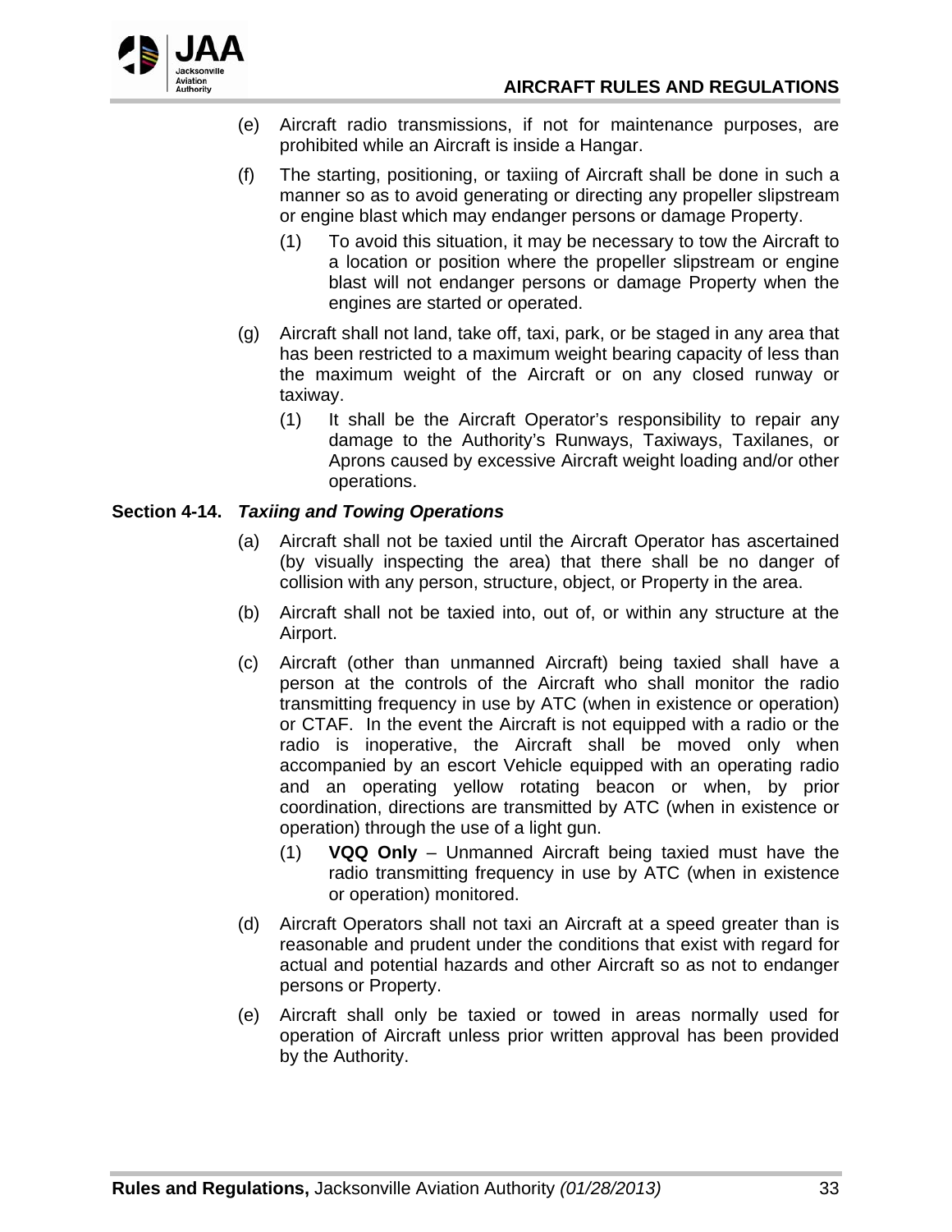(e) Aircraft radio transmissions, if not for maintenance purposes, are prohibited while an Aircraft is inside a Hangar.

(f) The starting, positioning, or taxiing of Aircraft shall be done in such a manner so as to avoid generating or directing any propeller slipstream or engine blast which may endanger persons or damage Property.

   (1) To avoid this situation, it may be necessary to tow the Aircraft to a location or position where the propeller slipstream or engine blast will not endanger persons or damage Property when the engines are started or operated.

(g) Aircraft shall not land, take off, taxi, park, or be staged in any area that has been restricted to a maximum weight bearing capacity of less than the maximum weight of the Aircraft or on any closed runway or taxiway.

   (1) It shall be the Aircraft Operator's responsibility to repair any damage to the Authority's Runways, Taxiways, Taxilanes, or Aprons caused by excessive Aircraft weight loading and/or other operations.

**Section 4-14. *Taxiing and Towing Operations***

(a) Aircraft shall not be taxied until the Aircraft Operator has ascertained (by visually inspecting the area) that there shall be no danger of collision with any person, structure, object, or Property in the area.

(b) Aircraft shall not be taxied into, out of, or within any structure at the Airport.

(c) Aircraft (other than unmanned Aircraft) being taxied shall have a person at the controls of the Aircraft who shall monitor the radio transmitting frequency in use by ATC (when in existence or operation) or CTAF. In the event the Aircraft is not equipped with a radio or the radio is inoperative, the Aircraft shall be moved only when accompanied by an escort Vehicle equipped with an operating radio and an operating yellow rotating beacon or when, by prior coordination, directions are transmitted by ATC (when in existence or operation) through the use of a light gun.

   (1) **VQQ Only** – Unmanned Aircraft being taxied must have the radio transmitting frequency in use by ATC (when in existence or operation) monitored.

(d) Aircraft Operators shall not taxi an Aircraft at a speed greater than is reasonable and prudent under the conditions that exist with regard for actual and potential hazards and other Aircraft so as not to endanger persons or Property.

(e) Aircraft shall only be taxied or towed in areas normally used for operation of Aircraft unless prior written approval has been provided by the Authority.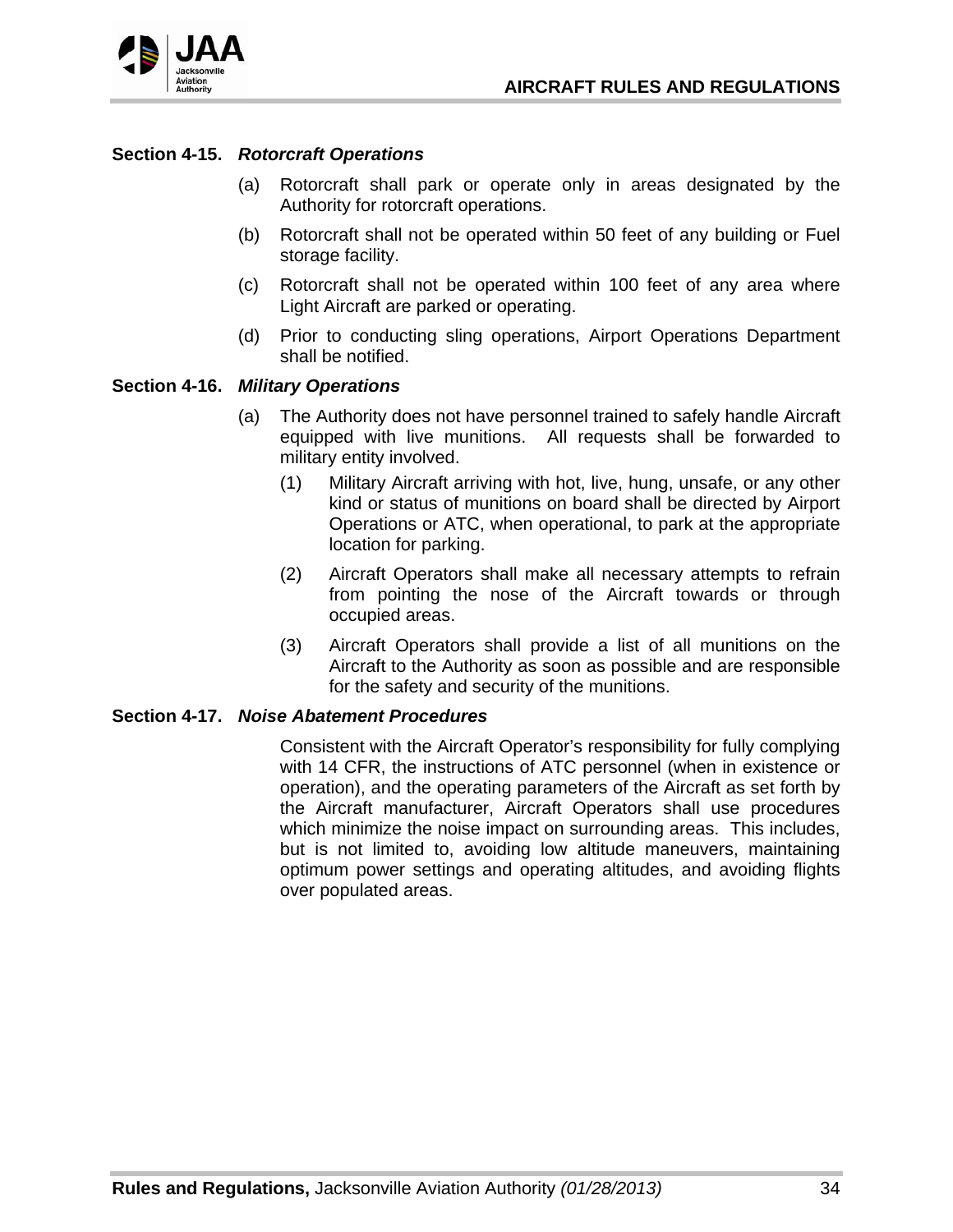**Section 4-15.** ***Rotorcraft Operations***

(a) Rotorcraft shall park or operate only in areas designated by the Authority for rotorcraft operations.

(b) Rotorcraft shall not be operated within 50 feet of any building or Fuel storage facility.

(c) Rotorcraft shall not be operated within 100 feet of any area where Light Aircraft are parked or operating.

(d) Prior to conducting sling operations, Airport Operations Department shall be notified.

**Section 4-16.** ***Military Operations***

(a) The Authority does not have personnel trained to safely handle Aircraft equipped with live munitions. All requests shall be forwarded to military entity involved.

(1) Military Aircraft arriving with hot, live, hung, unsafe, or any other kind or status of munitions on board shall be directed by Airport Operations or ATC, when operational, to park at the appropriate location for parking.

(2) Aircraft Operators shall make all necessary attempts to refrain from pointing the nose of the Aircraft towards or through occupied areas.

(3) Aircraft Operators shall provide a list of all munitions on the Aircraft to the Authority as soon as possible and are responsible for the safety and security of the munitions.

**Section 4-17.** ***Noise Abatement Procedures***

Consistent with the Aircraft Operator's responsibility for fully complying with 14 CFR, the instructions of ATC personnel (when in existence or operation), and the operating parameters of the Aircraft as set forth by the Aircraft manufacturer, Aircraft Operators shall use procedures which minimize the noise impact on surrounding areas. This includes, but is not limited to, avoiding low altitude maneuvers, maintaining optimum power settings and operating altitudes, and avoiding flights over populated areas.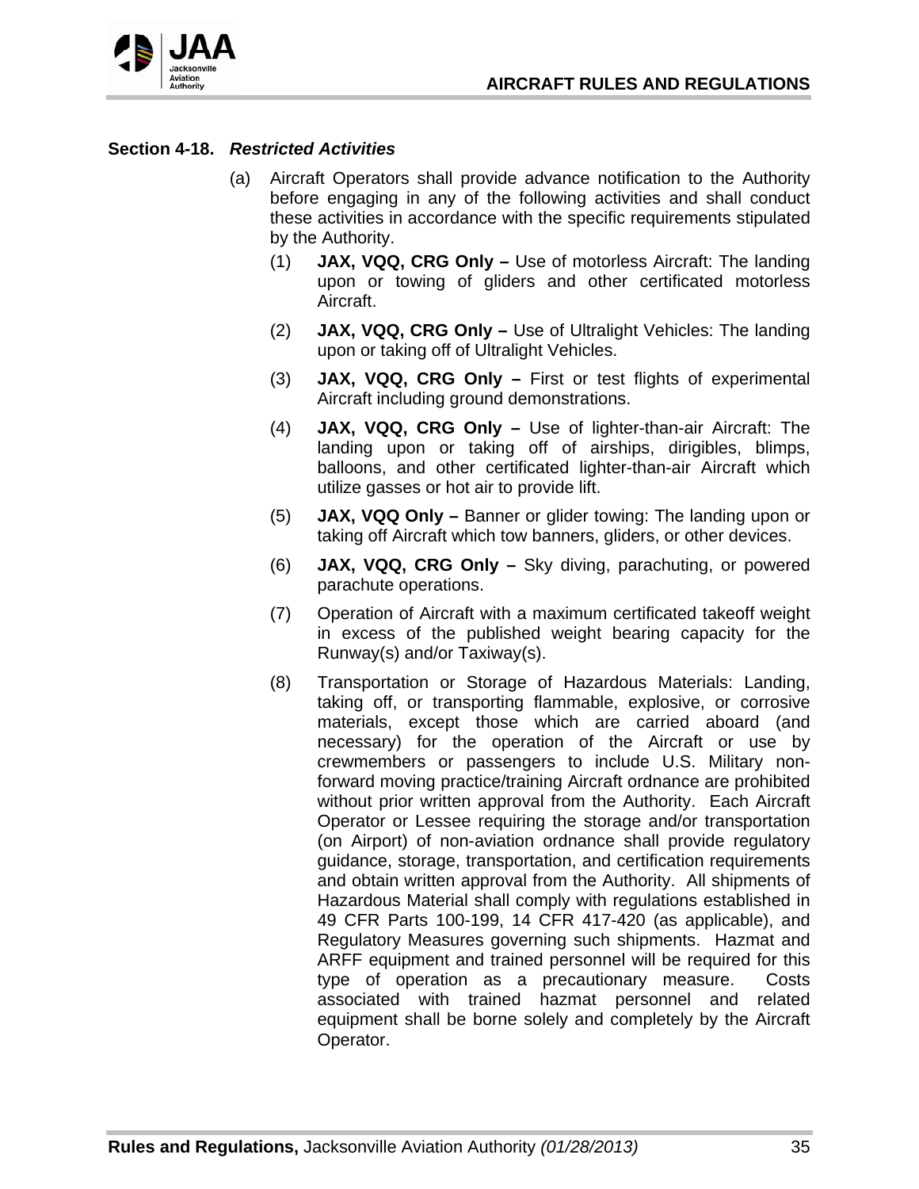**Section 4-18.** ***Restricted Activities***

(a) Aircraft Operators shall provide advance notification to the Authority before engaging in any of the following activities and shall conduct these activities in accordance with the specific requirements stipulated by the Authority.

(1) **JAX, VQQ, CRG Only –** Use of motorless Aircraft: The landing upon or towing of gliders and other certificated motorless Aircraft.

(2) **JAX, VQQ, CRG Only –** Use of Ultralight Vehicles: The landing upon or taking off of Ultralight Vehicles.

(3) **JAX, VQQ, CRG Only –** First or test flights of experimental Aircraft including ground demonstrations.

(4) **JAX, VQQ, CRG Only –** Use of lighter-than-air Aircraft: The landing upon or taking off of airships, dirigibles, blimps, balloons, and other certificated lighter-than-air Aircraft which utilize gasses or hot air to provide lift.

(5) **JAX, VQQ Only –** Banner or glider towing: The landing upon or taking off Aircraft which tow banners, gliders, or other devices.

(6) **JAX, VQQ, CRG Only –** Sky diving, parachuting, or powered parachute operations.

(7) Operation of Aircraft with a maximum certificated takeoff weight in excess of the published weight bearing capacity for the Runway(s) and/or Taxiway(s).

(8) Transportation or Storage of Hazardous Materials: Landing, taking off, or transporting flammable, explosive, or corrosive materials, except those which are carried aboard (and necessary) for the operation of the Aircraft or use by crewmembers or passengers to include U.S. Military non-forward moving practice/training Aircraft ordnance are prohibited without prior written approval from the Authority. Each Aircraft Operator or Lessee requiring the storage and/or transportation (on Airport) of non-aviation ordnance shall provide regulatory guidance, storage, transportation, and certification requirements and obtain written approval from the Authority. All shipments of Hazardous Material shall comply with regulations established in 49 CFR Parts 100-199, 14 CFR 417-420 (as applicable), and Regulatory Measures governing such shipments. Hazmat and ARFF equipment and trained personnel will be required for this type of operation as a precautionary measure. Costs associated with trained hazmat personnel and related equipment shall be borne solely and completely by the Aircraft Operator.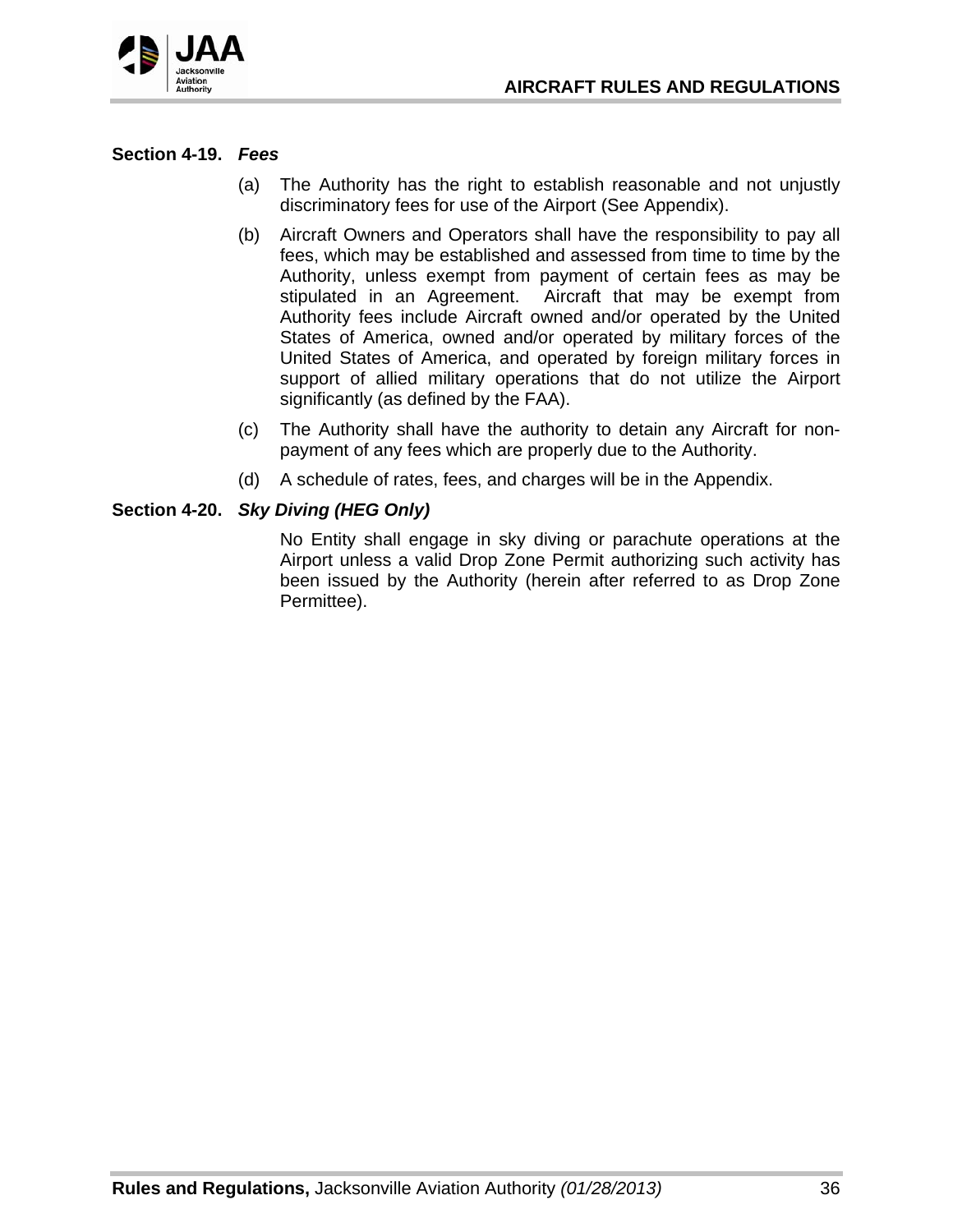### Section 4-19. *Fees*

(a) The Authority has the right to establish reasonable and not unjustly discriminatory fees for use of the Airport (See Appendix).

(b) Aircraft Owners and Operators shall have the responsibility to pay all fees, which may be established and assessed from time to time by the Authority, unless exempt from payment of certain fees as may be stipulated in an Agreement. Aircraft that may be exempt from Authority fees include Aircraft owned and/or operated by the United States of America, owned and/or operated by military forces of the United States of America, and operated by foreign military forces in support of allied military operations that do not utilize the Airport significantly (as defined by the FAA).

(c) The Authority shall have the authority to detain any Aircraft for non-payment of any fees which are properly due to the Authority.

(d) A schedule of rates, fees, and charges will be in the Appendix.

### Section 4-20. *Sky Diving (HEG Only)*

No Entity shall engage in sky diving or parachute operations at the Airport unless a valid Drop Zone Permit authorizing such activity has been issued by the Authority (herein after referred to as Drop Zone Permittee).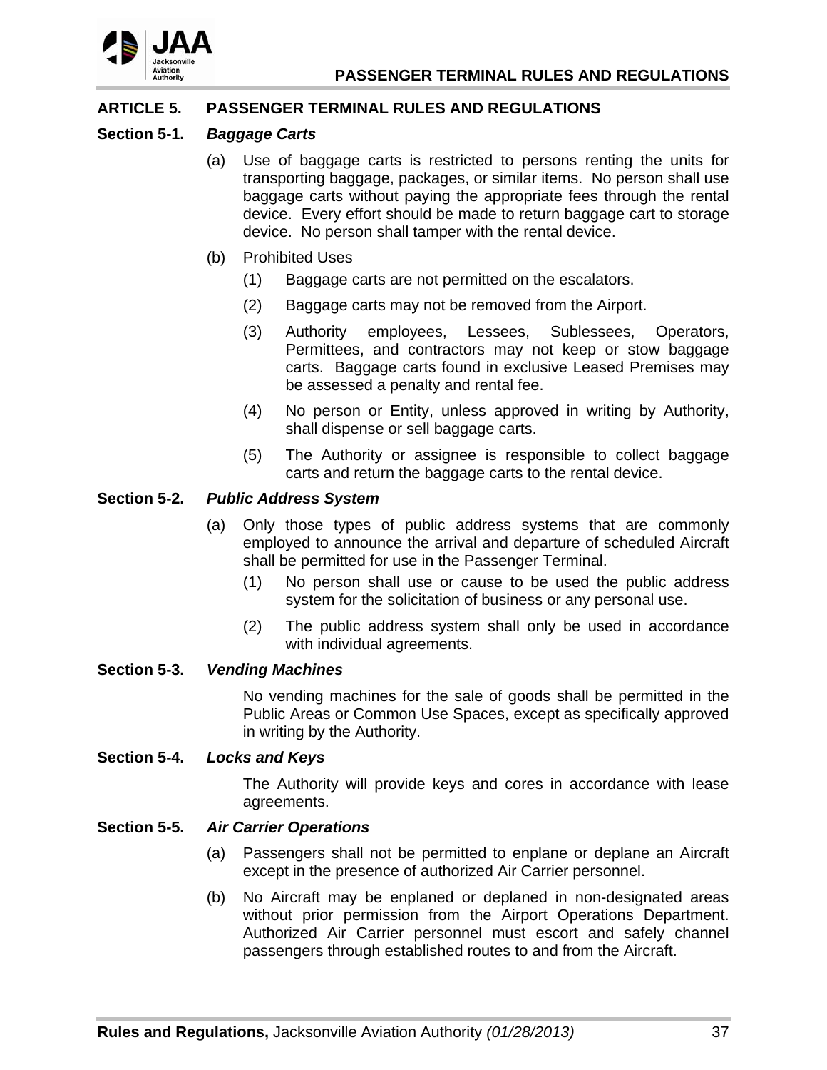## ARTICLE 5. PASSENGER TERMINAL RULES AND REGULATIONS

### Section 5-1. *Baggage Carts*

(a) Use of baggage carts is restricted to persons renting the units for transporting baggage, packages, or similar items. No person shall use baggage carts without paying the appropriate fees through the rental device. Every effort should be made to return baggage cart to storage device. No person shall tamper with the rental device.

(b) Prohibited Uses

(1) Baggage carts are not permitted on the escalators.

(2) Baggage carts may not be removed from the Airport.

(3) Authority employees, Lessees, Sublessees, Operators, Permittees, and contractors may not keep or stow baggage carts. Baggage carts found in exclusive Leased Premises may be assessed a penalty and rental fee.

(4) No person or Entity, unless approved in writing by Authority, shall dispense or sell baggage carts.

(5) The Authority or assignee is responsible to collect baggage carts and return the baggage carts to the rental device.

### Section 5-2. *Public Address System*

(a) Only those types of public address systems that are commonly employed to announce the arrival and departure of scheduled Aircraft shall be permitted for use in the Passenger Terminal.

(1) No person shall use or cause to be used the public address system for the solicitation of business or any personal use.

(2) The public address system shall only be used in accordance with individual agreements.

### Section 5-3. *Vending Machines*

No vending machines for the sale of goods shall be permitted in the Public Areas or Common Use Spaces, except as specifically approved in writing by the Authority.

### Section 5-4. *Locks and Keys*

The Authority will provide keys and cores in accordance with lease agreements.

### Section 5-5. *Air Carrier Operations*

(a) Passengers shall not be permitted to enplane or deplane an Aircraft except in the presence of authorized Air Carrier personnel.

(b) No Aircraft may be enplaned or deplaned in non-designated areas without prior permission from the Airport Operations Department. Authorized Air Carrier personnel must escort and safely channel passengers through established routes to and from the Aircraft.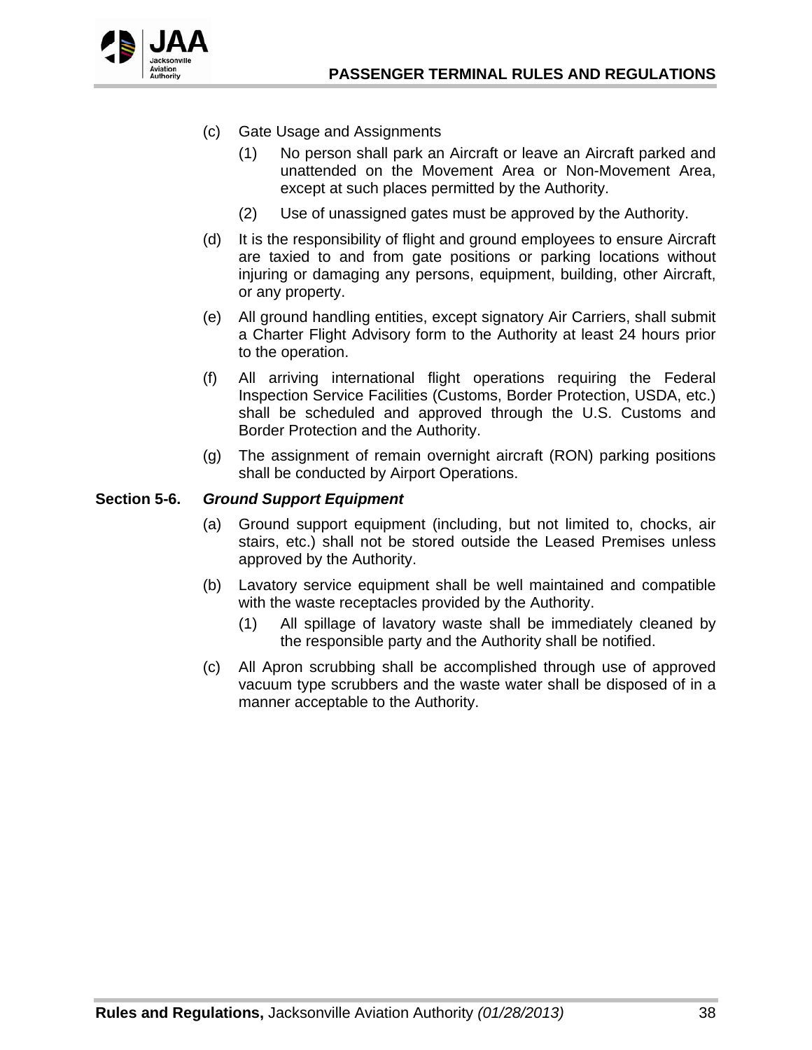(c) Gate Usage and Assignments

  (1) No person shall park an Aircraft or leave an Aircraft parked and unattended on the Movement Area or Non-Movement Area, except at such places permitted by the Authority.

  (2) Use of unassigned gates must be approved by the Authority.

(d) It is the responsibility of flight and ground employees to ensure Aircraft are taxied to and from gate positions or parking locations without injuring or damaging any persons, equipment, building, other Aircraft, or any property.

(e) All ground handling entities, except signatory Air Carriers, shall submit a Charter Flight Advisory form to the Authority at least 24 hours prior to the operation.

(f) All arriving international flight operations requiring the Federal Inspection Service Facilities (Customs, Border Protection, USDA, etc.) shall be scheduled and approved through the U.S. Customs and Border Protection and the Authority.

(g) The assignment of remain overnight aircraft (RON) parking positions shall be conducted by Airport Operations.

**Section 5-6.** ***Ground Support Equipment***

(a) Ground support equipment (including, but not limited to, chocks, air stairs, etc.) shall not be stored outside the Leased Premises unless approved by the Authority.

(b) Lavatory service equipment shall be well maintained and compatible with the waste receptacles provided by the Authority.

  (1) All spillage of lavatory waste shall be immediately cleaned by the responsible party and the Authority shall be notified.

(c) All Apron scrubbing shall be accomplished through use of approved vacuum type scrubbers and the waste water shall be disposed of in a manner acceptable to the Authority.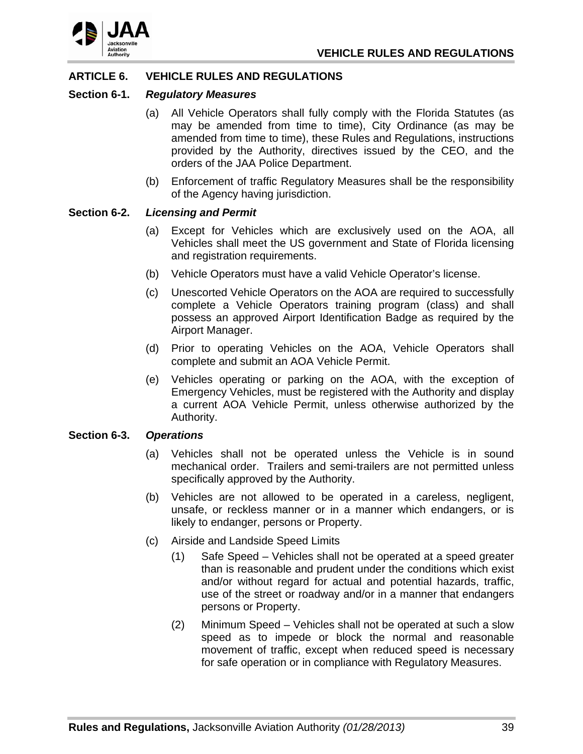## ARTICLE 6. VEHICLE RULES AND REGULATIONS

### Section 6-1. *Regulatory Measures*

(a) All Vehicle Operators shall fully comply with the Florida Statutes (as may be amended from time to time), City Ordinance (as may be amended from time to time), these Rules and Regulations, instructions provided by the Authority, directives issued by the CEO, and the orders of the JAA Police Department.

(b) Enforcement of traffic Regulatory Measures shall be the responsibility of the Agency having jurisdiction.

### Section 6-2. *Licensing and Permit*

(a) Except for Vehicles which are exclusively used on the AOA, all Vehicles shall meet the US government and State of Florida licensing and registration requirements.

(b) Vehicle Operators must have a valid Vehicle Operator's license.

(c) Unescorted Vehicle Operators on the AOA are required to successfully complete a Vehicle Operators training program (class) and shall possess an approved Airport Identification Badge as required by the Airport Manager.

(d) Prior to operating Vehicles on the AOA, Vehicle Operators shall complete and submit an AOA Vehicle Permit.

(e) Vehicles operating or parking on the AOA, with the exception of Emergency Vehicles, must be registered with the Authority and display a current AOA Vehicle Permit, unless otherwise authorized by the Authority.

### Section 6-3. *Operations*

(a) Vehicles shall not be operated unless the Vehicle is in sound mechanical order. Trailers and semi-trailers are not permitted unless specifically approved by the Authority.

(b) Vehicles are not allowed to be operated in a careless, negligent, unsafe, or reckless manner or in a manner which endangers, or is likely to endanger, persons or Property.

(c) Airside and Landside Speed Limits

  (1) Safe Speed – Vehicles shall not be operated at a speed greater than is reasonable and prudent under the conditions which exist and/or without regard for actual and potential hazards, traffic, use of the street or roadway and/or in a manner that endangers persons or Property.

  (2) Minimum Speed – Vehicles shall not be operated at such a slow speed as to impede or block the normal and reasonable movement of traffic, except when reduced speed is necessary for safe operation or in compliance with Regulatory Measures.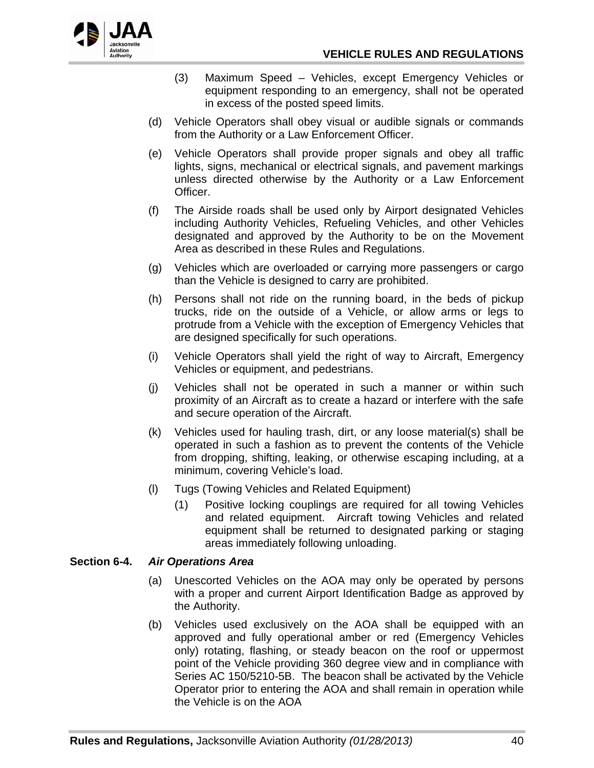(3) Maximum Speed – Vehicles, except Emergency Vehicles or equipment responding to an emergency, shall not be operated in excess of the posted speed limits.

(d) Vehicle Operators shall obey visual or audible signals or commands from the Authority or a Law Enforcement Officer.

(e) Vehicle Operators shall provide proper signals and obey all traffic lights, signs, mechanical or electrical signals, and pavement markings unless directed otherwise by the Authority or a Law Enforcement Officer.

(f) The Airside roads shall be used only by Airport designated Vehicles including Authority Vehicles, Refueling Vehicles, and other Vehicles designated and approved by the Authority to be on the Movement Area as described in these Rules and Regulations.

(g) Vehicles which are overloaded or carrying more passengers or cargo than the Vehicle is designed to carry are prohibited.

(h) Persons shall not ride on the running board, in the beds of pickup trucks, ride on the outside of a Vehicle, or allow arms or legs to protrude from a Vehicle with the exception of Emergency Vehicles that are designed specifically for such operations.

(i) Vehicle Operators shall yield the right of way to Aircraft, Emergency Vehicles or equipment, and pedestrians.

(j) Vehicles shall not be operated in such a manner or within such proximity of an Aircraft as to create a hazard or interfere with the safe and secure operation of the Aircraft.

(k) Vehicles used for hauling trash, dirt, or any loose material(s) shall be operated in such a fashion as to prevent the contents of the Vehicle from dropping, shifting, leaking, or otherwise escaping including, at a minimum, covering Vehicle's load.

(l) Tugs (Towing Vehicles and Related Equipment)

  (1) Positive locking couplings are required for all towing Vehicles and related equipment. Aircraft towing Vehicles and related equipment shall be returned to designated parking or staging areas immediately following unloading.

**Section 6-4.** ***Air Operations Area***

(a) Unescorted Vehicles on the AOA may only be operated by persons with a proper and current Airport Identification Badge as approved by the Authority.

(b) Vehicles used exclusively on the AOA shall be equipped with an approved and fully operational amber or red (Emergency Vehicles only) rotating, flashing, or steady beacon on the roof or uppermost point of the Vehicle providing 360 degree view and in compliance with Series AC 150/5210-5B. The beacon shall be activated by the Vehicle Operator prior to entering the AOA and shall remain in operation while the Vehicle is on the AOA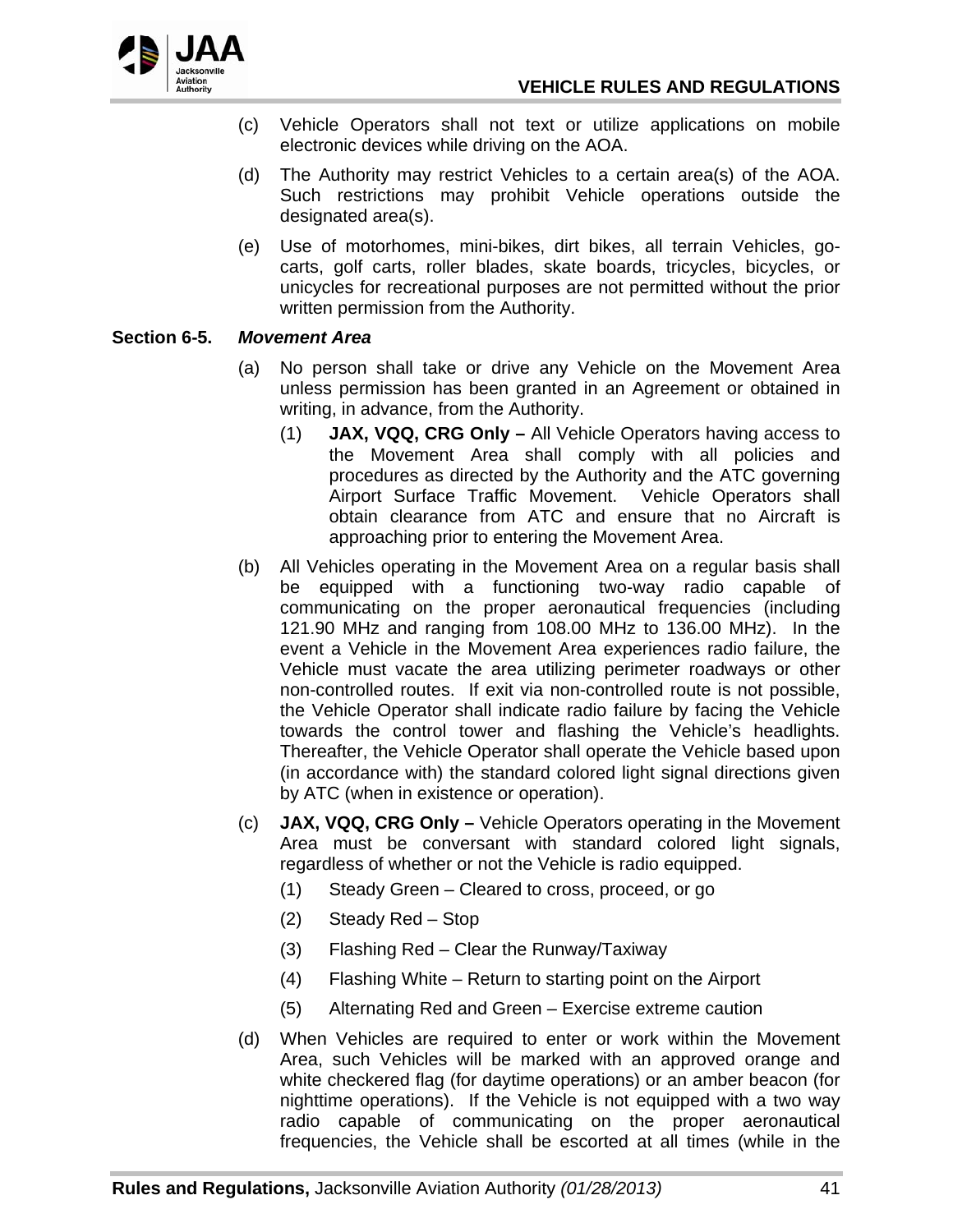(c) Vehicle Operators shall not text or utilize applications on mobile electronic devices while driving on the AOA.

(d) The Authority may restrict Vehicles to a certain area(s) of the AOA. Such restrictions may prohibit Vehicle operations outside the designated area(s).

(e) Use of motorhomes, mini-bikes, dirt bikes, all terrain Vehicles, go-carts, golf carts, roller blades, skate boards, tricycles, bicycles, or unicycles for recreational purposes are not permitted without the prior written permission from the Authority.

**Section 6-5.** ***Movement Area***

(a) No person shall take or drive any Vehicle on the Movement Area unless permission has been granted in an Agreement or obtained in writing, in advance, from the Authority.

   (1) **JAX, VQQ, CRG Only –** All Vehicle Operators having access to the Movement Area shall comply with all policies and procedures as directed by the Authority and the ATC governing Airport Surface Traffic Movement. Vehicle Operators shall obtain clearance from ATC and ensure that no Aircraft is approaching prior to entering the Movement Area.

(b) All Vehicles operating in the Movement Area on a regular basis shall be equipped with a functioning two-way radio capable of communicating on the proper aeronautical frequencies (including 121.90 MHz and ranging from 108.00 MHz to 136.00 MHz). In the event a Vehicle in the Movement Area experiences radio failure, the Vehicle must vacate the area utilizing perimeter roadways or other non-controlled routes. If exit via non-controlled route is not possible, the Vehicle Operator shall indicate radio failure by facing the Vehicle towards the control tower and flashing the Vehicle's headlights. Thereafter, the Vehicle Operator shall operate the Vehicle based upon (in accordance with) the standard colored light signal directions given by ATC (when in existence or operation).

(c) **JAX, VQQ, CRG Only –** Vehicle Operators operating in the Movement Area must be conversant with standard colored light signals, regardless of whether or not the Vehicle is radio equipped.

   (1) Steady Green – Cleared to cross, proceed, or go

   (2) Steady Red – Stop

   (3) Flashing Red – Clear the Runway/Taxiway

   (4) Flashing White – Return to starting point on the Airport

   (5) Alternating Red and Green – Exercise extreme caution

(d) When Vehicles are required to enter or work within the Movement Area, such Vehicles will be marked with an approved orange and white checkered flag (for daytime operations) or an amber beacon (for nighttime operations). If the Vehicle is not equipped with a two way radio capable of communicating on the proper aeronautical frequencies, the Vehicle shall be escorted at all times (while in the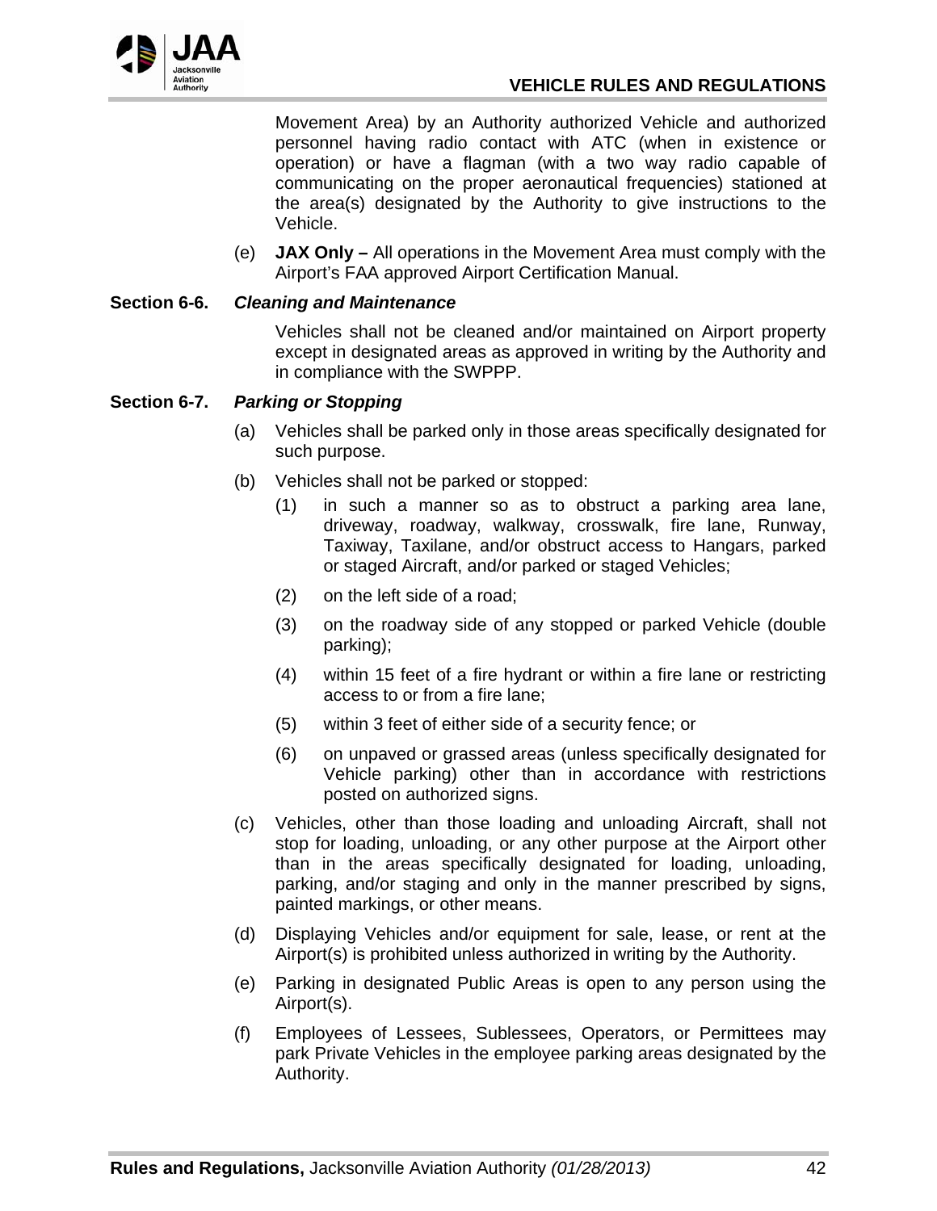Movement Area) by an Authority authorized Vehicle and authorized personnel having radio contact with ATC (when in existence or operation) or have a flagman (with a two way radio capable of communicating on the proper aeronautical frequencies) stationed at the area(s) designated by the Authority to give instructions to the Vehicle.

(e) **JAX Only –** All operations in the Movement Area must comply with the Airport's FAA approved Airport Certification Manual.

**Section 6-6.** ***Cleaning and Maintenance***

Vehicles shall not be cleaned and/or maintained on Airport property except in designated areas as approved in writing by the Authority and in compliance with the SWPPP.

**Section 6-7.** ***Parking or Stopping***

(a) Vehicles shall be parked only in those areas specifically designated for such purpose.

(b) Vehicles shall not be parked or stopped:

  (1) in such a manner so as to obstruct a parking area lane, driveway, roadway, walkway, crosswalk, fire lane, Runway, Taxiway, Taxilane, and/or obstruct access to Hangars, parked or staged Aircraft, and/or parked or staged Vehicles;

  (2) on the left side of a road;

  (3) on the roadway side of any stopped or parked Vehicle (double parking);

  (4) within 15 feet of a fire hydrant or within a fire lane or restricting access to or from a fire lane;

  (5) within 3 feet of either side of a security fence; or

  (6) on unpaved or grassed areas (unless specifically designated for Vehicle parking) other than in accordance with restrictions posted on authorized signs.

(c) Vehicles, other than those loading and unloading Aircraft, shall not stop for loading, unloading, or any other purpose at the Airport other than in the areas specifically designated for loading, unloading, parking, and/or staging and only in the manner prescribed by signs, painted markings, or other means.

(d) Displaying Vehicles and/or equipment for sale, lease, or rent at the Airport(s) is prohibited unless authorized in writing by the Authority.

(e) Parking in designated Public Areas is open to any person using the Airport(s).

(f) Employees of Lessees, Sublessees, Operators, or Permittees may park Private Vehicles in the employee parking areas designated by the Authority.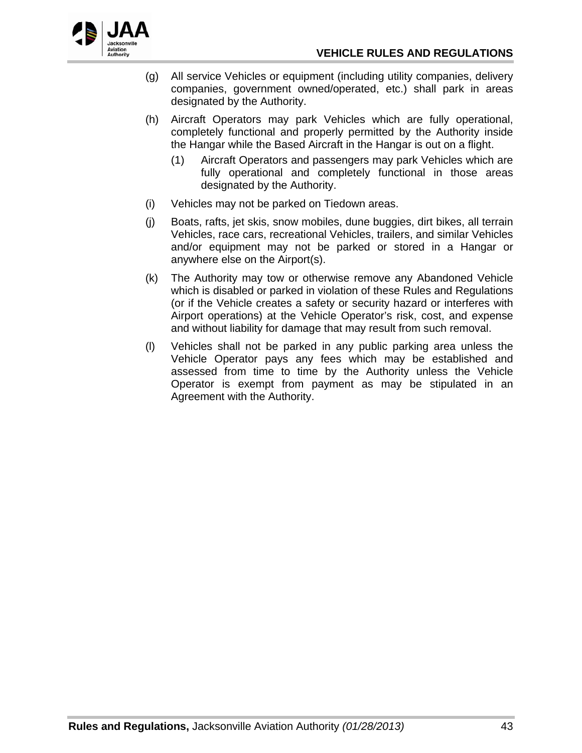(g) All service Vehicles or equipment (including utility companies, delivery companies, government owned/operated, etc.) shall park in areas designated by the Authority.

(h) Aircraft Operators may park Vehicles which are fully operational, completely functional and properly permitted by the Authority inside the Hangar while the Based Aircraft in the Hangar is out on a flight.

   (1) Aircraft Operators and passengers may park Vehicles which are fully operational and completely functional in those areas designated by the Authority.

(i) Vehicles may not be parked on Tiedown areas.

(j) Boats, rafts, jet skis, snow mobiles, dune buggies, dirt bikes, all terrain Vehicles, race cars, recreational Vehicles, trailers, and similar Vehicles and/or equipment may not be parked or stored in a Hangar or anywhere else on the Airport(s).

(k) The Authority may tow or otherwise remove any Abandoned Vehicle which is disabled or parked in violation of these Rules and Regulations (or if the Vehicle creates a safety or security hazard or interferes with Airport operations) at the Vehicle Operator's risk, cost, and expense and without liability for damage that may result from such removal.

(l) Vehicles shall not be parked in any public parking area unless the Vehicle Operator pays any fees which may be established and assessed from time to time by the Authority unless the Vehicle Operator is exempt from payment as may be stipulated in an Agreement with the Authority.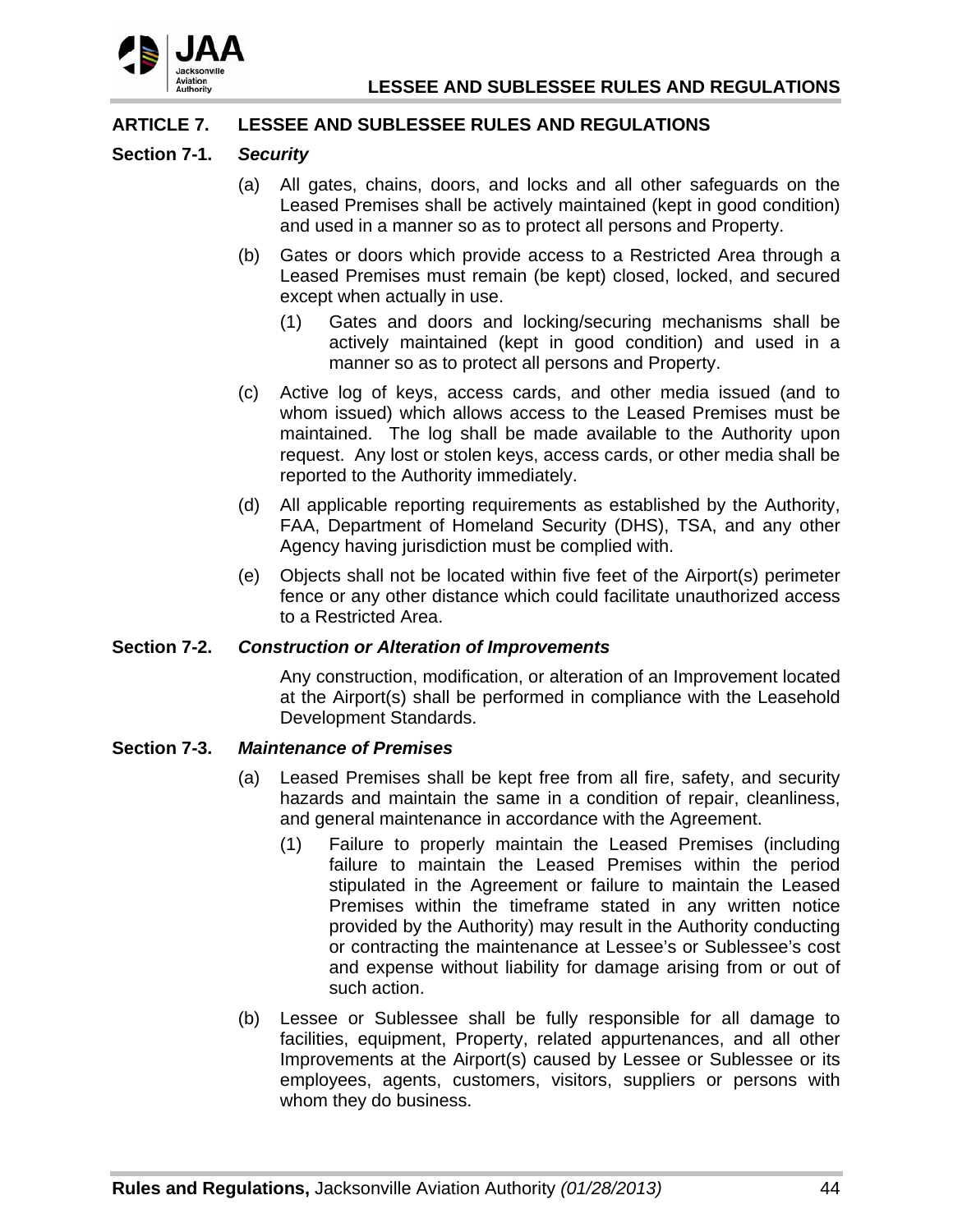## ARTICLE 7. LESSEE AND SUBLESSEE RULES AND REGULATIONS

### Section 7-1. *Security*

(a) All gates, chains, doors, and locks and all other safeguards on the Leased Premises shall be actively maintained (kept in good condition) and used in a manner so as to protect all persons and Property.

(b) Gates or doors which provide access to a Restricted Area through a Leased Premises must remain (be kept) closed, locked, and secured except when actually in use.

 (1) Gates and doors and locking/securing mechanisms shall be actively maintained (kept in good condition) and used in a manner so as to protect all persons and Property.

(c) Active log of keys, access cards, and other media issued (and to whom issued) which allows access to the Leased Premises must be maintained. The log shall be made available to the Authority upon request. Any lost or stolen keys, access cards, or other media shall be reported to the Authority immediately.

(d) All applicable reporting requirements as established by the Authority, FAA, Department of Homeland Security (DHS), TSA, and any other Agency having jurisdiction must be complied with.

(e) Objects shall not be located within five feet of the Airport(s) perimeter fence or any other distance which could facilitate unauthorized access to a Restricted Area.

### Section 7-2. *Construction or Alteration of Improvements*

Any construction, modification, or alteration of an Improvement located at the Airport(s) shall be performed in compliance with the Leasehold Development Standards.

### Section 7-3. *Maintenance of Premises*

(a) Leased Premises shall be kept free from all fire, safety, and security hazards and maintain the same in a condition of repair, cleanliness, and general maintenance in accordance with the Agreement.

 (1) Failure to properly maintain the Leased Premises (including failure to maintain the Leased Premises within the period stipulated in the Agreement or failure to maintain the Leased Premises within the timeframe stated in any written notice provided by the Authority) may result in the Authority conducting or contracting the maintenance at Lessee's or Sublessee's cost and expense without liability for damage arising from or out of such action.

(b) Lessee or Sublessee shall be fully responsible for all damage to facilities, equipment, Property, related appurtenances, and all other Improvements at the Airport(s) caused by Lessee or Sublessee or its employees, agents, customers, visitors, suppliers or persons with whom they do business.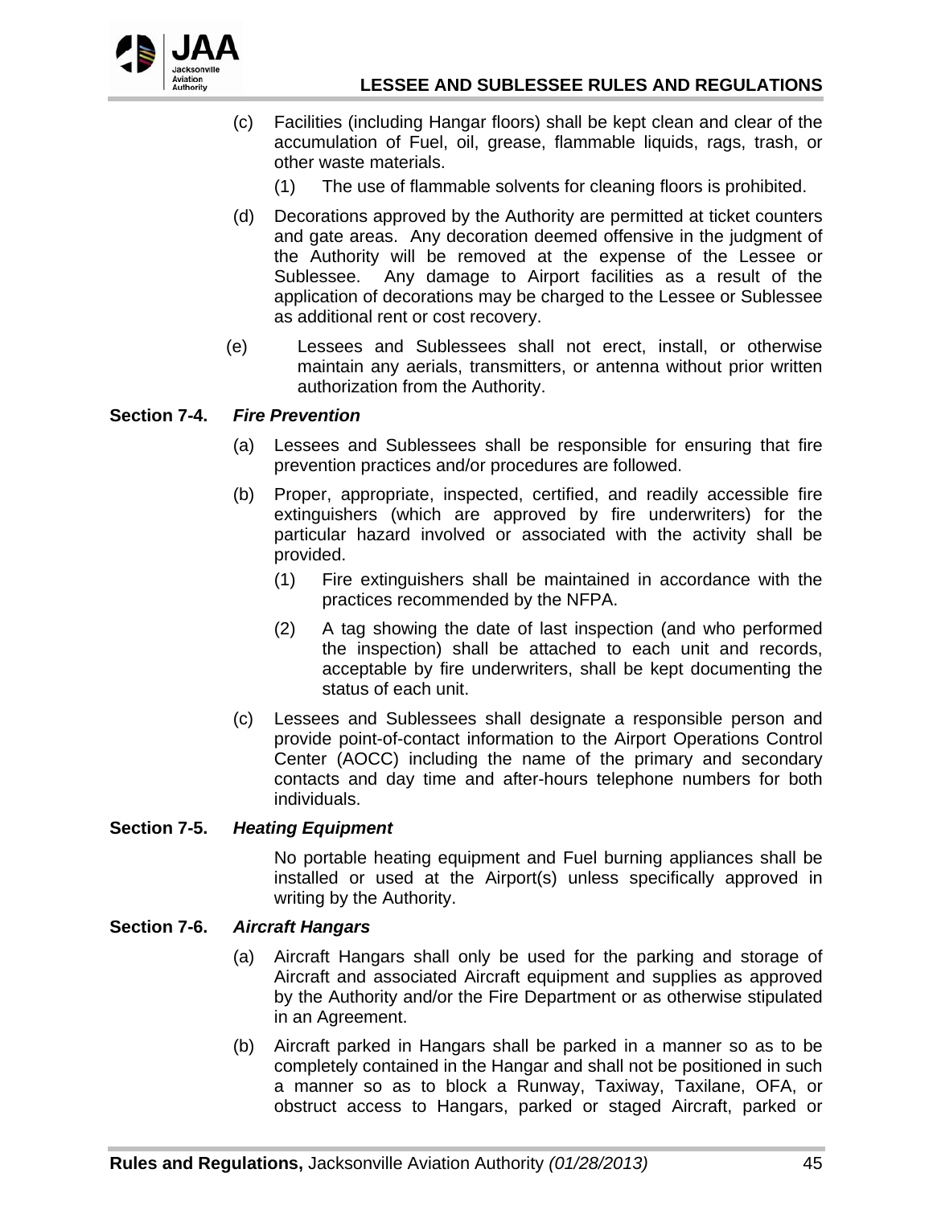(c) Facilities (including Hangar floors) shall be kept clean and clear of the accumulation of Fuel, oil, grease, flammable liquids, rags, trash, or other waste materials.

  (1) The use of flammable solvents for cleaning floors is prohibited.

(d) Decorations approved by the Authority are permitted at ticket counters and gate areas. Any decoration deemed offensive in the judgment of the Authority will be removed at the expense of the Lessee or Sublessee. Any damage to Airport facilities as a result of the application of decorations may be charged to the Lessee or Sublessee as additional rent or cost recovery.

(e) Lessees and Sublessees shall not erect, install, or otherwise maintain any aerials, transmitters, or antenna without prior written authorization from the Authority.

**Section 7-4. *Fire Prevention***

(a) Lessees and Sublessees shall be responsible for ensuring that fire prevention practices and/or procedures are followed.

(b) Proper, appropriate, inspected, certified, and readily accessible fire extinguishers (which are approved by fire underwriters) for the particular hazard involved or associated with the activity shall be provided.

  (1) Fire extinguishers shall be maintained in accordance with the practices recommended by the NFPA.

  (2) A tag showing the date of last inspection (and who performed the inspection) shall be attached to each unit and records, acceptable by fire underwriters, shall be kept documenting the status of each unit.

(c) Lessees and Sublessees shall designate a responsible person and provide point-of-contact information to the Airport Operations Control Center (AOCC) including the name of the primary and secondary contacts and day time and after-hours telephone numbers for both individuals.

**Section 7-5. *Heating Equipment***

No portable heating equipment and Fuel burning appliances shall be installed or used at the Airport(s) unless specifically approved in writing by the Authority.

**Section 7-6. *Aircraft Hangars***

(a) Aircraft Hangars shall only be used for the parking and storage of Aircraft and associated Aircraft equipment and supplies as approved by the Authority and/or the Fire Department or as otherwise stipulated in an Agreement.

(b) Aircraft parked in Hangars shall be parked in a manner so as to be completely contained in the Hangar and shall not be positioned in such a manner so as to block a Runway, Taxiway, Taxilane, OFA, or obstruct access to Hangars, parked or staged Aircraft, parked or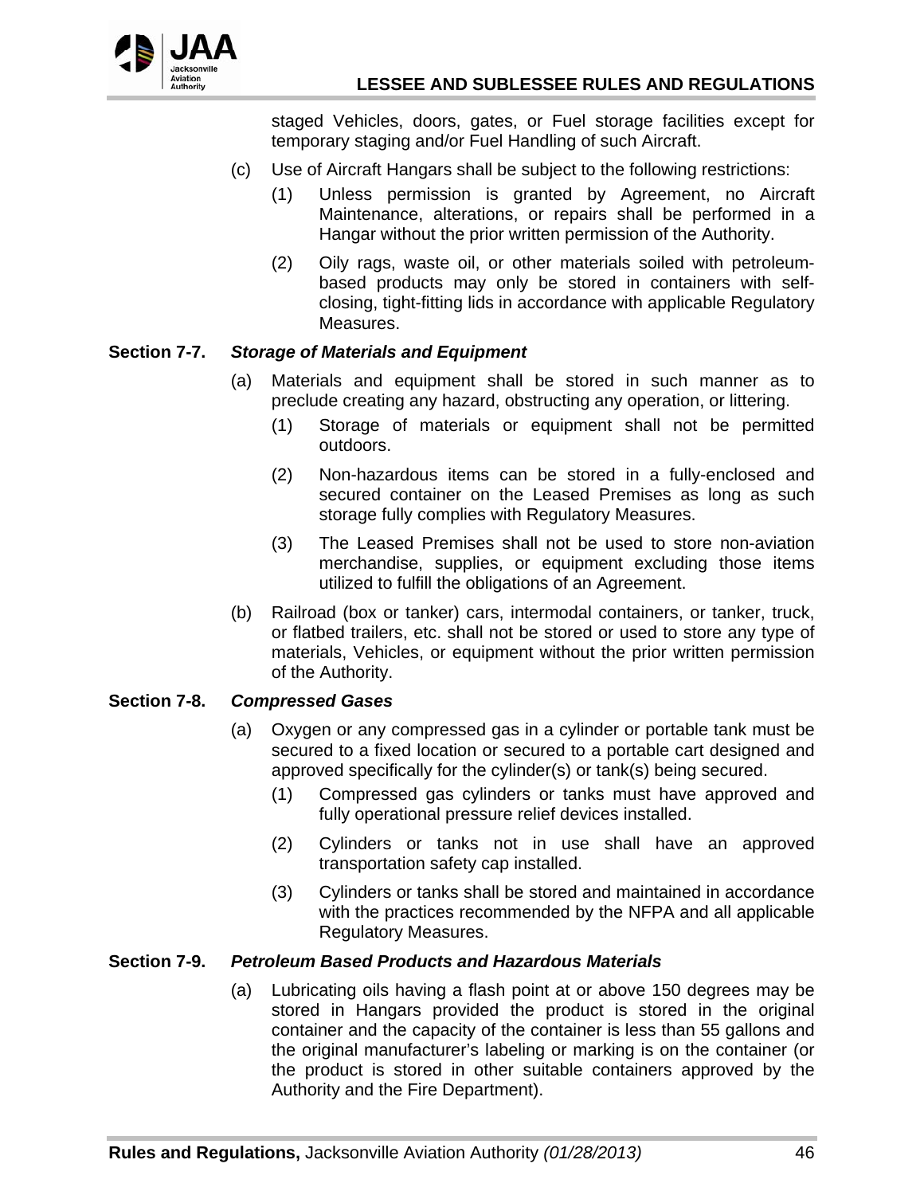staged Vehicles, doors, gates, or Fuel storage facilities except for temporary staging and/or Fuel Handling of such Aircraft.

(c) Use of Aircraft Hangars shall be subject to the following restrictions:

   (1) Unless permission is granted by Agreement, no Aircraft Maintenance, alterations, or repairs shall be performed in a Hangar without the prior written permission of the Authority.

   (2) Oily rags, waste oil, or other materials soiled with petroleum-based products may only be stored in containers with self-closing, tight-fitting lids in accordance with applicable Regulatory Measures.

### Section 7-7. *Storage of Materials and Equipment*

(a) Materials and equipment shall be stored in such manner as to preclude creating any hazard, obstructing any operation, or littering.

   (1) Storage of materials or equipment shall not be permitted outdoors.

   (2) Non-hazardous items can be stored in a fully-enclosed and secured container on the Leased Premises as long as such storage fully complies with Regulatory Measures.

   (3) The Leased Premises shall not be used to store non-aviation merchandise, supplies, or equipment excluding those items utilized to fulfill the obligations of an Agreement.

(b) Railroad (box or tanker) cars, intermodal containers, or tanker, truck, or flatbed trailers, etc. shall not be stored or used to store any type of materials, Vehicles, or equipment without the prior written permission of the Authority.

### Section 7-8. *Compressed Gases*

(a) Oxygen or any compressed gas in a cylinder or portable tank must be secured to a fixed location or secured to a portable cart designed and approved specifically for the cylinder(s) or tank(s) being secured.

   (1) Compressed gas cylinders or tanks must have approved and fully operational pressure relief devices installed.

   (2) Cylinders or tanks not in use shall have an approved transportation safety cap installed.

   (3) Cylinders or tanks shall be stored and maintained in accordance with the practices recommended by the NFPA and all applicable Regulatory Measures.

### Section 7-9. *Petroleum Based Products and Hazardous Materials*

(a) Lubricating oils having a flash point at or above 150 degrees may be stored in Hangars provided the product is stored in the original container and the capacity of the container is less than 55 gallons and the original manufacturer's labeling or marking is on the container (or the product is stored in other suitable containers approved by the Authority and the Fire Department).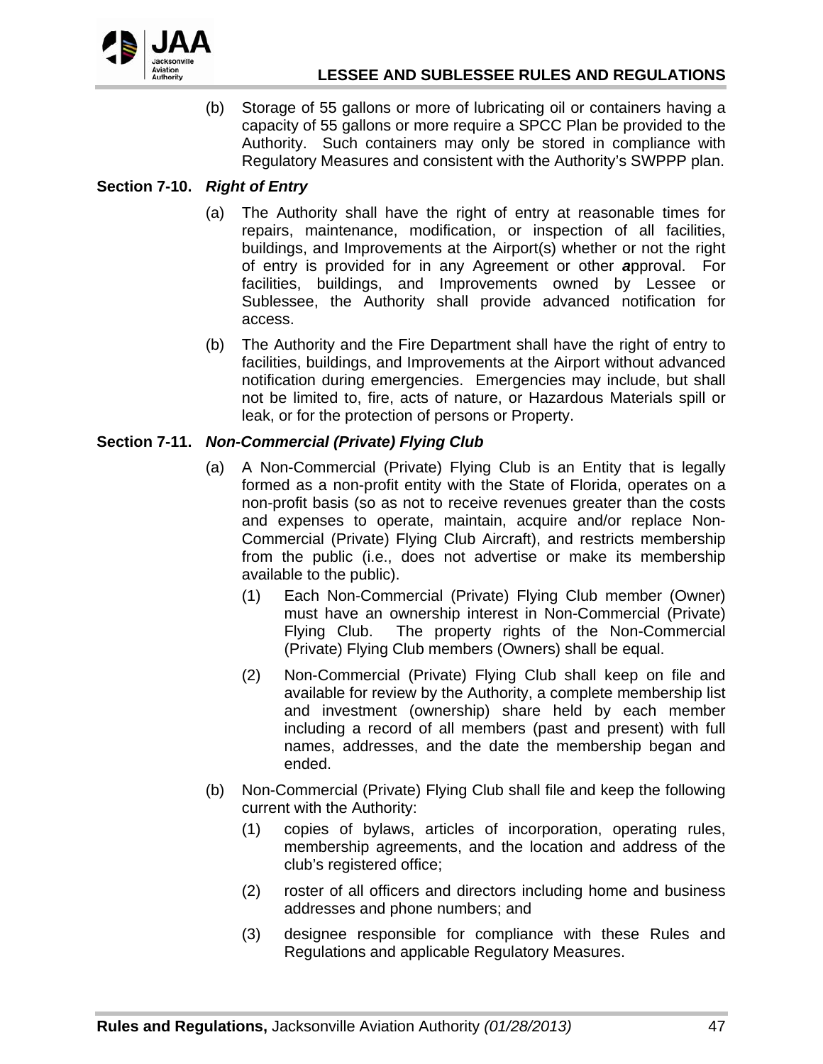(b) Storage of 55 gallons or more of lubricating oil or containers having a capacity of 55 gallons or more require a SPCC Plan be provided to the Authority. Such containers may only be stored in compliance with Regulatory Measures and consistent with the Authority's SWPPP plan.

**Section 7-10.** ***Right of Entry***

(a) The Authority shall have the right of entry at reasonable times for repairs, maintenance, modification, or inspection of all facilities, buildings, and Improvements at the Airport(s) whether or not the right of entry is provided for in any Agreement or other ***a***pproval. For facilities, buildings, and Improvements owned by Lessee or Sublessee, the Authority shall provide advanced notification for access.

(b) The Authority and the Fire Department shall have the right of entry to facilities, buildings, and Improvements at the Airport without advanced notification during emergencies. Emergencies may include, but shall not be limited to, fire, acts of nature, or Hazardous Materials spill or leak, or for the protection of persons or Property.

**Section 7-11.** ***Non-Commercial (Private) Flying Club***

(a) A Non-Commercial (Private) Flying Club is an Entity that is legally formed as a non-profit entity with the State of Florida, operates on a non-profit basis (so as not to receive revenues greater than the costs and expenses to operate, maintain, acquire and/or replace Non-Commercial (Private) Flying Club Aircraft), and restricts membership from the public (i.e., does not advertise or make its membership available to the public).

    (1) Each Non-Commercial (Private) Flying Club member (Owner) must have an ownership interest in Non-Commercial (Private) Flying Club. The property rights of the Non-Commercial (Private) Flying Club members (Owners) shall be equal.

    (2) Non-Commercial (Private) Flying Club shall keep on file and available for review by the Authority, a complete membership list and investment (ownership) share held by each member including a record of all members (past and present) with full names, addresses, and the date the membership began and ended.

(b) Non-Commercial (Private) Flying Club shall file and keep the following current with the Authority:

    (1) copies of bylaws, articles of incorporation, operating rules, membership agreements, and the location and address of the club's registered office;

    (2) roster of all officers and directors including home and business addresses and phone numbers; and

    (3) designee responsible for compliance with these Rules and Regulations and applicable Regulatory Measures.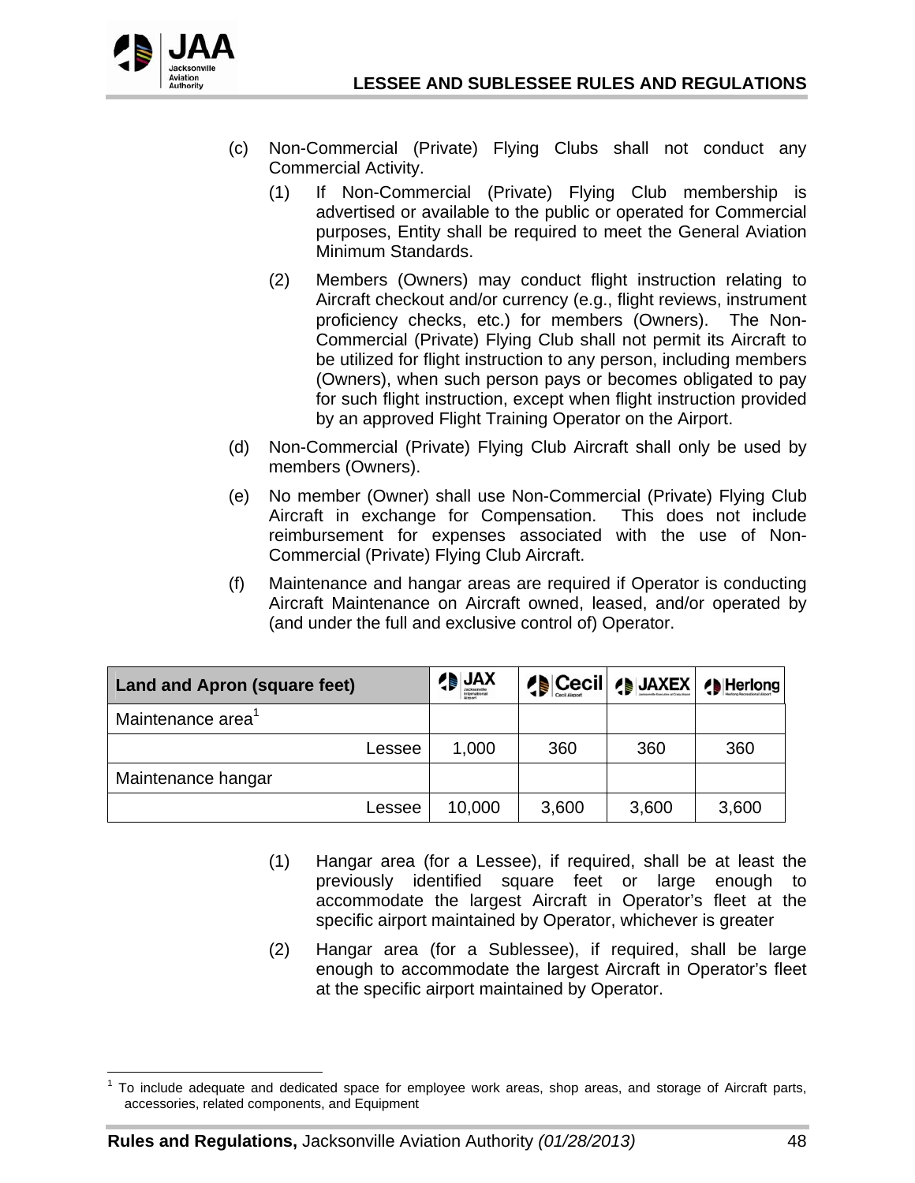(c) Non-Commercial (Private) Flying Clubs shall not conduct any Commercial Activity.

  (1) If Non-Commercial (Private) Flying Club membership is advertised or available to the public or operated for Commercial purposes, Entity shall be required to meet the General Aviation Minimum Standards.

  (2) Members (Owners) may conduct flight instruction relating to Aircraft checkout and/or currency (e.g., flight reviews, instrument proficiency checks, etc.) for members (Owners). The Non-Commercial (Private) Flying Club shall not permit its Aircraft to be utilized for flight instruction to any person, including members (Owners), when such person pays or becomes obligated to pay for such flight instruction, except when flight instruction provided by an approved Flight Training Operator on the Airport.

(d) Non-Commercial (Private) Flying Club Aircraft shall only be used by members (Owners).

(e) No member (Owner) shall use Non-Commercial (Private) Flying Club Aircraft in exchange for Compensation. This does not include reimbursement for expenses associated with the use of Non-Commercial (Private) Flying Club Aircraft.

(f) Maintenance and hangar areas are required if Operator is conducting Aircraft Maintenance on Aircraft owned, leased, and/or operated by (and under the full and exclusive control of) Operator.

| Land and Apron (square feet) | JAX | Cecil | JAXEX | Herlong |
|---|---|---|---|---|
| Maintenance area[1] | | | | |
| Lessee | 1,000 | 360 | 360 | 360 |
| Maintenance hangar | | | | |
| Lessee | 10,000 | 3,600 | 3,600 | 3,600 |

  (1) Hangar area (for a Lessee), if required, shall be at least the previously identified square feet or large enough to accommodate the largest Aircraft in Operator's fleet at the specific airport maintained by Operator, whichever is greater

  (2) Hangar area (for a Sublessee), if required, shall be large enough to accommodate the largest Aircraft in Operator's fleet at the specific airport maintained by Operator.

[1] To include adequate and dedicated space for employee work areas, shop areas, and storage of Aircraft parts, accessories, related components, and Equipment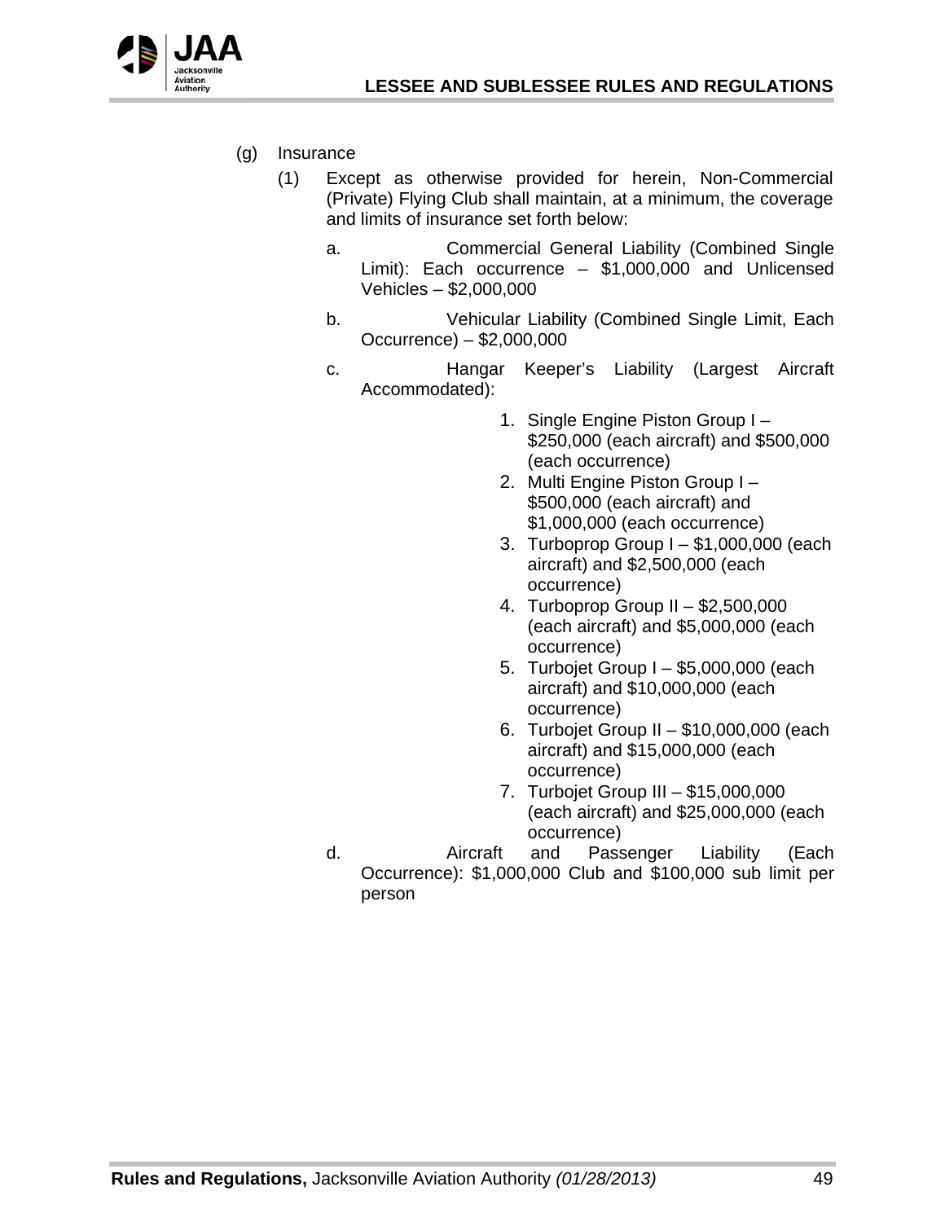(g) Insurance

(1) Except as otherwise provided for herein, Non-Commercial (Private) Flying Club shall maintain, at a minimum, the coverage and limits of insurance set forth below:

a. Commercial General Liability (Combined Single Limit): Each occurrence – $1,000,000 and Unlicensed Vehicles – $2,000,000

b. Vehicular Liability (Combined Single Limit, Each Occurrence) – $2,000,000

c. Hangar Keeper's Liability (Largest Aircraft Accommodated):

1. Single Engine Piston Group I – $250,000 (each aircraft) and $500,000 (each occurrence)
2. Multi Engine Piston Group I – $500,000 (each aircraft) and $1,000,000 (each occurrence)
3. Turboprop Group I – $1,000,000 (each aircraft) and $2,500,000 (each occurrence)
4. Turboprop Group II – $2,500,000 (each aircraft) and $5,000,000 (each occurrence)
5. Turbojet Group I – $5,000,000 (each aircraft) and $10,000,000 (each occurrence)
6. Turbojet Group II – $10,000,000 (each aircraft) and $15,000,000 (each occurrence)
7. Turbojet Group III – $15,000,000 (each aircraft) and $25,000,000 (each occurrence)

d. Aircraft and Passenger Liability (Each Occurrence): $1,000,000 Club and $100,000 sub limit per person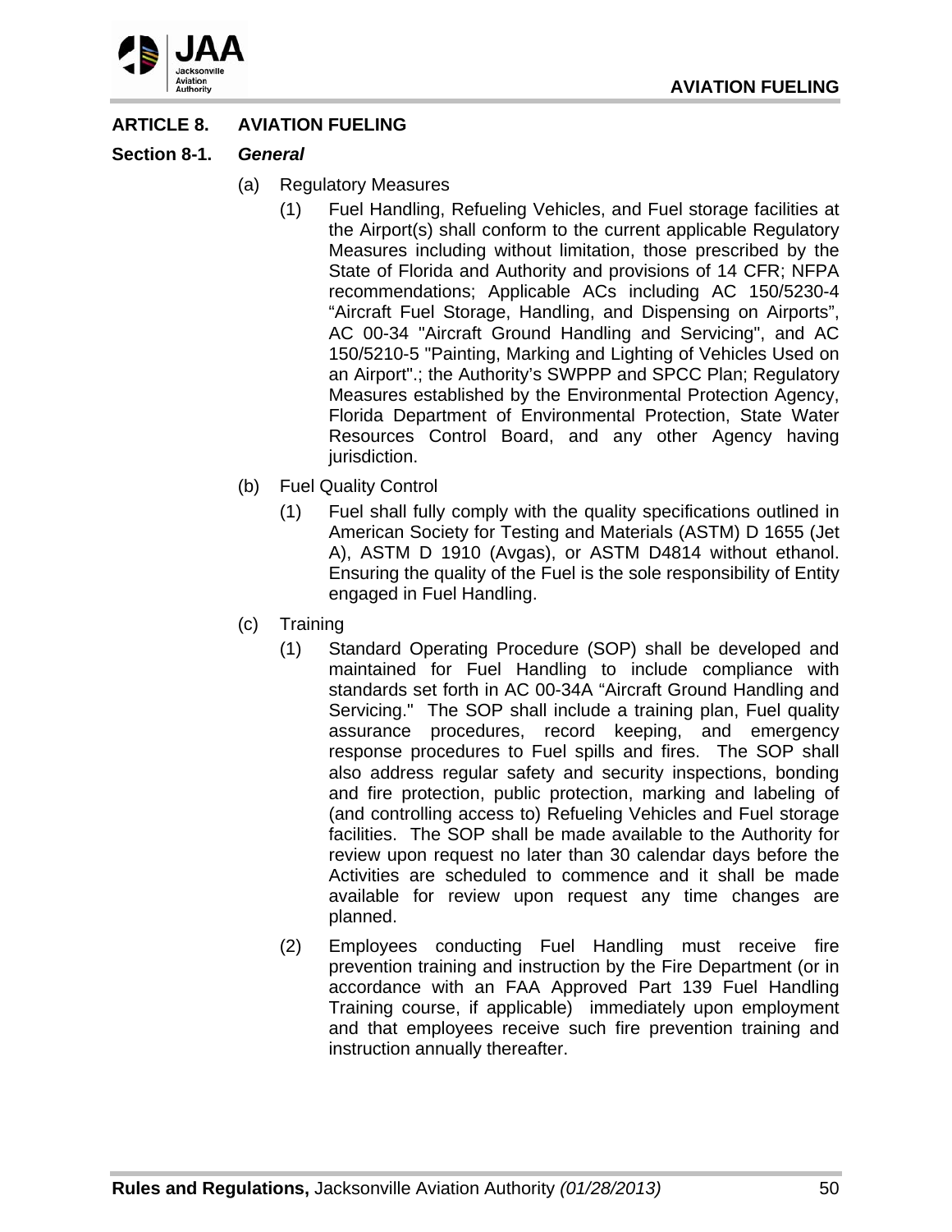## ARTICLE 8. AVIATION FUELING

### Section 8-1. *General*

(a) Regulatory Measures

(1) Fuel Handling, Refueling Vehicles, and Fuel storage facilities at the Airport(s) shall conform to the current applicable Regulatory Measures including without limitation, those prescribed by the State of Florida and Authority and provisions of 14 CFR; NFPA recommendations; Applicable ACs including AC 150/5230-4 "Aircraft Fuel Storage, Handling, and Dispensing on Airports", AC 00-34 "Aircraft Ground Handling and Servicing", and AC 150/5210-5 "Painting, Marking and Lighting of Vehicles Used on an Airport".; the Authority's SWPPP and SPCC Plan; Regulatory Measures established by the Environmental Protection Agency, Florida Department of Environmental Protection, State Water Resources Control Board, and any other Agency having jurisdiction.

(b) Fuel Quality Control

(1) Fuel shall fully comply with the quality specifications outlined in American Society for Testing and Materials (ASTM) D 1655 (Jet A), ASTM D 1910 (Avgas), or ASTM D4814 without ethanol. Ensuring the quality of the Fuel is the sole responsibility of Entity engaged in Fuel Handling.

(c) Training

(1) Standard Operating Procedure (SOP) shall be developed and maintained for Fuel Handling to include compliance with standards set forth in AC 00-34A "Aircraft Ground Handling and Servicing." The SOP shall include a training plan, Fuel quality assurance procedures, record keeping, and emergency response procedures to Fuel spills and fires. The SOP shall also address regular safety and security inspections, bonding and fire protection, public protection, marking and labeling of (and controlling access to) Refueling Vehicles and Fuel storage facilities. The SOP shall be made available to the Authority for review upon request no later than 30 calendar days before the Activities are scheduled to commence and it shall be made available for review upon request any time changes are planned.

(2) Employees conducting Fuel Handling must receive fire prevention training and instruction by the Fire Department (or in accordance with an FAA Approved Part 139 Fuel Handling Training course, if applicable) immediately upon employment and that employees receive such fire prevention training and instruction annually thereafter.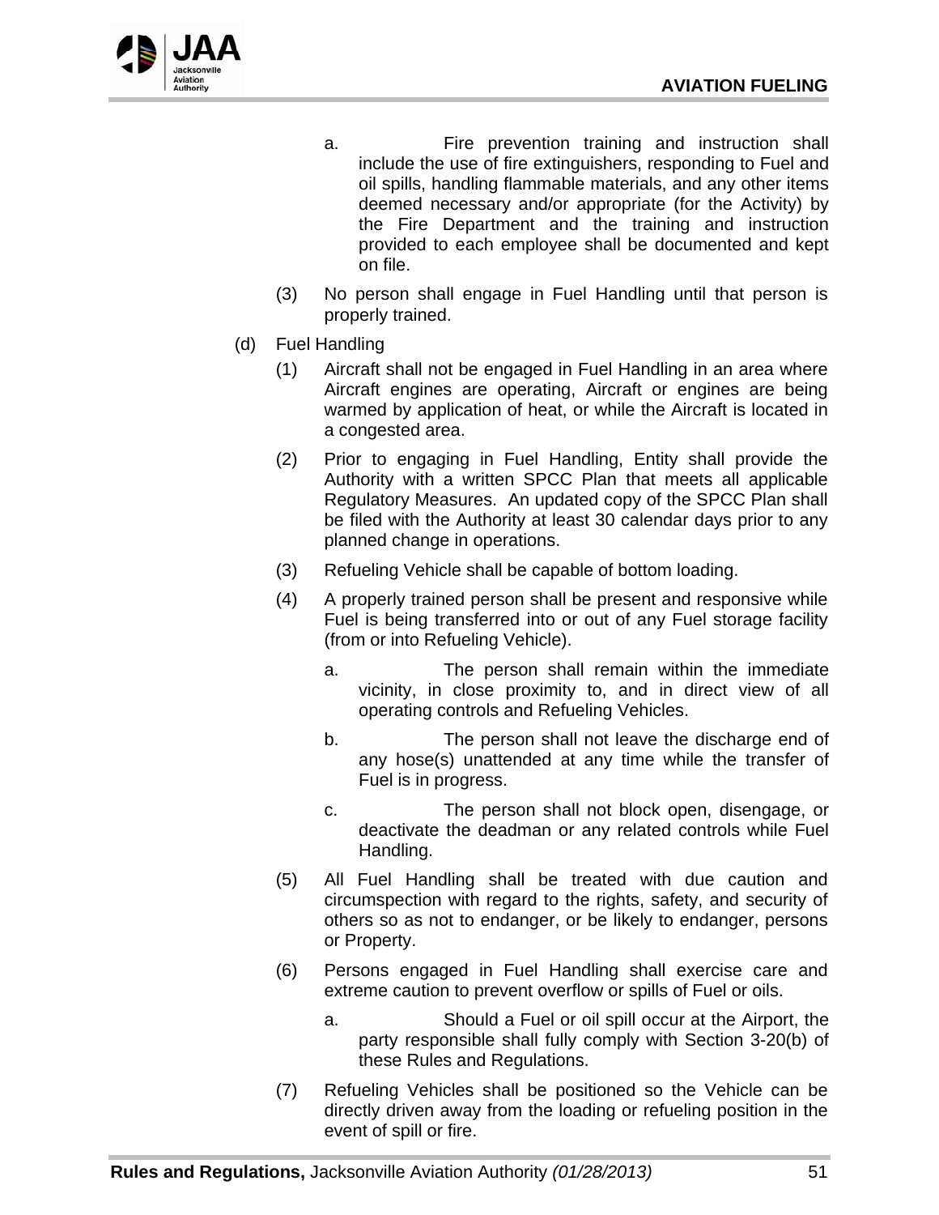a. Fire prevention training and instruction shall include the use of fire extinguishers, responding to Fuel and oil spills, handling flammable materials, and any other items deemed necessary and/or appropriate (for the Activity) by the Fire Department and the training and instruction provided to each employee shall be documented and kept on file.

(3) No person shall engage in Fuel Handling until that person is properly trained.

(d) Fuel Handling

(1) Aircraft shall not be engaged in Fuel Handling in an area where Aircraft engines are operating, Aircraft or engines are being warmed by application of heat, or while the Aircraft is located in a congested area.

(2) Prior to engaging in Fuel Handling, Entity shall provide the Authority with a written SPCC Plan that meets all applicable Regulatory Measures. An updated copy of the SPCC Plan shall be filed with the Authority at least 30 calendar days prior to any planned change in operations.

(3) Refueling Vehicle shall be capable of bottom loading.

(4) A properly trained person shall be present and responsive while Fuel is being transferred into or out of any Fuel storage facility (from or into Refueling Vehicle).

a. The person shall remain within the immediate vicinity, in close proximity to, and in direct view of all operating controls and Refueling Vehicles.

b. The person shall not leave the discharge end of any hose(s) unattended at any time while the transfer of Fuel is in progress.

c. The person shall not block open, disengage, or deactivate the deadman or any related controls while Fuel Handling.

(5) All Fuel Handling shall be treated with due caution and circumspection with regard to the rights, safety, and security of others so as not to endanger, or be likely to endanger, persons or Property.

(6) Persons engaged in Fuel Handling shall exercise care and extreme caution to prevent overflow or spills of Fuel or oils.

a. Should a Fuel or oil spill occur at the Airport, the party responsible shall fully comply with Section 3-20(b) of these Rules and Regulations.

(7) Refueling Vehicles shall be positioned so the Vehicle can be directly driven away from the loading or refueling position in the event of spill or fire.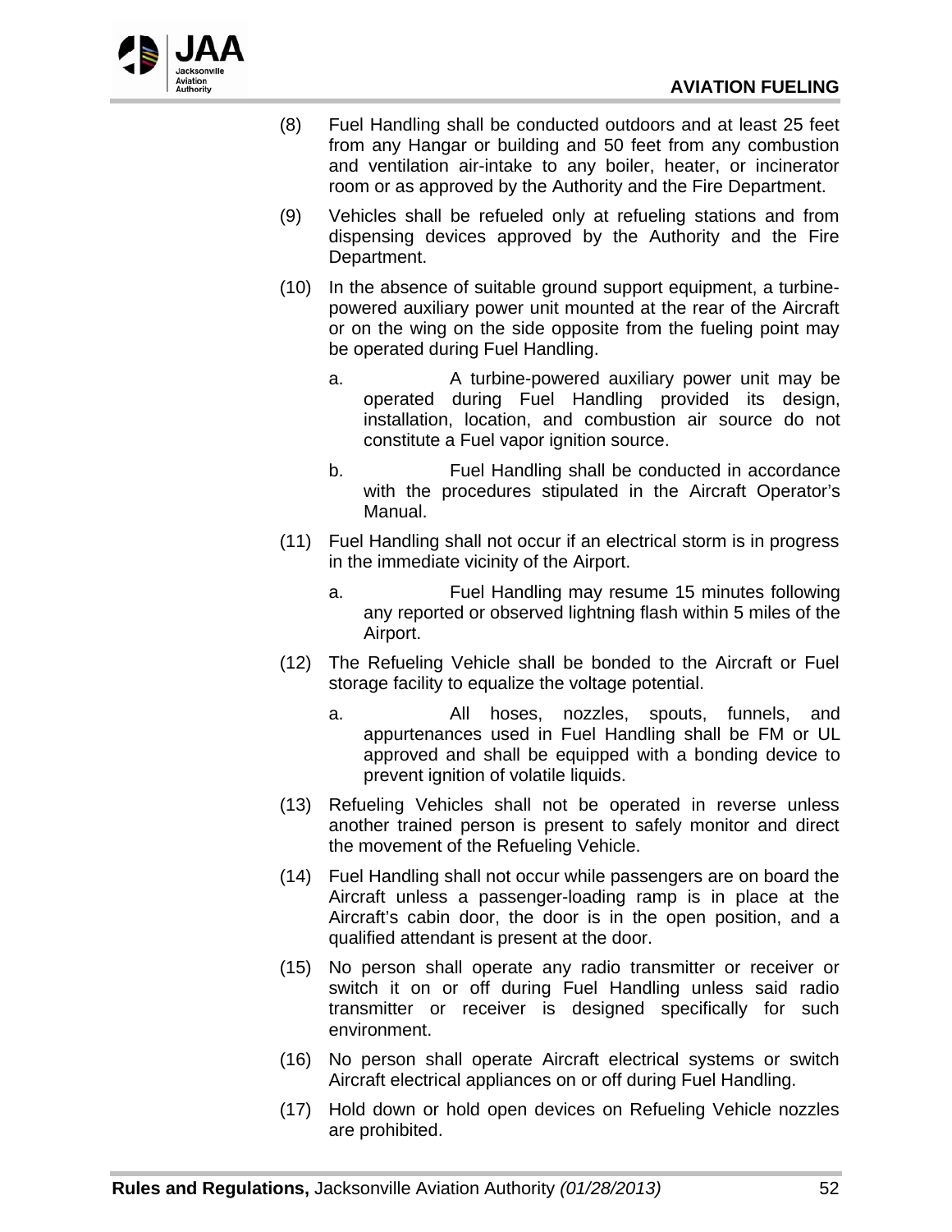(8) Fuel Handling shall be conducted outdoors and at least 25 feet from any Hangar or building and 50 feet from any combustion and ventilation air-intake to any boiler, heater, or incinerator room or as approved by the Authority and the Fire Department.

(9) Vehicles shall be refueled only at refueling stations and from dispensing devices approved by the Authority and the Fire Department.

(10) In the absence of suitable ground support equipment, a turbine-powered auxiliary power unit mounted at the rear of the Aircraft or on the wing on the side opposite from the fueling point may be operated during Fuel Handling.

   a. A turbine-powered auxiliary power unit may be operated during Fuel Handling provided its design, installation, location, and combustion air source do not constitute a Fuel vapor ignition source.

   b. Fuel Handling shall be conducted in accordance with the procedures stipulated in the Aircraft Operator's Manual.

(11) Fuel Handling shall not occur if an electrical storm is in progress in the immediate vicinity of the Airport.

   a. Fuel Handling may resume 15 minutes following any reported or observed lightning flash within 5 miles of the Airport.

(12) The Refueling Vehicle shall be bonded to the Aircraft or Fuel storage facility to equalize the voltage potential.

   a. All hoses, nozzles, spouts, funnels, and appurtenances used in Fuel Handling shall be FM or UL approved and shall be equipped with a bonding device to prevent ignition of volatile liquids.

(13) Refueling Vehicles shall not be operated in reverse unless another trained person is present to safely monitor and direct the movement of the Refueling Vehicle.

(14) Fuel Handling shall not occur while passengers are on board the Aircraft unless a passenger-loading ramp is in place at the Aircraft's cabin door, the door is in the open position, and a qualified attendant is present at the door.

(15) No person shall operate any radio transmitter or receiver or switch it on or off during Fuel Handling unless said radio transmitter or receiver is designed specifically for such environment.

(16) No person shall operate Aircraft electrical systems or switch Aircraft electrical appliances on or off during Fuel Handling.

(17) Hold down or hold open devices on Refueling Vehicle nozzles are prohibited.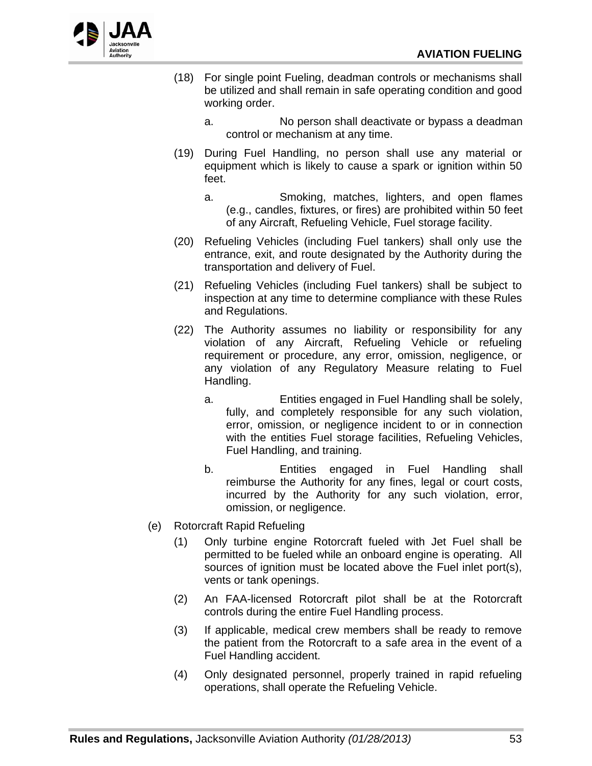(18) For single point Fueling, deadman controls or mechanisms shall be utilized and shall remain in safe operating condition and good working order.

  a. No person shall deactivate or bypass a deadman control or mechanism at any time.

(19) During Fuel Handling, no person shall use any material or equipment which is likely to cause a spark or ignition within 50 feet.

  a. Smoking, matches, lighters, and open flames (e.g., candles, fixtures, or fires) are prohibited within 50 feet of any Aircraft, Refueling Vehicle, Fuel storage facility.

(20) Refueling Vehicles (including Fuel tankers) shall only use the entrance, exit, and route designated by the Authority during the transportation and delivery of Fuel.

(21) Refueling Vehicles (including Fuel tankers) shall be subject to inspection at any time to determine compliance with these Rules and Regulations.

(22) The Authority assumes no liability or responsibility for any violation of any Aircraft, Refueling Vehicle or refueling requirement or procedure, any error, omission, negligence, or any violation of any Regulatory Measure relating to Fuel Handling.

  a. Entities engaged in Fuel Handling shall be solely, fully, and completely responsible for any such violation, error, omission, or negligence incident to or in connection with the entities Fuel storage facilities, Refueling Vehicles, Fuel Handling, and training.

  b. Entities engaged in Fuel Handling shall reimburse the Authority for any fines, legal or court costs, incurred by the Authority for any such violation, error, omission, or negligence.

(e) Rotorcraft Rapid Refueling

(1) Only turbine engine Rotorcraft fueled with Jet Fuel shall be permitted to be fueled while an onboard engine is operating. All sources of ignition must be located above the Fuel inlet port(s), vents or tank openings.

(2) An FAA-licensed Rotorcraft pilot shall be at the Rotorcraft controls during the entire Fuel Handling process.

(3) If applicable, medical crew members shall be ready to remove the patient from the Rotorcraft to a safe area in the event of a Fuel Handling accident.

(4) Only designated personnel, properly trained in rapid refueling operations, shall operate the Refueling Vehicle.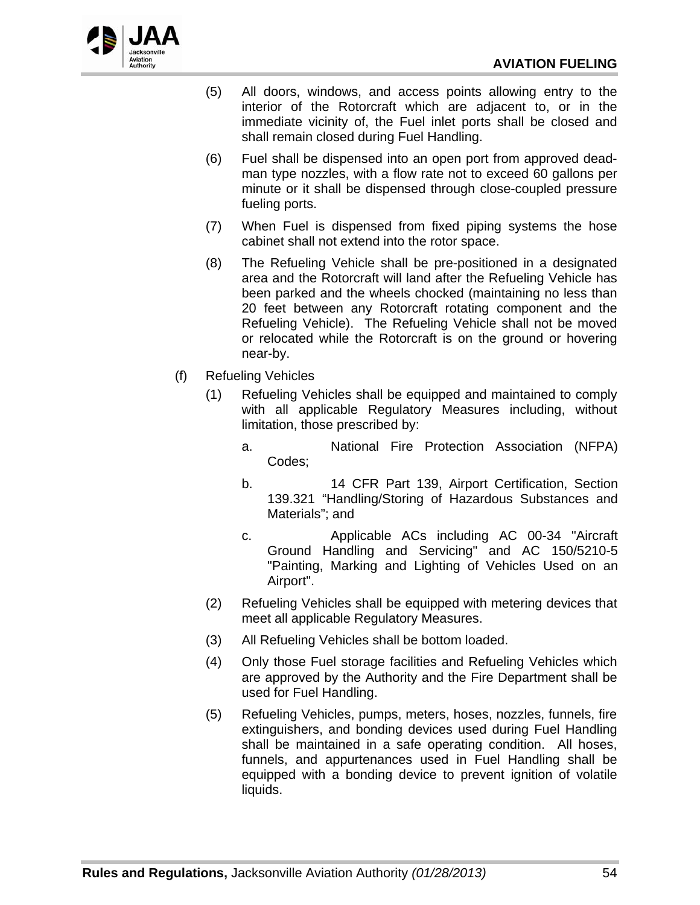(5) All doors, windows, and access points allowing entry to the interior of the Rotorcraft which are adjacent to, or in the immediate vicinity of, the Fuel inlet ports shall be closed and shall remain closed during Fuel Handling.

(6) Fuel shall be dispensed into an open port from approved dead-man type nozzles, with a flow rate not to exceed 60 gallons per minute or it shall be dispensed through close-coupled pressure fueling ports.

(7) When Fuel is dispensed from fixed piping systems the hose cabinet shall not extend into the rotor space.

(8) The Refueling Vehicle shall be pre-positioned in a designated area and the Rotorcraft will land after the Refueling Vehicle has been parked and the wheels chocked (maintaining no less than 20 feet between any Rotorcraft rotating component and the Refueling Vehicle). The Refueling Vehicle shall not be moved or relocated while the Rotorcraft is on the ground or hovering near-by.

(f) Refueling Vehicles

(1) Refueling Vehicles shall be equipped and maintained to comply with all applicable Regulatory Measures including, without limitation, those prescribed by:

a. National Fire Protection Association (NFPA) Codes;

b. 14 CFR Part 139, Airport Certification, Section 139.321 "Handling/Storing of Hazardous Substances and Materials"; and

c. Applicable ACs including AC 00-34 "Aircraft Ground Handling and Servicing" and AC 150/5210-5 "Painting, Marking and Lighting of Vehicles Used on an Airport".

(2) Refueling Vehicles shall be equipped with metering devices that meet all applicable Regulatory Measures.

(3) All Refueling Vehicles shall be bottom loaded.

(4) Only those Fuel storage facilities and Refueling Vehicles which are approved by the Authority and the Fire Department shall be used for Fuel Handling.

(5) Refueling Vehicles, pumps, meters, hoses, nozzles, funnels, fire extinguishers, and bonding devices used during Fuel Handling shall be maintained in a safe operating condition. All hoses, funnels, and appurtenances used in Fuel Handling shall be equipped with a bonding device to prevent ignition of volatile liquids.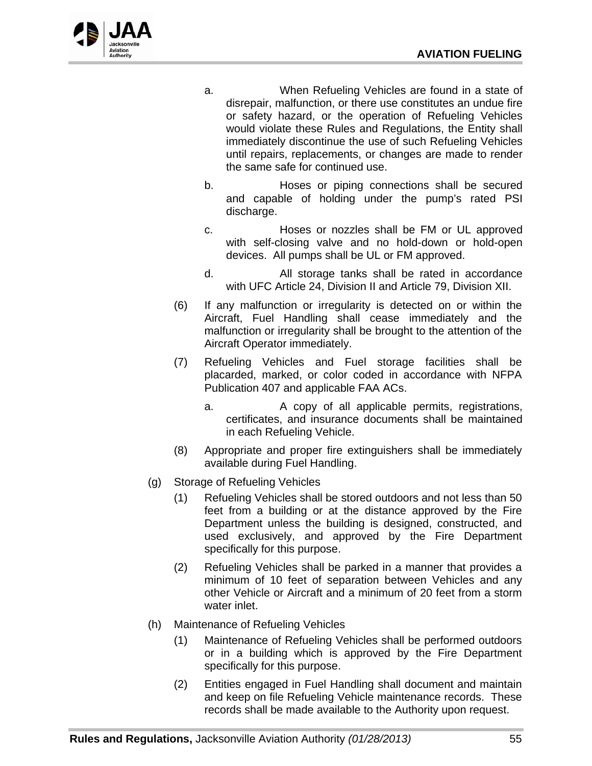a. When Refueling Vehicles are found in a state of disrepair, malfunction, or there use constitutes an undue fire or safety hazard, or the operation of Refueling Vehicles would violate these Rules and Regulations, the Entity shall immediately discontinue the use of such Refueling Vehicles until repairs, replacements, or changes are made to render the same safe for continued use.

b. Hoses or piping connections shall be secured and capable of holding under the pump's rated PSI discharge.

c. Hoses or nozzles shall be FM or UL approved with self-closing valve and no hold-down or hold-open devices. All pumps shall be UL or FM approved.

d. All storage tanks shall be rated in accordance with UFC Article 24, Division II and Article 79, Division XII.

(6) If any malfunction or irregularity is detected on or within the Aircraft, Fuel Handling shall cease immediately and the malfunction or irregularity shall be brought to the attention of the Aircraft Operator immediately.

(7) Refueling Vehicles and Fuel storage facilities shall be placarded, marked, or color coded in accordance with NFPA Publication 407 and applicable FAA ACs.

a. A copy of all applicable permits, registrations, certificates, and insurance documents shall be maintained in each Refueling Vehicle.

(8) Appropriate and proper fire extinguishers shall be immediately available during Fuel Handling.

(g) Storage of Refueling Vehicles

(1) Refueling Vehicles shall be stored outdoors and not less than 50 feet from a building or at the distance approved by the Fire Department unless the building is designed, constructed, and used exclusively, and approved by the Fire Department specifically for this purpose.

(2) Refueling Vehicles shall be parked in a manner that provides a minimum of 10 feet of separation between Vehicles and any other Vehicle or Aircraft and a minimum of 20 feet from a storm water inlet.

(h) Maintenance of Refueling Vehicles

(1) Maintenance of Refueling Vehicles shall be performed outdoors or in a building which is approved by the Fire Department specifically for this purpose.

(2) Entities engaged in Fuel Handling shall document and maintain and keep on file Refueling Vehicle maintenance records. These records shall be made available to the Authority upon request.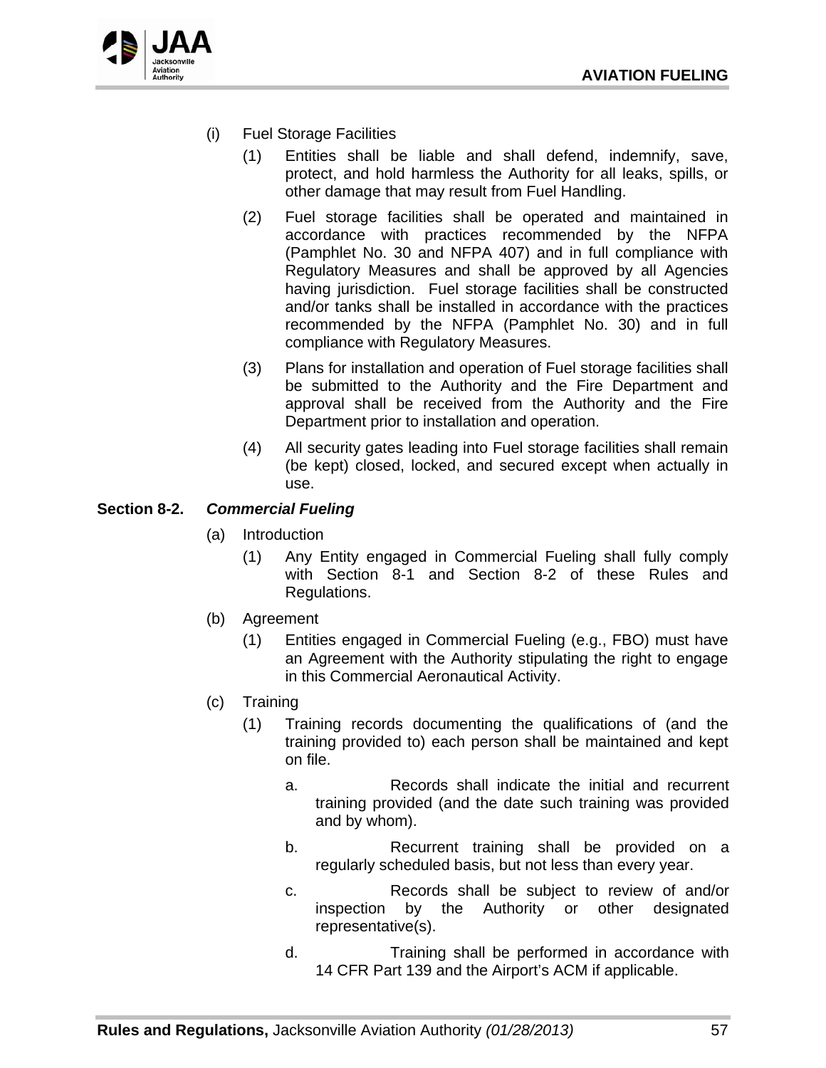(i) Fuel Storage Facilities

(1) Entities shall be liable and shall defend, indemnify, save, protect, and hold harmless the Authority for all leaks, spills, or other damage that may result from Fuel Handling.

(2) Fuel storage facilities shall be operated and maintained in accordance with practices recommended by the NFPA (Pamphlet No. 30 and NFPA 407) and in full compliance with Regulatory Measures and shall be approved by all Agencies having jurisdiction. Fuel storage facilities shall be constructed and/or tanks shall be installed in accordance with the practices recommended by the NFPA (Pamphlet No. 30) and in full compliance with Regulatory Measures.

(3) Plans for installation and operation of Fuel storage facilities shall be submitted to the Authority and the Fire Department and approval shall be received from the Authority and the Fire Department prior to installation and operation.

(4) All security gates leading into Fuel storage facilities shall remain (be kept) closed, locked, and secured except when actually in use.

## Section 8-2. *Commercial Fueling*

(a) Introduction

(1) Any Entity engaged in Commercial Fueling shall fully comply with Section 8-1 and Section 8-2 of these Rules and Regulations.

(b) Agreement

(1) Entities engaged in Commercial Fueling (e.g., FBO) must have an Agreement with the Authority stipulating the right to engage in this Commercial Aeronautical Activity.

(c) Training

(1) Training records documenting the qualifications of (and the training provided to) each person shall be maintained and kept on file.

a. Records shall indicate the initial and recurrent training provided (and the date such training was provided and by whom).

b. Recurrent training shall be provided on a regularly scheduled basis, but not less than every year.

c. Records shall be subject to review of and/or inspection by the Authority or other designated representative(s).

d. Training shall be performed in accordance with 14 CFR Part 139 and the Airport's ACM if applicable.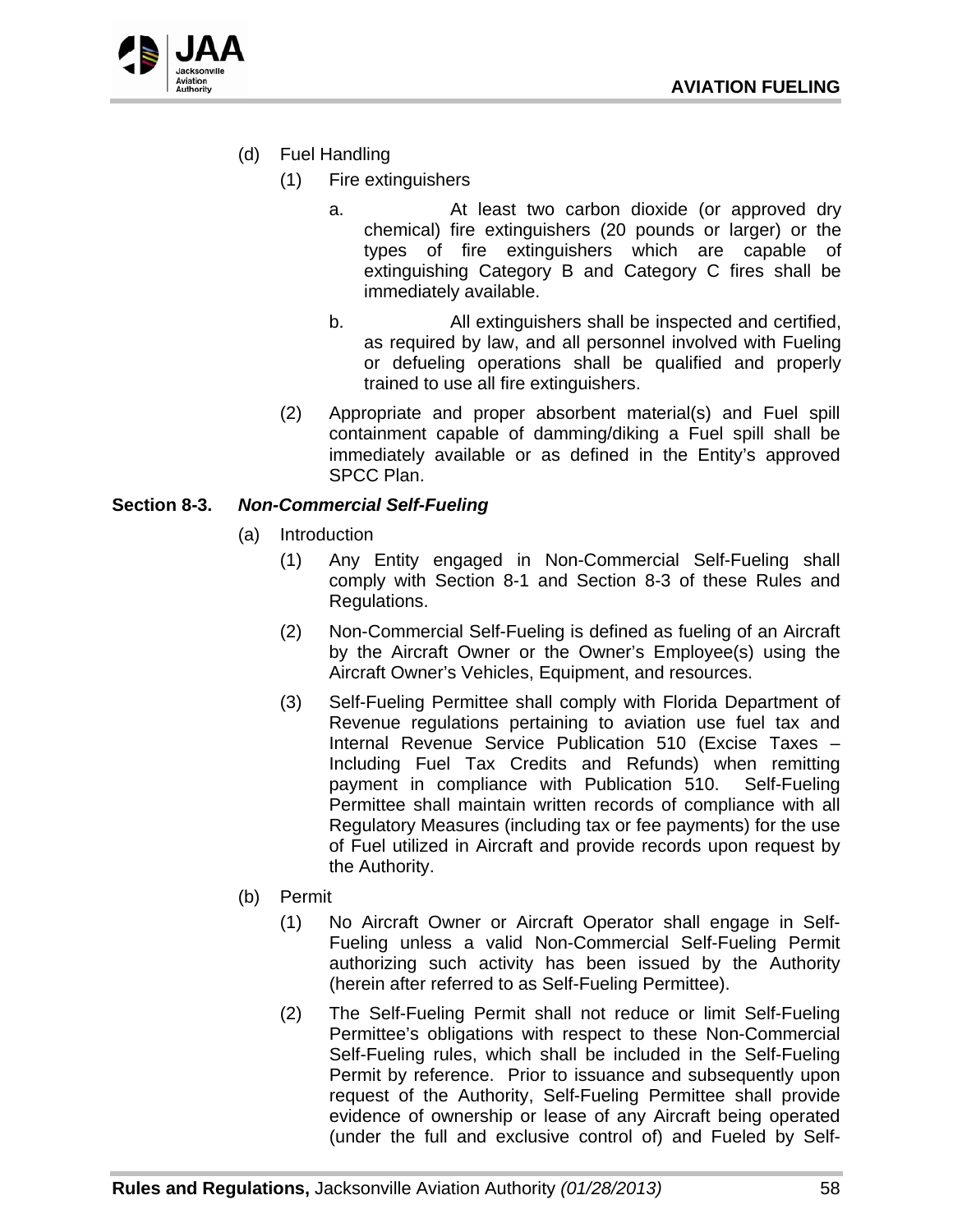(d) Fuel Handling

(1) Fire extinguishers

a. At least two carbon dioxide (or approved dry chemical) fire extinguishers (20 pounds or larger) or the types of fire extinguishers which are capable of extinguishing Category B and Category C fires shall be immediately available.

b. All extinguishers shall be inspected and certified, as required by law, and all personnel involved with Fueling or defueling operations shall be qualified and properly trained to use all fire extinguishers.

(2) Appropriate and proper absorbent material(s) and Fuel spill containment capable of damming/diking a Fuel spill shall be immediately available or as defined in the Entity's approved SPCC Plan.

**Section 8-3.** ***Non-Commercial Self-Fueling***

(a) Introduction

(1) Any Entity engaged in Non-Commercial Self-Fueling shall comply with Section 8-1 and Section 8-3 of these Rules and Regulations.

(2) Non-Commercial Self-Fueling is defined as fueling of an Aircraft by the Aircraft Owner or the Owner's Employee(s) using the Aircraft Owner's Vehicles, Equipment, and resources.

(3) Self-Fueling Permittee shall comply with Florida Department of Revenue regulations pertaining to aviation use fuel tax and Internal Revenue Service Publication 510 (Excise Taxes – Including Fuel Tax Credits and Refunds) when remitting payment in compliance with Publication 510. Self-Fueling Permittee shall maintain written records of compliance with all Regulatory Measures (including tax or fee payments) for the use of Fuel utilized in Aircraft and provide records upon request by the Authority.

(b) Permit

(1) No Aircraft Owner or Aircraft Operator shall engage in Self-Fueling unless a valid Non-Commercial Self-Fueling Permit authorizing such activity has been issued by the Authority (herein after referred to as Self-Fueling Permittee).

(2) The Self-Fueling Permit shall not reduce or limit Self-Fueling Permittee's obligations with respect to these Non-Commercial Self-Fueling rules, which shall be included in the Self-Fueling Permit by reference. Prior to issuance and subsequently upon request of the Authority, Self-Fueling Permittee shall provide evidence of ownership or lease of any Aircraft being operated (under the full and exclusive control of) and Fueled by Self-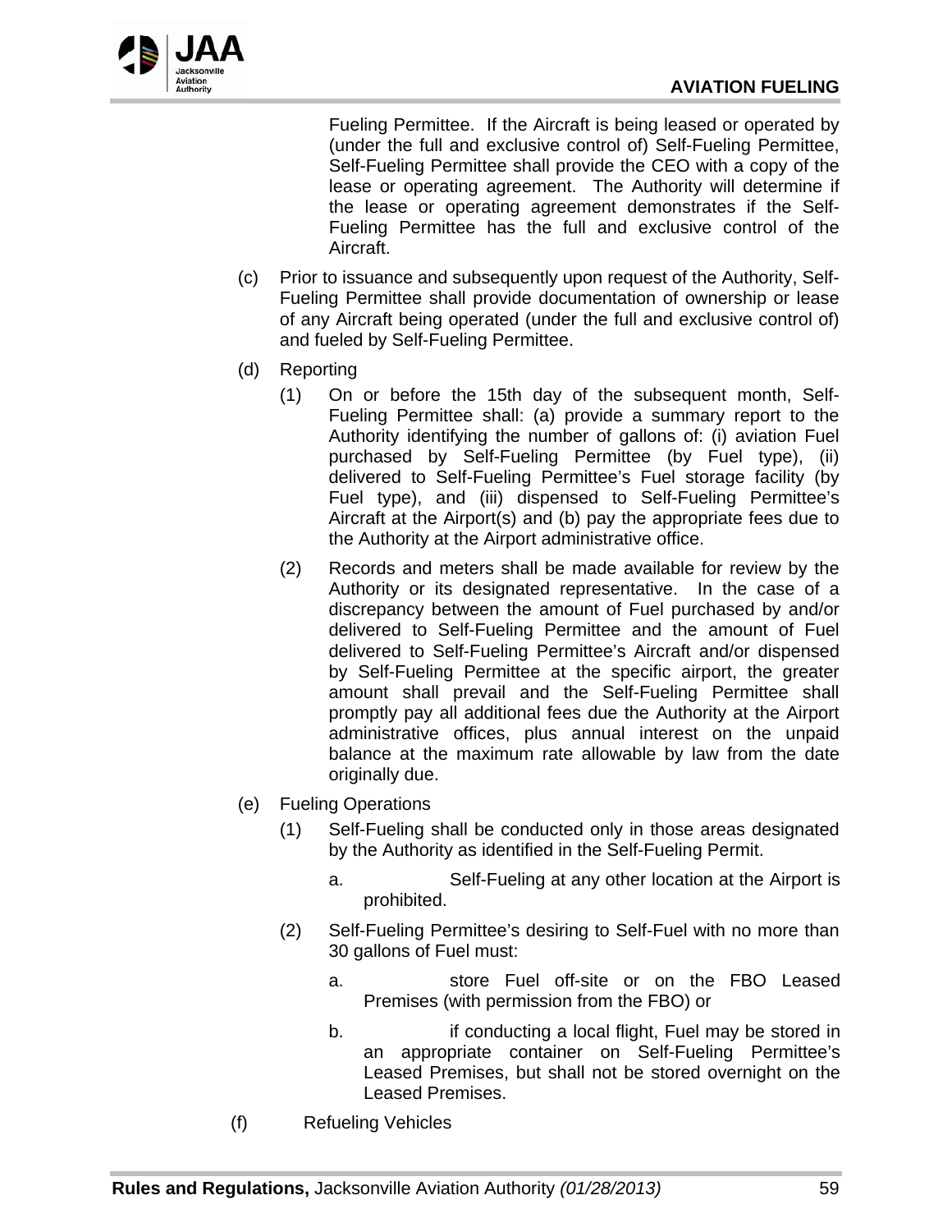Fueling Permittee. If the Aircraft is being leased or operated by (under the full and exclusive control of) Self-Fueling Permittee, Self-Fueling Permittee shall provide the CEO with a copy of the lease or operating agreement. The Authority will determine if the lease or operating agreement demonstrates if the Self-Fueling Permittee has the full and exclusive control of the Aircraft.

(c) Prior to issuance and subsequently upon request of the Authority, Self-Fueling Permittee shall provide documentation of ownership or lease of any Aircraft being operated (under the full and exclusive control of) and fueled by Self-Fueling Permittee.

(d) Reporting

(1) On or before the 15th day of the subsequent month, Self-Fueling Permittee shall: (a) provide a summary report to the Authority identifying the number of gallons of: (i) aviation Fuel purchased by Self-Fueling Permittee (by Fuel type), (ii) delivered to Self-Fueling Permittee's Fuel storage facility (by Fuel type), and (iii) dispensed to Self-Fueling Permittee's Aircraft at the Airport(s) and (b) pay the appropriate fees due to the Authority at the Airport administrative office.

(2) Records and meters shall be made available for review by the Authority or its designated representative. In the case of a discrepancy between the amount of Fuel purchased by and/or delivered to Self-Fueling Permittee and the amount of Fuel delivered to Self-Fueling Permittee's Aircraft and/or dispensed by Self-Fueling Permittee at the specific airport, the greater amount shall prevail and the Self-Fueling Permittee shall promptly pay all additional fees due the Authority at the Airport administrative offices, plus annual interest on the unpaid balance at the maximum rate allowable by law from the date originally due.

(e) Fueling Operations

(1) Self-Fueling shall be conducted only in those areas designated by the Authority as identified in the Self-Fueling Permit.

a. Self-Fueling at any other location at the Airport is prohibited.

(2) Self-Fueling Permittee's desiring to Self-Fuel with no more than 30 gallons of Fuel must:

a. store Fuel off-site or on the FBO Leased Premises (with permission from the FBO) or

b. if conducting a local flight, Fuel may be stored in an appropriate container on Self-Fueling Permittee's Leased Premises, but shall not be stored overnight on the Leased Premises.

(f) Refueling Vehicles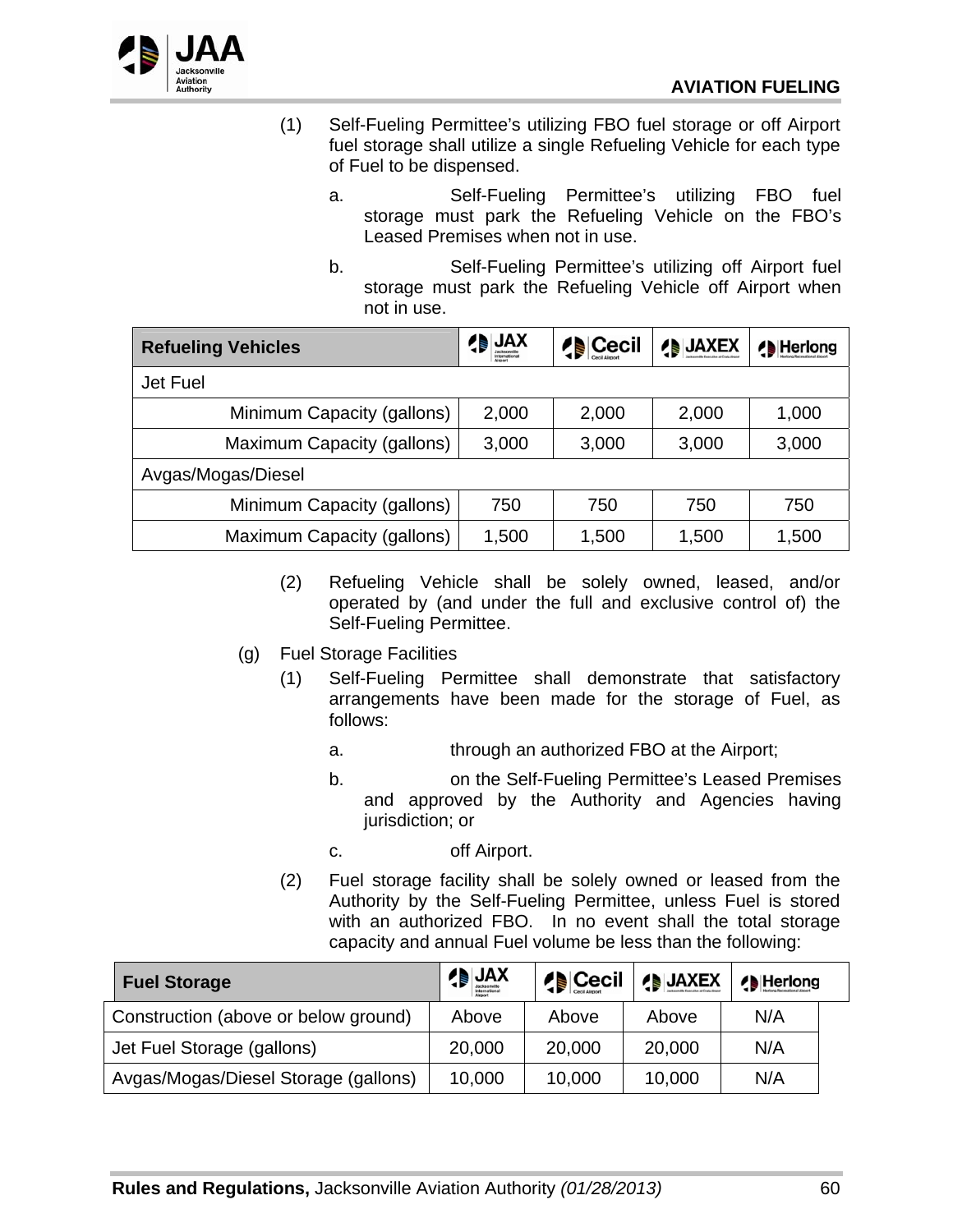(1) Self-Fueling Permittee's utilizing FBO fuel storage or off Airport fuel storage shall utilize a single Refueling Vehicle for each type of Fuel to be dispensed.

a. Self-Fueling Permittee's utilizing FBO fuel storage must park the Refueling Vehicle on the FBO's Leased Premises when not in use.

b. Self-Fueling Permittee's utilizing off Airport fuel storage must park the Refueling Vehicle off Airport when not in use.

| Refueling Vehicles | JAX | Cecil | JAXEX | Herlong |
|---|---|---|---|---|
| Jet Fuel | | | | |
| Minimum Capacity (gallons) | 2,000 | 2,000 | 2,000 | 1,000 |
| Maximum Capacity (gallons) | 3,000 | 3,000 | 3,000 | 3,000 |
| Avgas/Mogas/Diesel | | | | |
| Minimum Capacity (gallons) | 750 | 750 | 750 | 750 |
| Maximum Capacity (gallons) | 1,500 | 1,500 | 1,500 | 1,500 |

(2) Refueling Vehicle shall be solely owned, leased, and/or operated by (and under the full and exclusive control of) the Self-Fueling Permittee.

(g) Fuel Storage Facilities

(1) Self-Fueling Permittee shall demonstrate that satisfactory arrangements have been made for the storage of Fuel, as follows:

a. through an authorized FBO at the Airport;

b. on the Self-Fueling Permittee's Leased Premises and approved by the Authority and Agencies having jurisdiction; or

c. off Airport.

(2) Fuel storage facility shall be solely owned or leased from the Authority by the Self-Fueling Permittee, unless Fuel is stored with an authorized FBO. In no event shall the total storage capacity and annual Fuel volume be less than the following:

| Fuel Storage | JAX | Cecil | JAXEX | Herlong |
|---|---|---|---|---|
| Construction (above or below ground) | Above | Above | Above | N/A |
| Jet Fuel Storage (gallons) | 20,000 | 20,000 | 20,000 | N/A |
| Avgas/Mogas/Diesel Storage (gallons) | 10,000 | 10,000 | 10,000 | N/A |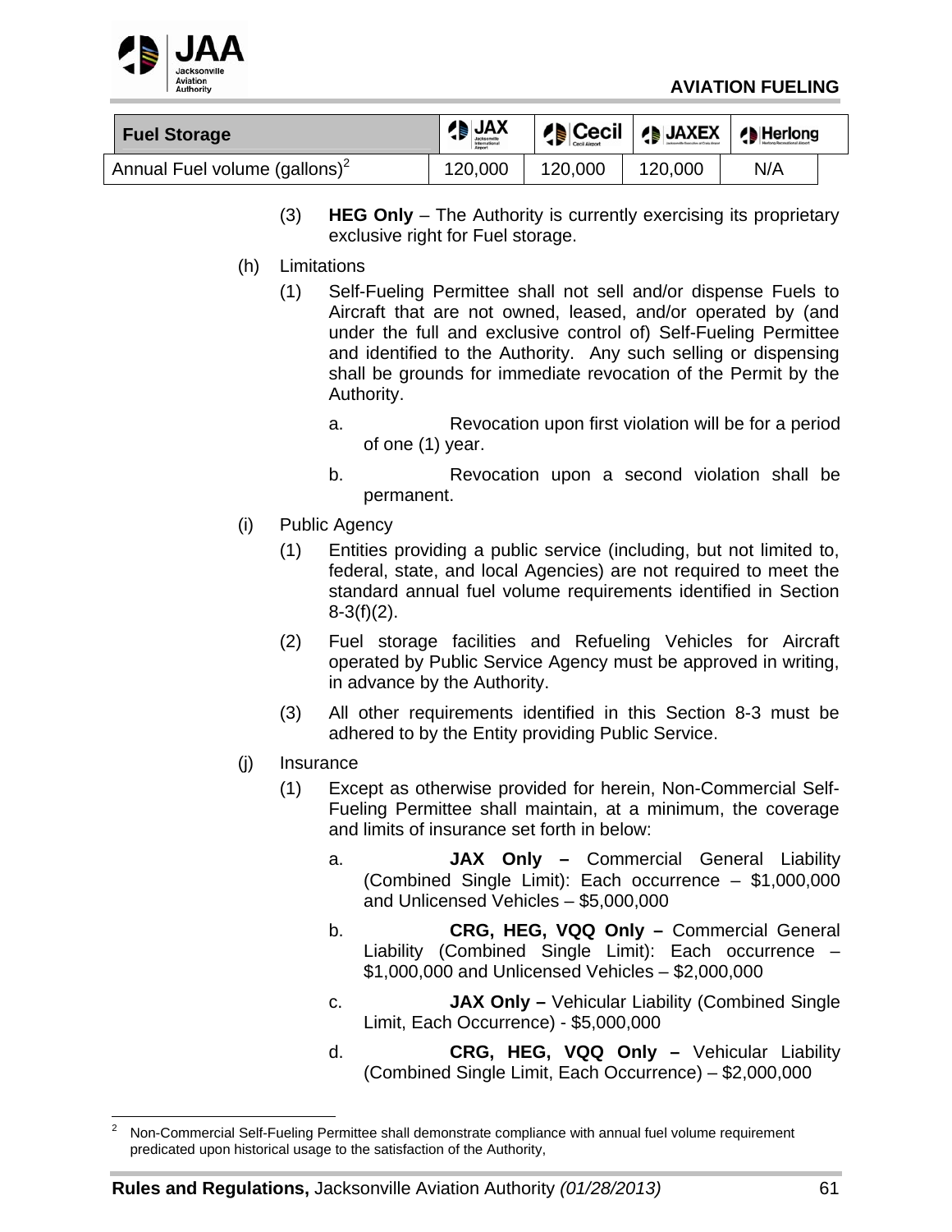| Fuel Storage | JAX | Cecil | JAXEX | Herlong |
|---|---|---|---|---|
| Annual Fuel volume (gallons)[2] | 120,000 | 120,000 | 120,000 | N/A |

(3) **HEG Only** – The Authority is currently exercising its proprietary exclusive right for Fuel storage.

(h) Limitations

(1) Self-Fueling Permittee shall not sell and/or dispense Fuels to Aircraft that are not owned, leased, and/or operated by (and under the full and exclusive control of) Self-Fueling Permittee and identified to the Authority. Any such selling or dispensing shall be grounds for immediate revocation of the Permit by the Authority.

a. Revocation upon first violation will be for a period of one (1) year.

b. Revocation upon a second violation shall be permanent.

(i) Public Agency

(1) Entities providing a public service (including, but not limited to, federal, state, and local Agencies) are not required to meet the standard annual fuel volume requirements identified in Section 8-3(f)(2).

(2) Fuel storage facilities and Refueling Vehicles for Aircraft operated by Public Service Agency must be approved in writing, in advance by the Authority.

(3) All other requirements identified in this Section 8-3 must be adhered to by the Entity providing Public Service.

(j) Insurance

(1) Except as otherwise provided for herein, Non-Commercial Self-Fueling Permittee shall maintain, at a minimum, the coverage and limits of insurance set forth in below:

a. **JAX Only –** Commercial General Liability (Combined Single Limit): Each occurrence – $1,000,000 and Unlicensed Vehicles – $5,000,000

b. **CRG, HEG, VQQ Only –** Commercial General Liability (Combined Single Limit): Each occurrence – $1,000,000 and Unlicensed Vehicles – $2,000,000

c. **JAX Only –** Vehicular Liability (Combined Single Limit, Each Occurrence) - $5,000,000

d. **CRG, HEG, VQQ Only –** Vehicular Liability (Combined Single Limit, Each Occurrence) – $2,000,000

---

[2] Non-Commercial Self-Fueling Permittee shall demonstrate compliance with annual fuel volume requirement predicated upon historical usage to the satisfaction of the Authority,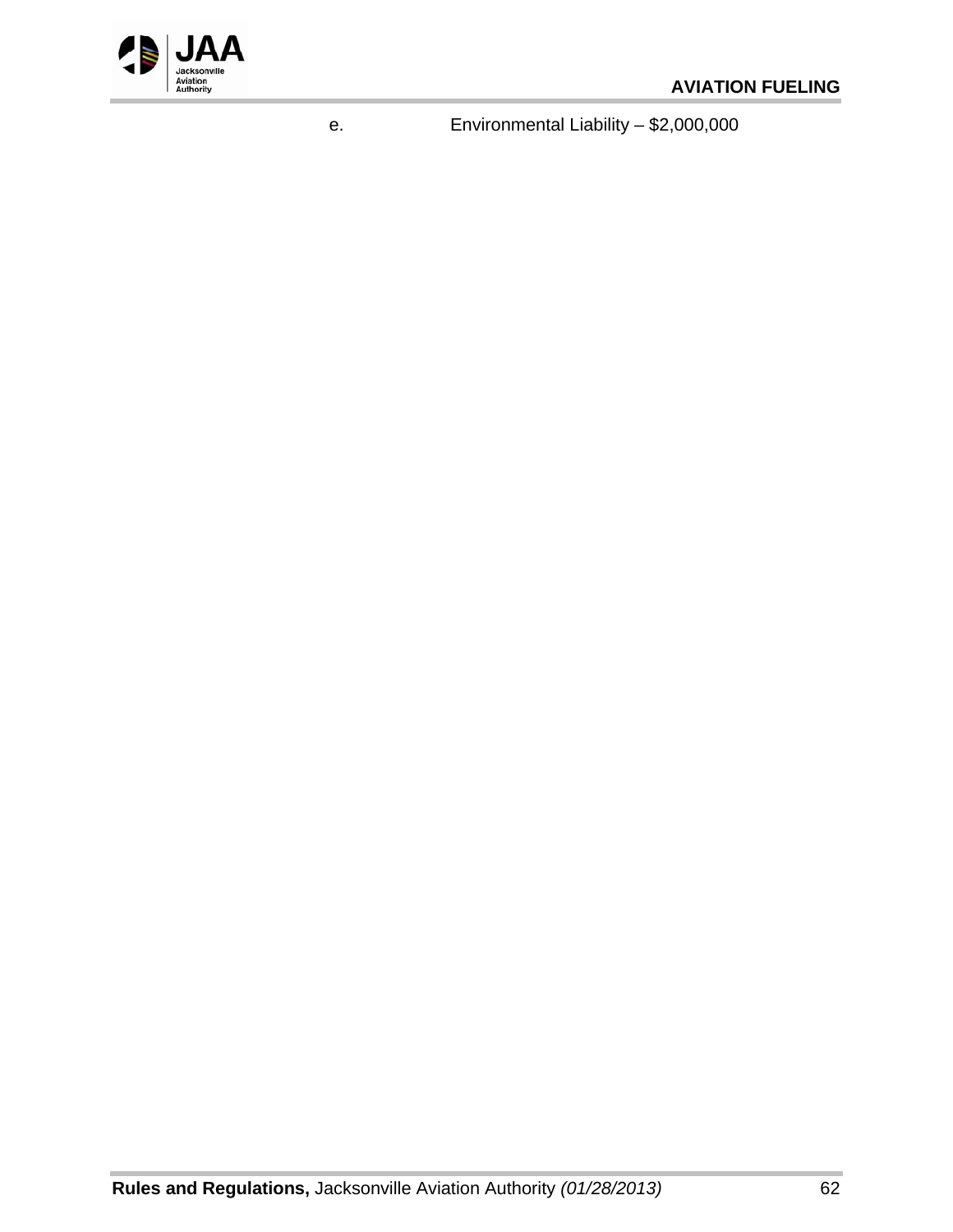e. Environmental Liability – $2,000,000